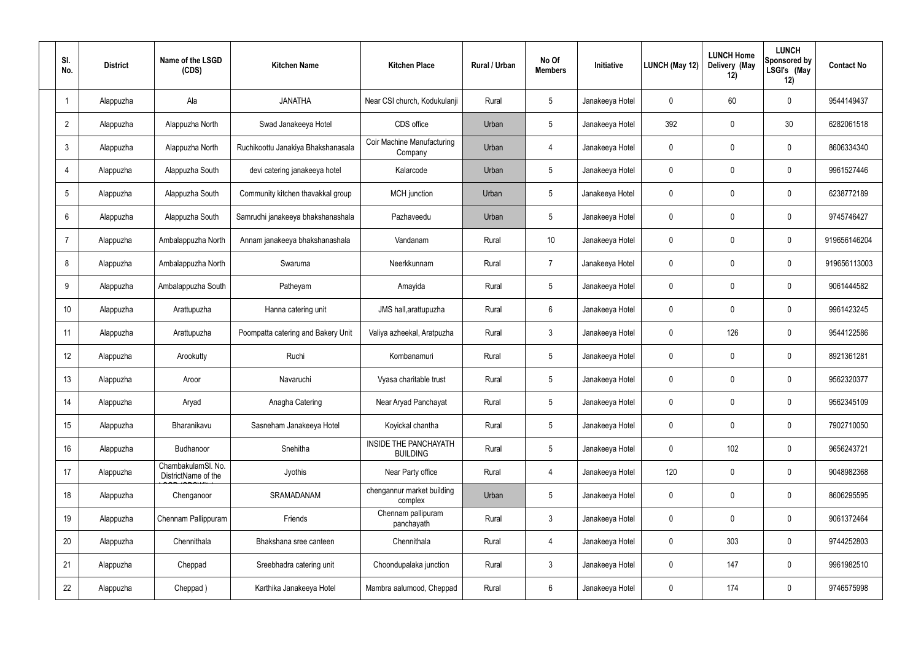| Sl. No. | District | Name of the LSGD (CDS) | Kitchen Name | Kitchen Place | Rural / Urban | No Of Members | Initiative | LUNCH (May 12) | LUNCH Home Delivery (May 12) | LUNCH Sponsored by LSGI's (May 12) | Contact No |
|---|---|---|---|---|---|---|---|---|---|---|---|
| 1 | Alappuzha | Ala | JANATHA | Near CSI church, Kodukulanji | Rural | 5 | Janakeeya Hotel | 0 | 60 | 0 | 9544149437 |
| 2 | Alappuzha | Alappuzha North | Swad Janakeeya Hotel | CDS office | Urban | 5 | Janakeeya Hotel | 392 | 0 | 30 | 6282061518 |
| 3 | Alappuzha | Alappuzha North | Ruchikoottu Janakiya Bhakshanasala | Coir Machine Manufacturing Company | Urban | 4 | Janakeeya Hotel | 0 | 0 | 0 | 8606334340 |
| 4 | Alappuzha | Alappuzha South | devi catering janakeeya hotel | Kalarcode | Urban | 5 | Janakeeya Hotel | 0 | 0 | 0 | 9961527446 |
| 5 | Alappuzha | Alappuzha South | Community kitchen thavakkal group | MCH junction | Urban | 5 | Janakeeya Hotel | 0 | 0 | 0 | 6238772189 |
| 6 | Alappuzha | Alappuzha South | Samrudhi janakeeya bhakshanashala | Pazhaveedu | Urban | 5 | Janakeeya Hotel | 0 | 0 | 0 | 9745746427 |
| 7 | Alappuzha | Ambalappuzha North | Annam janakeeya bhakshanashala | Vandanam | Rural | 10 | Janakeeya Hotel | 0 | 0 | 0 | 919656146204 |
| 8 | Alappuzha | Ambalappuzha North | Swaruma | Neerkkunnam | Rural | 7 | Janakeeya Hotel | 0 | 0 | 0 | 919656113003 |
| 9 | Alappuzha | Ambalappuzha South | Patheyam | Amayida | Rural | 5 | Janakeeya Hotel | 0 | 0 | 0 | 9061444582 |
| 10 | Alappuzha | Arattupuzha | Hanna catering unit | JMS hall,arattupuzha | Rural | 6 | Janakeeya Hotel | 0 | 0 | 0 | 9961423245 |
| 11 | Alappuzha | Arattupuzha | Poompatta catering and Bakery Unit | Valiya azheekal, Aratpuzha | Rural | 3 | Janakeeya Hotel | 0 | 126 | 0 | 9544122586 |
| 12 | Alappuzha | Arookutty | Ruchi | Kombanamuri | Rural | 5 | Janakeeya Hotel | 0 | 0 | 0 | 8921361281 |
| 13 | Alappuzha | Aroor | Navaruchi | Vyasa charitable trust | Rural | 5 | Janakeeya Hotel | 0 | 0 | 0 | 9562320377 |
| 14 | Alappuzha | Aryad | Anagha Catering | Near Aryad Panchayat | Rural | 5 | Janakeeya Hotel | 0 | 0 | 0 | 9562345109 |
| 15 | Alappuzha | Bharanikavu | Sasneham Janakeeya Hotel | Koyickal chantha | Rural | 5 | Janakeeya Hotel | 0 | 0 | 0 | 7902710050 |
| 16 | Alappuzha | Budhanoor | Snehitha | INSIDE THE PANCHAYATH BUILDING | Rural | 5 | Janakeeya Hotel | 0 | 102 | 0 | 9656243721 |
| 17 | Alappuzha | ChambakulamSl. No. DistrictName of the | Jyothis | Near Party office | Rural | 4 | Janakeeya Hotel | 120 | 0 | 0 | 9048982368 |
| 18 | Alappuzha | Chenganoor | SRAMADANAM | chengannur market building complex | Urban | 5 | Janakeeya Hotel | 0 | 0 | 0 | 8606295595 |
| 19 | Alappuzha | Chennam Pallippuram | Friends | Chennam pallipuram panchayath | Rural | 3 | Janakeeya Hotel | 0 | 0 | 0 | 9061372464 |
| 20 | Alappuzha | Chennithala | Bhakshana sree canteen | Chennithala | Rural | 4 | Janakeeya Hotel | 0 | 303 | 0 | 9744252803 |
| 21 | Alappuzha | Cheppad | Sreebhadra catering unit | Choondupalaka junction | Rural | 3 | Janakeeya Hotel | 0 | 147 | 0 | 9961982510 |
| 22 | Alappuzha | Cheppad ) | Karthika Janakeeya Hotel | Mambra aalumood, Cheppad | Rural | 6 | Janakeeya Hotel | 0 | 174 | 0 | 9746575998 |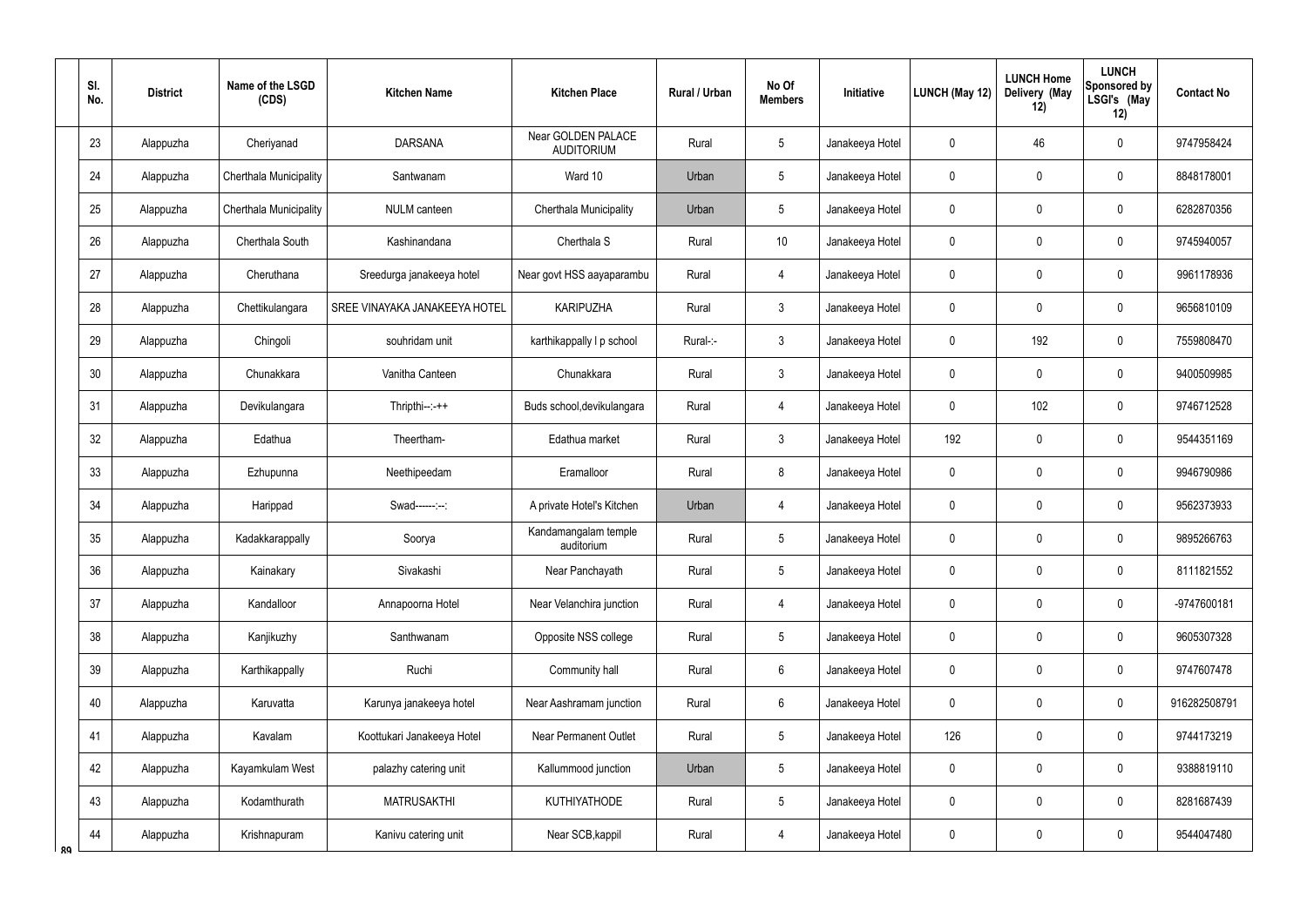| Sl. No. | District | Name of the LSGD (CDS) | Kitchen Name | Kitchen Place | Rural / Urban | No Of Members | Initiative | LUNCH (May 12) | LUNCH Home Delivery (May 12) | LUNCH Sponsored by LSGI's (May 12) | Contact No |
|---|---|---|---|---|---|---|---|---|---|---|---|
| 23 | Alappuzha | Cheriyanad | DARSANA | Near GOLDEN PALACE AUDITORIUM | Rural | 5 | Janakeeya Hotel | 0 | 46 | 0 | 9747958424 |
| 24 | Alappuzha | Cherthala Municipality | Santwanam | Ward 10 | Urban | 5 | Janakeeya Hotel | 0 | 0 | 0 | 8848178001 |
| 25 | Alappuzha | Cherthala Municipality | NULM canteen | Cherthala Municipality | Urban | 5 | Janakeeya Hotel | 0 | 0 | 0 | 6282870356 |
| 26 | Alappuzha | Cherthala South | Kashinandana | Cherthala S | Rural | 10 | Janakeeya Hotel | 0 | 0 | 0 | 9745940057 |
| 27 | Alappuzha | Cheruthana | Sreedurga janakeeya hotel | Near govt HSS aayaparambu | Rural | 4 | Janakeeya Hotel | 0 | 0 | 0 | 9961178936 |
| 28 | Alappuzha | Chettikulangara | SREE VINAYAKA JANAKEEYA HOTEL | KARIPUZHA | Rural | 3 | Janakeeya Hotel | 0 | 0 | 0 | 9656810109 |
| 29 | Alappuzha | Chingoli | souhridam unit | karthikappally l p school | Rural-:- | 3 | Janakeeya Hotel | 0 | 192 | 0 | 7559808470 |
| 30 | Alappuzha | Chunakkara | Vanitha Canteen | Chunakkara | Rural | 3 | Janakeeya Hotel | 0 | 0 | 0 | 9400509985 |
| 31 | Alappuzha | Devikulangara | Thripthi--:-++ | Buds school,devikulangara | Rural | 4 | Janakeeya Hotel | 0 | 102 | 0 | 9746712528 |
| 32 | Alappuzha | Edathua | Theertham- | Edathua market | Rural | 3 | Janakeeya Hotel | 192 | 0 | 0 | 9544351169 |
| 33 | Alappuzha | Ezhupunna | Neethipeedam | Eramalloor | Rural | 8 | Janakeeya Hotel | 0 | 0 | 0 | 9946790986 |
| 34 | Alappuzha | Harippad | Swad------:--: | A private Hotel's Kitchen | Urban | 4 | Janakeeya Hotel | 0 | 0 | 0 | 9562373933 |
| 35 | Alappuzha | Kadakkarappally | Soorya | Kandamangalam temple auditorium | Rural | 5 | Janakeeya Hotel | 0 | 0 | 0 | 9895266763 |
| 36 | Alappuzha | Kainakary | Sivakashi | Near Panchayath | Rural | 5 | Janakeeya Hotel | 0 | 0 | 0 | 8111821552 |
| 37 | Alappuzha | Kandalloor | Annapoorna Hotel | Near Velanchira junction | Rural | 4 | Janakeeya Hotel | 0 | 0 | 0 | -9747600181 |
| 38 | Alappuzha | Kanjikuzhy | Santhwanam | Opposite NSS college | Rural | 5 | Janakeeya Hotel | 0 | 0 | 0 | 9605307328 |
| 39 | Alappuzha | Karthikappally | Ruchi | Community hall | Rural | 6 | Janakeeya Hotel | 0 | 0 | 0 | 9747607478 |
| 40 | Alappuzha | Karuvatta | Karunya janakeeya hotel | Near Aashramam junction | Rural | 6 | Janakeeya Hotel | 0 | 0 | 0 | 916282508791 |
| 41 | Alappuzha | Kavalam | Koottukari Janakeeya Hotel | Near Permanent Outlet | Rural | 5 | Janakeeya Hotel | 126 | 0 | 0 | 9744173219 |
| 42 | Alappuzha | Kayamkulam West | palazhy catering unit | Kallummood junction | Urban | 5 | Janakeeya Hotel | 0 | 0 | 0 | 9388819110 |
| 43 | Alappuzha | Kodamthurath | MATRUSAKTHI | KUTHIYATHODE | Rural | 5 | Janakeeya Hotel | 0 | 0 | 0 | 8281687439 |
| 44 | Alappuzha | Krishnapuram | Kanivu catering unit | Near SCB,kappil | Rural | 4 | Janakeeya Hotel | 0 | 0 | 0 | 9544047480 |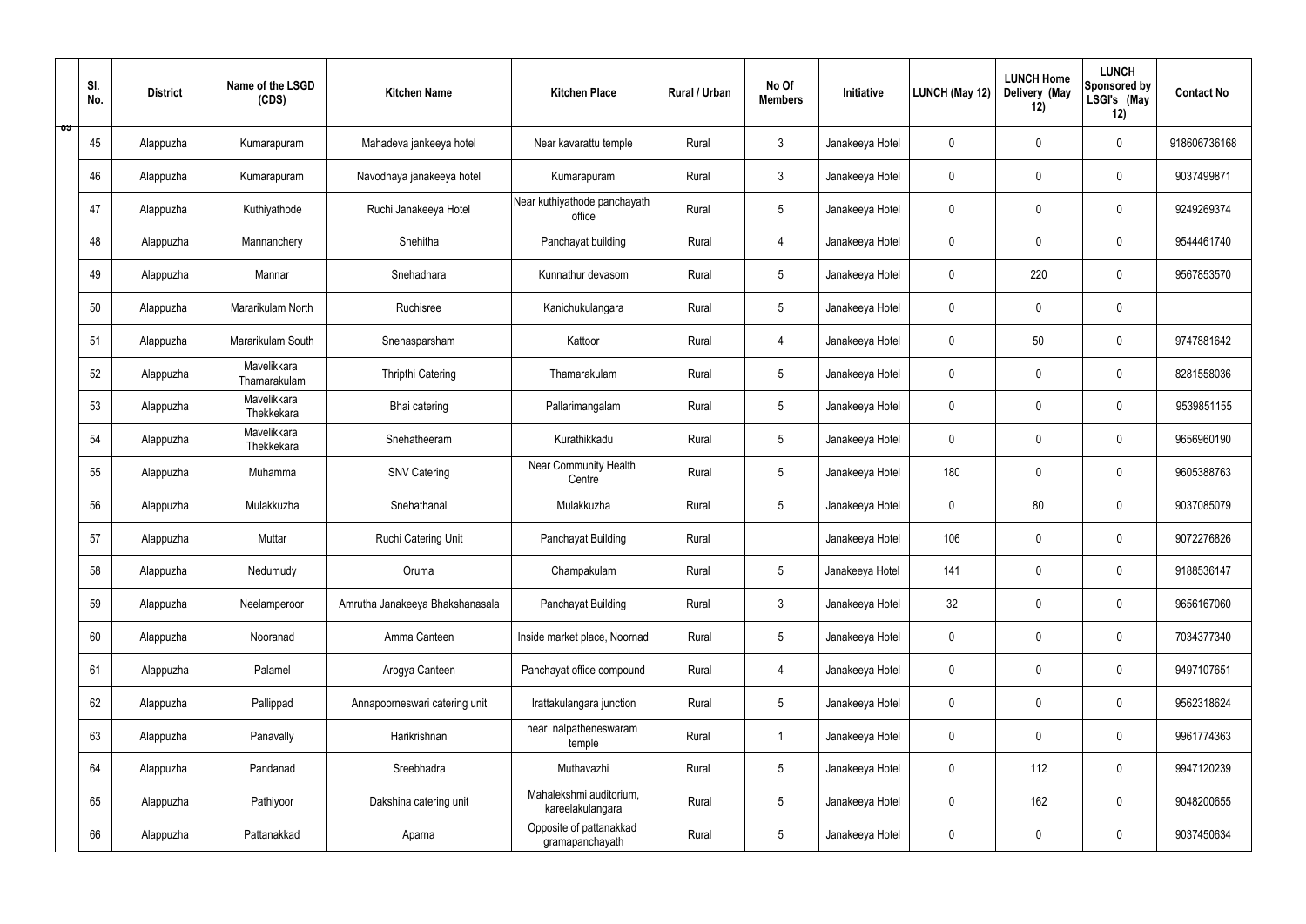| Sl. No. | District | Name of the LSGD (CDS) | Kitchen Name | Kitchen Place | Rural / Urban | No Of Members | Initiative | LUNCH (May 12) | LUNCH Home Delivery (May 12) | LUNCH Sponsored by LSGI's (May 12) | Contact No |
|---|---|---|---|---|---|---|---|---|---|---|---|
| 45 | Alappuzha | Kumarapuram | Mahadeva jankeeya hotel | Near kavarattu temple | Rural | 3 | Janakeeya Hotel | 0 | 0 | 0 | 918606736168 |
| 46 | Alappuzha | Kumarapuram | Navodhaya janakeeya hotel | Kumarapuram | Rural | 3 | Janakeeya Hotel | 0 | 0 | 0 | 9037499871 |
| 47 | Alappuzha | Kuthiyathode | Ruchi Janakeeya Hotel | Near kuthiyathode panchayath office | Rural | 5 | Janakeeya Hotel | 0 | 0 | 0 | 9249269374 |
| 48 | Alappuzha | Mannanchery | Snehitha | Panchayat building | Rural | 4 | Janakeeya Hotel | 0 | 0 | 0 | 9544461740 |
| 49 | Alappuzha | Mannar | Snehadhara | Kunnathur devasom | Rural | 5 | Janakeeya Hotel | 0 | 220 | 0 | 9567853570 |
| 50 | Alappuzha | Mararikulam North | Ruchisree | Kanichukulangara | Rural | 5 | Janakeeya Hotel | 0 | 0 | 0 | |
| 51 | Alappuzha | Mararikulam South | Snehasparsham | Kattoor | Rural | 4 | Janakeeya Hotel | 0 | 50 | 0 | 9747881642 |
| 52 | Alappuzha | Mavelikkara Thamarakulam | Thripthi Catering | Thamarakulam | Rural | 5 | Janakeeya Hotel | 0 | 0 | 0 | 8281558036 |
| 53 | Alappuzha | Mavelikkara Thekkekara | Bhai catering | Pallarimangalam | Rural | 5 | Janakeeya Hotel | 0 | 0 | 0 | 9539851155 |
| 54 | Alappuzha | Mavelikkara Thekkekara | Snehatheeram | Kurathikkadu | Rural | 5 | Janakeeya Hotel | 0 | 0 | 0 | 9656960190 |
| 55 | Alappuzha | Muhamma | SNV Catering | Near Community Health Centre | Rural | 5 | Janakeeya Hotel | 180 | 0 | 0 | 9605388763 |
| 56 | Alappuzha | Mulakkuzha | Snehathanal | Mulakkuzha | Rural | 5 | Janakeeya Hotel | 0 | 80 | 0 | 9037085079 |
| 57 | Alappuzha | Muttar | Ruchi Catering Unit | Panchayat Building | Rural | | Janakeeya Hotel | 106 | 0 | 0 | 9072276826 |
| 58 | Alappuzha | Nedumudy | Oruma | Champakulam | Rural | 5 | Janakeeya Hotel | 141 | 0 | 0 | 9188536147 |
| 59 | Alappuzha | Neelamperoor | Amrutha Janakeeya Bhakshanasala | Panchayat Building | Rural | 3 | Janakeeya Hotel | 32 | 0 | 0 | 9656167060 |
| 60 | Alappuzha | Nooranad | Amma Canteen | Inside market place, Noornad | Rural | 5 | Janakeeya Hotel | 0 | 0 | 0 | 7034377340 |
| 61 | Alappuzha | Palamel | Arogya Canteen | Panchayat office compound | Rural | 4 | Janakeeya Hotel | 0 | 0 | 0 | 9497107651 |
| 62 | Alappuzha | Pallippad | Annapoorneswari catering unit | Irattakulangara junction | Rural | 5 | Janakeeya Hotel | 0 | 0 | 0 | 9562318624 |
| 63 | Alappuzha | Panavally | Harikrishnan | near nalpatheneswaram temple | Rural | 1 | Janakeeya Hotel | 0 | 0 | 0 | 9961774363 |
| 64 | Alappuzha | Pandanad | Sreebhadra | Muthavazhi | Rural | 5 | Janakeeya Hotel | 0 | 112 | 0 | 9947120239 |
| 65 | Alappuzha | Pathiyoor | Dakshina catering unit | Mahalekshmi auditorium, kareelakulangara | Rural | 5 | Janakeeya Hotel | 0 | 162 | 0 | 9048200655 |
| 66 | Alappuzha | Pattanakkad | Aparna | Opposite of pattanakkad gramapanchayath | Rural | 5 | Janakeeya Hotel | 0 | 0 | 0 | 9037450634 |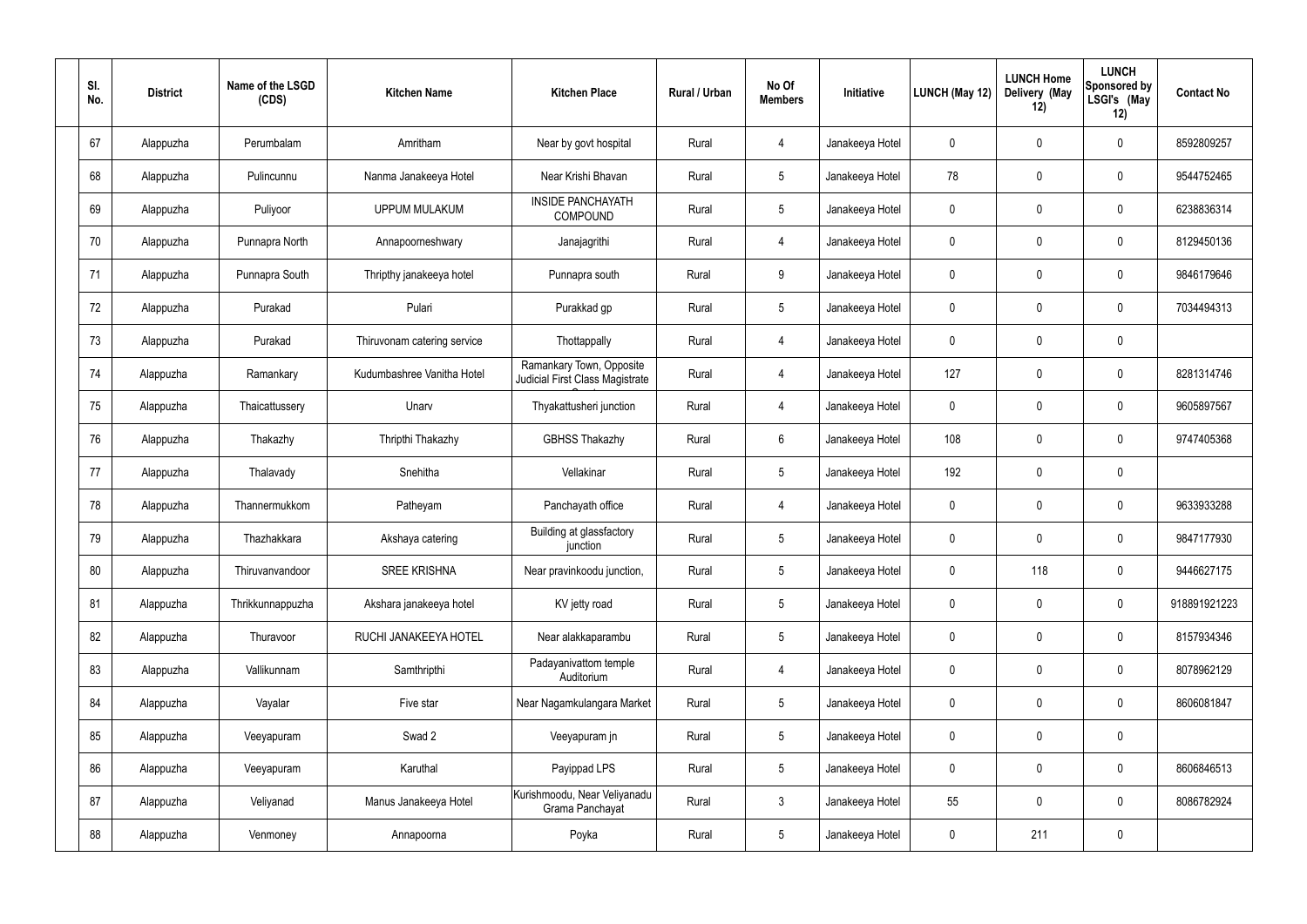| Sl. No. | District | Name of the LSGD (CDS) | Kitchen Name | Kitchen Place | Rural / Urban | No Of Members | Initiative | LUNCH (May 12) | LUNCH Home Delivery (May 12) | LUNCH Sponsored by LSGI's (May 12) | Contact No |
|---|---|---|---|---|---|---|---|---|---|---|---|
| 67 | Alappuzha | Perumbalam | Amritham | Near by govt hospital | Rural | 4 | Janakeeya Hotel | 0 | 0 | 0 | 8592809257 |
| 68 | Alappuzha | Pulincunnu | Nanma Janakeeya Hotel | Near Krishi Bhavan | Rural | 5 | Janakeeya Hotel | 78 | 0 | 0 | 9544752465 |
| 69 | Alappuzha | Puliyoor | UPPUM MULAKUM | INSIDE PANCHAYATH COMPOUND | Rural | 5 | Janakeeya Hotel | 0 | 0 | 0 | 6238836314 |
| 70 | Alappuzha | Punnapra North | Annapoorneshwary | Janajagrithi | Rural | 4 | Janakeeya Hotel | 0 | 0 | 0 | 8129450136 |
| 71 | Alappuzha | Punnapra South | Thripthy janakeeya hotel | Punnapra south | Rural | 9 | Janakeeya Hotel | 0 | 0 | 0 | 9846179646 |
| 72 | Alappuzha | Purakad | Pulari | Purakkad gp | Rural | 5 | Janakeeya Hotel | 0 | 0 | 0 | 7034494313 |
| 73 | Alappuzha | Purakad | Thiruvonam catering service | Thottappally | Rural | 4 | Janakeeya Hotel | 0 | 0 | 0 | |
| 74 | Alappuzha | Ramankary | Kudumbashree Vanitha Hotel | Ramankary Town, Opposite Judicial First Class Magistrate C | Rural | 4 | Janakeeya Hotel | 127 | 0 | 0 | 8281314746 |
| 75 | Alappuzha | Thaicattussery | Unarv | Thyakattusheri junction | Rural | 4 | Janakeeya Hotel | 0 | 0 | 0 | 9605897567 |
| 76 | Alappuzha | Thakazhy | Thripthi Thakazhy | GBHSS Thakazhy | Rural | 6 | Janakeeya Hotel | 108 | 0 | 0 | 9747405368 |
| 77 | Alappuzha | Thalavady | Snehitha | Vellakinar | Rural | 5 | Janakeeya Hotel | 192 | 0 | 0 | |
| 78 | Alappuzha | Thannermukkom | Patheyam | Panchayath office | Rural | 4 | Janakeeya Hotel | 0 | 0 | 0 | 9633933288 |
| 79 | Alappuzha | Thazhakkara | Akshaya catering | Building at glassfactory junction | Rural | 5 | Janakeeya Hotel | 0 | 0 | 0 | 9847177930 |
| 80 | Alappuzha | Thiruvanvandoor | SREE KRISHNA | Near pravinkoodu junction, | Rural | 5 | Janakeeya Hotel | 0 | 118 | 0 | 9446627175 |
| 81 | Alappuzha | Thrikkunnappuzha | Akshara janakeeya hotel | KV jetty road | Rural | 5 | Janakeeya Hotel | 0 | 0 | 0 | 918891921223 |
| 82 | Alappuzha | Thuravoor | RUCHI JANAKEEYA HOTEL | Near alakkaparambu | Rural | 5 | Janakeeya Hotel | 0 | 0 | 0 | 8157934346 |
| 83 | Alappuzha | Vallikunnam | Samthripthi | Padayanivattom temple Auditorium | Rural | 4 | Janakeeya Hotel | 0 | 0 | 0 | 8078962129 |
| 84 | Alappuzha | Vayalar | Five star | Near Nagamkulangara Market | Rural | 5 | Janakeeya Hotel | 0 | 0 | 0 | 8606081847 |
| 85 | Alappuzha | Veeyapuram | Swad 2 | Veeyapuram jn | Rural | 5 | Janakeeya Hotel | 0 | 0 | 0 | |
| 86 | Alappuzha | Veeyapuram | Karuthal | Payippad LPS | Rural | 5 | Janakeeya Hotel | 0 | 0 | 0 | 8606846513 |
| 87 | Alappuzha | Veliyanad | Manus Janakeeya Hotel | Kurishmoodu, Near Veliyanadu Grama Panchayat | Rural | 3 | Janakeeya Hotel | 55 | 0 | 0 | 8086782924 |
| 88 | Alappuzha | Venmoney | Annapoorna | Poyka | Rural | 5 | Janakeeya Hotel | 0 | 211 | 0 | |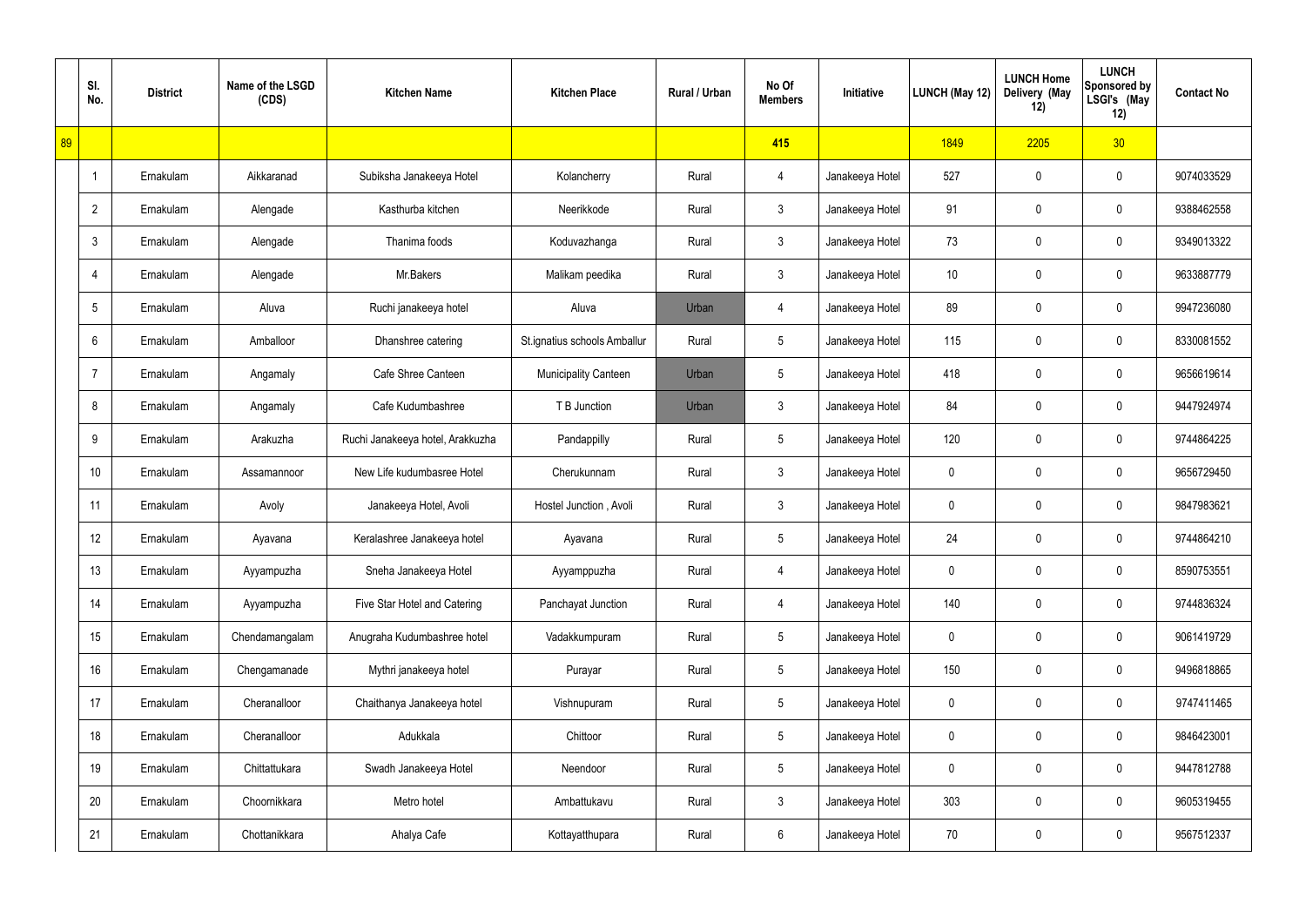| | Sl. No. | District | Name of the LSGD (CDS) | Kitchen Name | Kitchen Place | Rural / Urban | No Of Members | Initiative | LUNCH (May 12) | LUNCH Home Delivery (May 12) | LUNCH Sponsored by LSGI's (May 12) | Contact No |
|---|---|---|---|---|---|---|---|---|---|---|---|---|
| 89 | | | | | | | 415 | | 1849 | 2205 | 30 | |
| | 1 | Ernakulam | Aikkaranad | Subiksha Janakeeya Hotel | Kolancherry | Rural | 4 | Janakeeya Hotel | 527 | 0 | 0 | 9074033529 |
| | 2 | Ernakulam | Alengade | Kasthurba kitchen | Neerikkode | Rural | 3 | Janakeeya Hotel | 91 | 0 | 0 | 9388462558 |
| | 3 | Ernakulam | Alengade | Thanima foods | Koduvazhanga | Rural | 3 | Janakeeya Hotel | 73 | 0 | 0 | 9349013322 |
| | 4 | Ernakulam | Alengade | Mr.Bakers | Malikam peedika | Rural | 3 | Janakeeya Hotel | 10 | 0 | 0 | 9633887779 |
| | 5 | Ernakulam | Aluva | Ruchi janakeeya hotel | Aluva | Urban | 4 | Janakeeya Hotel | 89 | 0 | 0 | 9947236080 |
| | 6 | Ernakulam | Amballoor | Dhanshree catering | St.ignatius schools Amballur | Rural | 5 | Janakeeya Hotel | 115 | 0 | 0 | 8330081552 |
| | 7 | Ernakulam | Angamaly | Cafe Shree Canteen | Municipality Canteen | Urban | 5 | Janakeeya Hotel | 418 | 0 | 0 | 9656619614 |
| | 8 | Ernakulam | Angamaly | Cafe Kudumbashree | T B Junction | Urban | 3 | Janakeeya Hotel | 84 | 0 | 0 | 9447924974 |
| | 9 | Ernakulam | Arakuzha | Ruchi Janakeeya hotel, Arakkuzha | Pandappilly | Rural | 5 | Janakeeya Hotel | 120 | 0 | 0 | 9744864225 |
| | 10 | Ernakulam | Assamannoor | New Life kudumbasree Hotel | Cherukunnam | Rural | 3 | Janakeeya Hotel | 0 | 0 | 0 | 9656729450 |
| | 11 | Ernakulam | Avoly | Janakeeya Hotel, Avoli | Hostel Junction , Avoli | Rural | 3 | Janakeeya Hotel | 0 | 0 | 0 | 9847983621 |
| | 12 | Ernakulam | Ayavana | Keralashree Janakeeya hotel | Ayavana | Rural | 5 | Janakeeya Hotel | 24 | 0 | 0 | 9744864210 |
| | 13 | Ernakulam | Ayyampuzha | Sneha Janakeeya Hotel | Ayyamppuzha | Rural | 4 | Janakeeya Hotel | 0 | 0 | 0 | 8590753551 |
| | 14 | Ernakulam | Ayyampuzha | Five Star Hotel and Catering | Panchayat Junction | Rural | 4 | Janakeeya Hotel | 140 | 0 | 0 | 9744836324 |
| | 15 | Ernakulam | Chendamangalam | Anugraha Kudumbashree hotel | Vadakkumpuram | Rural | 5 | Janakeeya Hotel | 0 | 0 | 0 | 9061419729 |
| | 16 | Ernakulam | Chengamanade | Mythri janakeeya hotel | Purayar | Rural | 5 | Janakeeya Hotel | 150 | 0 | 0 | 9496818865 |
| | 17 | Ernakulam | Cheranalloor | Chaithanya Janakeeya hotel | Vishnupuram | Rural | 5 | Janakeeya Hotel | 0 | 0 | 0 | 9747411465 |
| | 18 | Ernakulam | Cheranalloor | Adukkala | Chittoor | Rural | 5 | Janakeeya Hotel | 0 | 0 | 0 | 9846423001 |
| | 19 | Ernakulam | Chittattukara | Swadh Janakeeya Hotel | Neendoor | Rural | 5 | Janakeeya Hotel | 0 | 0 | 0 | 9447812788 |
| | 20 | Ernakulam | Choornikkara | Metro hotel | Ambattukavu | Rural | 3 | Janakeeya Hotel | 303 | 0 | 0 | 9605319455 |
| | 21 | Ernakulam | Chottanikkara | Ahalya Cafe | Kottayatthupara | Rural | 6 | Janakeeya Hotel | 70 | 0 | 0 | 9567512337 |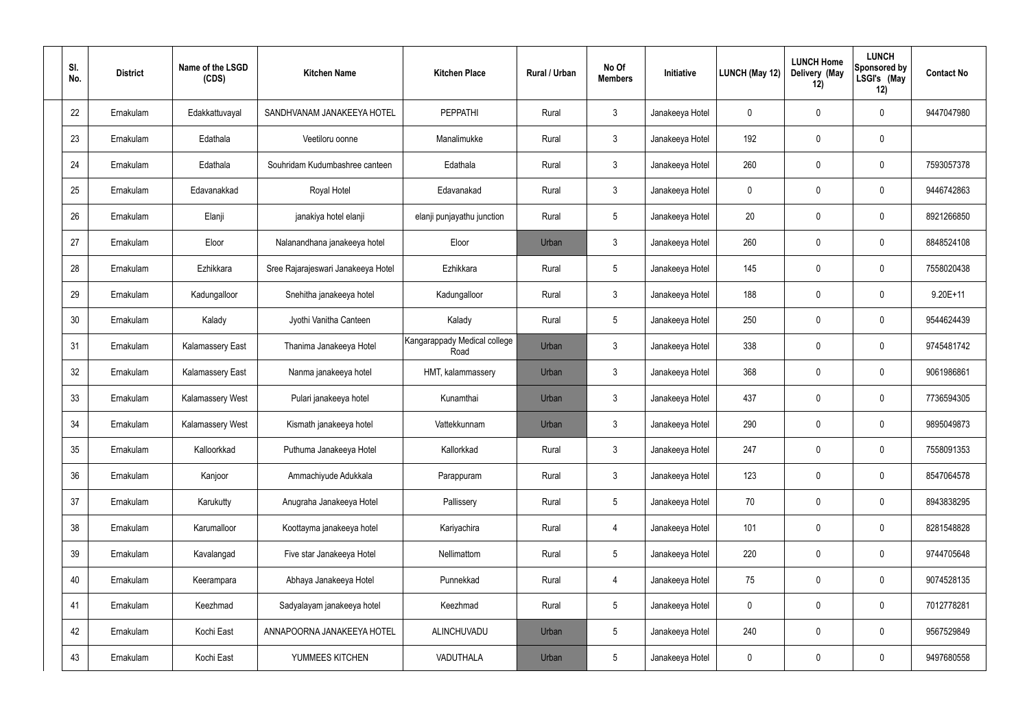| Sl. No. | District | Name of the LSGD (CDS) | Kitchen Name | Kitchen Place | Rural / Urban | No Of Members | Initiative | LUNCH (May 12) | LUNCH Home Delivery (May 12) | LUNCH Sponsored by LSGI's (May 12) | Contact No |
|---|---|---|---|---|---|---|---|---|---|---|---|
| 22 | Ernakulam | Edakkattuvayal | SANDHVANAM JANAKEEYA HOTEL | PEPPATHI | Rural | 3 | Janakeeya Hotel | 0 | 0 | 0 | 9447047980 |
| 23 | Ernakulam | Edathala | Veetiloru oonne | Manalimukke | Rural | 3 | Janakeeya Hotel | 192 | 0 | 0 | |
| 24 | Ernakulam | Edathala | Souhridam Kudumbashree canteen | Edathala | Rural | 3 | Janakeeya Hotel | 260 | 0 | 0 | 7593057378 |
| 25 | Ernakulam | Edavanakkad | Royal Hotel | Edavanakad | Rural | 3 | Janakeeya Hotel | 0 | 0 | 0 | 9446742863 |
| 26 | Ernakulam | Elanji | janakiya hotel elanji | elanji punjayathu junction | Rural | 5 | Janakeeya Hotel | 20 | 0 | 0 | 8921266850 |
| 27 | Ernakulam | Eloor | Nalanandhana janakeeya hotel | Eloor | Urban | 3 | Janakeeya Hotel | 260 | 0 | 0 | 8848524108 |
| 28 | Ernakulam | Ezhikkara | Sree Rajarajeswari Janakeeya Hotel | Ezhikkara | Rural | 5 | Janakeeya Hotel | 145 | 0 | 0 | 7558020438 |
| 29 | Ernakulam | Kadungalloor | Snehitha janakeeya hotel | Kadungalloor | Rural | 3 | Janakeeya Hotel | 188 | 0 | 0 | 9.20E+11 |
| 30 | Ernakulam | Kalady | Jyothi Vanitha Canteen | Kalady | Rural | 5 | Janakeeya Hotel | 250 | 0 | 0 | 9544624439 |
| 31 | Ernakulam | Kalamassery East | Thanima Janakeeya Hotel | Kangarappady Medical college Road | Urban | 3 | Janakeeya Hotel | 338 | 0 | 0 | 9745481742 |
| 32 | Ernakulam | Kalamassery East | Nanma janakeeya hotel | HMT, kalammassery | Urban | 3 | Janakeeya Hotel | 368 | 0 | 0 | 9061986861 |
| 33 | Ernakulam | Kalamassery West | Pulari janakeeya hotel | Kunamthai | Urban | 3 | Janakeeya Hotel | 437 | 0 | 0 | 7736594305 |
| 34 | Ernakulam | Kalamassery West | Kismath janakeeya hotel | Vattekkunnam | Urban | 3 | Janakeeya Hotel | 290 | 0 | 0 | 9895049873 |
| 35 | Ernakulam | Kalloorkkad | Puthuma Janakeeya Hotel | Kallorkkad | Rural | 3 | Janakeeya Hotel | 247 | 0 | 0 | 7558091353 |
| 36 | Ernakulam | Kanjoor | Ammachiyude Adukkala | Parappuram | Rural | 3 | Janakeeya Hotel | 123 | 0 | 0 | 8547064578 |
| 37 | Ernakulam | Karukutty | Anugraha Janakeeya Hotel | Pallissery | Rural | 5 | Janakeeya Hotel | 70 | 0 | 0 | 8943838295 |
| 38 | Ernakulam | Karumalloor | Koottayma janakeeya hotel | Kariyachira | Rural | 4 | Janakeeya Hotel | 101 | 0 | 0 | 8281548828 |
| 39 | Ernakulam | Kavalangad | Five star Janakeeya Hotel | Nellimattom | Rural | 5 | Janakeeya Hotel | 220 | 0 | 0 | 9744705648 |
| 40 | Ernakulam | Keerampara | Abhaya Janakeeya Hotel | Punnekkad | Rural | 4 | Janakeeya Hotel | 75 | 0 | 0 | 9074528135 |
| 41 | Ernakulam | Keezhmad | Sadyalayam janakeeya hotel | Keezhmad | Rural | 5 | Janakeeya Hotel | 0 | 0 | 0 | 7012778281 |
| 42 | Ernakulam | Kochi East | ANNAPOORNA JANAKEEYA HOTEL | ALINCHUVADU | Urban | 5 | Janakeeya Hotel | 240 | 0 | 0 | 9567529849 |
| 43 | Ernakulam | Kochi East | YUMMEES KITCHEN | VADUTHALA | Urban | 5 | Janakeeya Hotel | 0 | 0 | 0 | 9497680558 |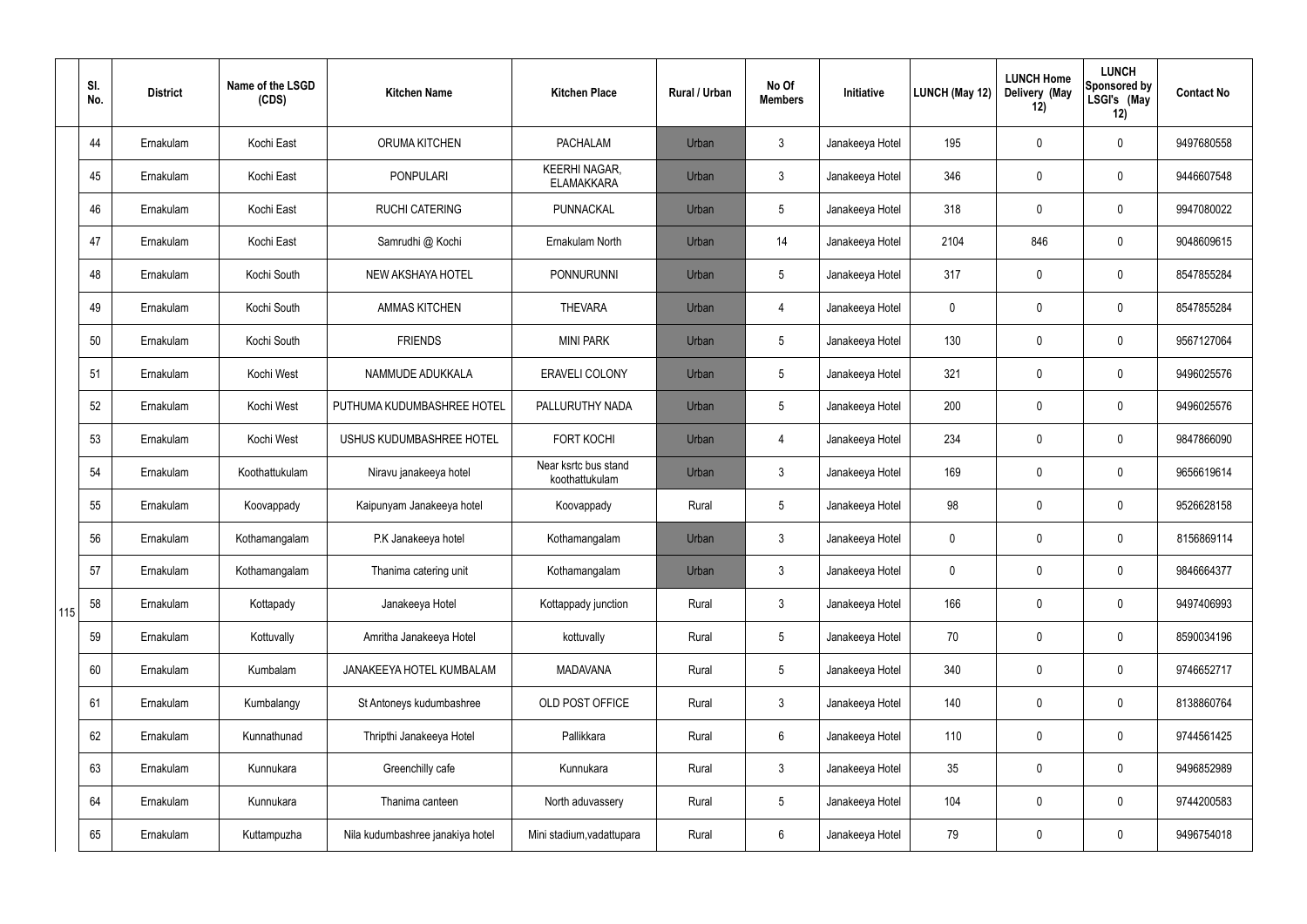|  | Sl. No. | District | Name of the LSGD (CDS) | Kitchen Name | Kitchen Place | Rural / Urban | No Of Members | Initiative | LUNCH (May 12) | LUNCH Home Delivery (May 12) | LUNCH Sponsored by LSGI's (May 12) | Contact No |
|---|---|---|---|---|---|---|---|---|---|---|---|---|
| 115 | 44 | Ernakulam | Kochi East | ORUMA KITCHEN | PACHALAM | Urban | 3 | Janakeeya Hotel | 195 | 0 | 0 | 9497680558 |
|  | 45 | Ernakulam | Kochi East | PONPULARI | KEERHI NAGAR, ELAMAKKARA | Urban | 3 | Janakeeya Hotel | 346 | 0 | 0 | 9446607548 |
|  | 46 | Ernakulam | Kochi East | RUCHI CATERING | PUNNACKAL | Urban | 5 | Janakeeya Hotel | 318 | 0 | 0 | 9947080022 |
|  | 47 | Ernakulam | Kochi East | Samrudhi @ Kochi | Ernakulam North | Urban | 14 | Janakeeya Hotel | 2104 | 846 | 0 | 9048609615 |
|  | 48 | Ernakulam | Kochi South | NEW AKSHAYA HOTEL | PONNURUNNI | Urban | 5 | Janakeeya Hotel | 317 | 0 | 0 | 8547855284 |
|  | 49 | Ernakulam | Kochi South | AMMAS KITCHEN | THEVARA | Urban | 4 | Janakeeya Hotel | 0 | 0 | 0 | 8547855284 |
|  | 50 | Ernakulam | Kochi South | FRIENDS | MINI PARK | Urban | 5 | Janakeeya Hotel | 130 | 0 | 0 | 9567127064 |
|  | 51 | Ernakulam | Kochi West | NAMMUDE ADUKKALA | ERAVELI COLONY | Urban | 5 | Janakeeya Hotel | 321 | 0 | 0 | 9496025576 |
|  | 52 | Ernakulam | Kochi West | PUTHUMA KUDUMBASHREE HOTEL | PALLURUTHY NADA | Urban | 5 | Janakeeya Hotel | 200 | 0 | 0 | 9496025576 |
|  | 53 | Ernakulam | Kochi West | USHUS KUDUMBASHREE HOTEL | FORT KOCHI | Urban | 4 | Janakeeya Hotel | 234 | 0 | 0 | 9847866090 |
|  | 54 | Ernakulam | Koothattukulam | Niravu janakeeya hotel | Near ksrtc bus stand koothattukulam | Urban | 3 | Janakeeya Hotel | 169 | 0 | 0 | 9656619614 |
|  | 55 | Ernakulam | Koovappady | Kaipunyam Janakeeya hotel | Koovappady | Rural | 5 | Janakeeya Hotel | 98 | 0 | 0 | 9526628158 |
|  | 56 | Ernakulam | Kothamangalam | P.K Janakeeya hotel | Kothamangalam | Urban | 3 | Janakeeya Hotel | 0 | 0 | 0 | 8156869114 |
|  | 57 | Ernakulam | Kothamangalam | Thanima catering unit | Kothamangalam | Urban | 3 | Janakeeya Hotel | 0 | 0 | 0 | 9846664377 |
|  | 58 | Ernakulam | Kottapady | Janakeeya Hotel | Kottappady junction | Rural | 3 | Janakeeya Hotel | 166 | 0 | 0 | 9497406993 |
|  | 59 | Ernakulam | Kottuvally | Amritha Janakeeya Hotel | kottuvally | Rural | 5 | Janakeeya Hotel | 70 | 0 | 0 | 8590034196 |
|  | 60 | Ernakulam | Kumbalam | JANAKEEYA HOTEL KUMBALAM | MADAVANA | Rural | 5 | Janakeeya Hotel | 340 | 0 | 0 | 9746652717 |
|  | 61 | Ernakulam | Kumbalangy | St Antoneys kudumbashree | OLD POST OFFICE | Rural | 3 | Janakeeya Hotel | 140 | 0 | 0 | 8138860764 |
|  | 62 | Ernakulam | Kunnathunad | Thripthi Janakeeya Hotel | Pallikkara | Rural | 6 | Janakeeya Hotel | 110 | 0 | 0 | 9744561425 |
|  | 63 | Ernakulam | Kunnukara | Greenchilly cafe | Kunnukara | Rural | 3 | Janakeeya Hotel | 35 | 0 | 0 | 9496852989 |
|  | 64 | Ernakulam | Kunnukara | Thanima canteen | North aduvassery | Rural | 5 | Janakeeya Hotel | 104 | 0 | 0 | 9744200583 |
|  | 65 | Ernakulam | Kuttampuzha | Nila kudumbashree janakiya hotel | Mini stadium,vadattupara | Rural | 6 | Janakeeya Hotel | 79 | 0 | 0 | 9496754018 |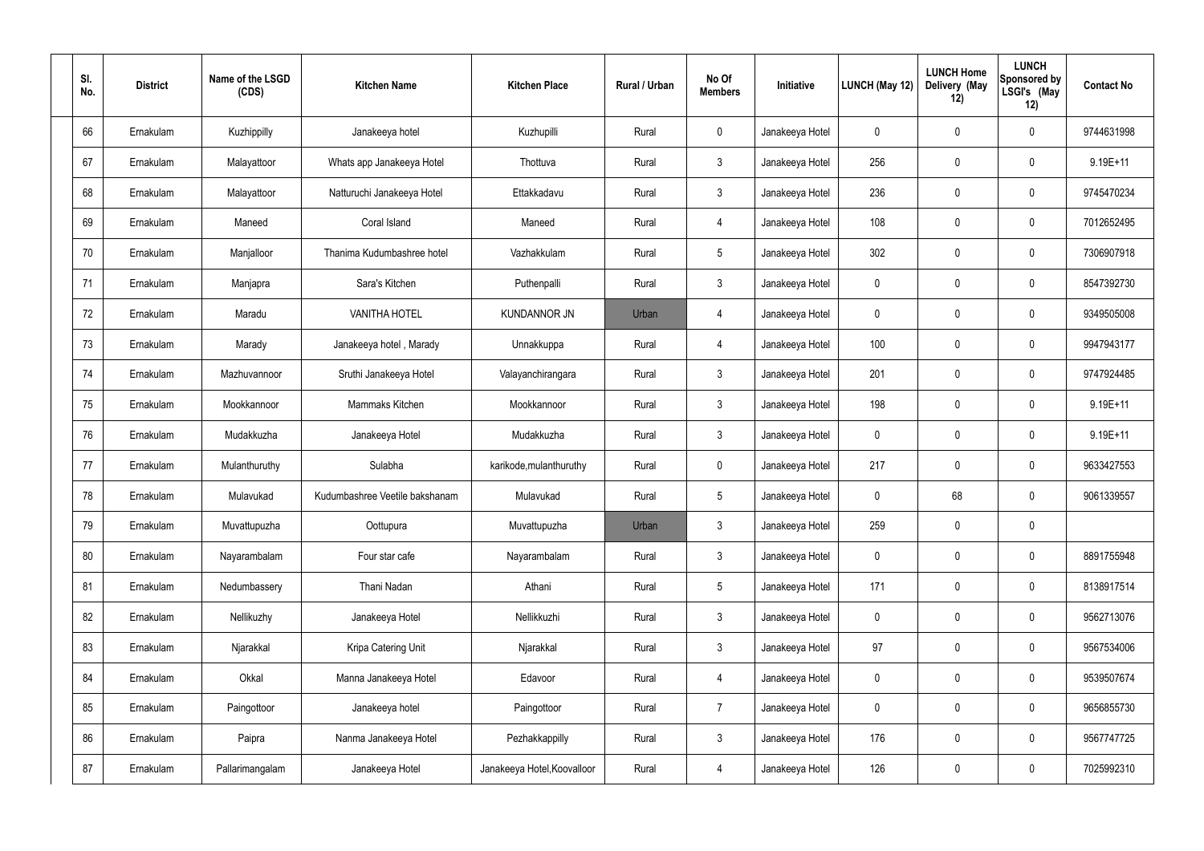| Sl. No. | District | Name of the LSGD (CDS) | Kitchen Name | Kitchen Place | Rural / Urban | No Of Members | Initiative | LUNCH (May 12) | LUNCH Home Delivery (May 12) | LUNCH Sponsored by LSGI's (May 12) | Contact No |
|---|---|---|---|---|---|---|---|---|---|---|---|
| 66 | Ernakulam | Kuzhippilly | Janakeeya hotel | Kuzhupilli | Rural | 0 | Janakeeya Hotel | 0 | 0 | 0 | 9744631998 |
| 67 | Ernakulam | Malayattoor | Whats app Janakeeya Hotel | Thottuva | Rural | 3 | Janakeeya Hotel | 256 | 0 | 0 | 9.19E+11 |
| 68 | Ernakulam | Malayattoor | Natturuchi Janakeeya Hotel | Ettakkadavu | Rural | 3 | Janakeeya Hotel | 236 | 0 | 0 | 9745470234 |
| 69 | Ernakulam | Maneed | Coral Island | Maneed | Rural | 4 | Janakeeya Hotel | 108 | 0 | 0 | 7012652495 |
| 70 | Ernakulam | Manjalloor | Thanima Kudumbashree hotel | Vazhakkulam | Rural | 5 | Janakeeya Hotel | 302 | 0 | 0 | 7306907918 |
| 71 | Ernakulam | Manjapra | Sara's Kitchen | Puthenpalli | Rural | 3 | Janakeeya Hotel | 0 | 0 | 0 | 8547392730 |
| 72 | Ernakulam | Maradu | VANITHA HOTEL | KUNDANNOR JN | Urban | 4 | Janakeeya Hotel | 0 | 0 | 0 | 9349505008 |
| 73 | Ernakulam | Marady | Janakeeya hotel , Marady | Unnakkuppa | Rural | 4 | Janakeeya Hotel | 100 | 0 | 0 | 9947943177 |
| 74 | Ernakulam | Mazhuvannoor | Sruthi Janakeeya Hotel | Valayanchirangara | Rural | 3 | Janakeeya Hotel | 201 | 0 | 0 | 9747924485 |
| 75 | Ernakulam | Mookkannoor | Mammaks Kitchen | Mookkannoor | Rural | 3 | Janakeeya Hotel | 198 | 0 | 0 | 9.19E+11 |
| 76 | Ernakulam | Mudakkuzha | Janakeeya Hotel | Mudakkuzha | Rural | 3 | Janakeeya Hotel | 0 | 0 | 0 | 9.19E+11 |
| 77 | Ernakulam | Mulanthuruthy | Sulabha | karikode,mulanthuruthy | Rural | 0 | Janakeeya Hotel | 217 | 0 | 0 | 9633427553 |
| 78 | Ernakulam | Mulavukad | Kudumbashree Veetile bakshanam | Mulavukad | Rural | 5 | Janakeeya Hotel | 0 | 68 | 0 | 9061339557 |
| 79 | Ernakulam | Muvattupuzha | Oottupura | Muvattupuzha | Urban | 3 | Janakeeya Hotel | 259 | 0 | 0 | |
| 80 | Ernakulam | Nayarambalam | Four star cafe | Nayarambalam | Rural | 3 | Janakeeya Hotel | 0 | 0 | 0 | 8891755948 |
| 81 | Ernakulam | Nedumbassery | Thani Nadan | Athani | Rural | 5 | Janakeeya Hotel | 171 | 0 | 0 | 8138917514 |
| 82 | Ernakulam | Nellikuzhy | Janakeeya Hotel | Nellikkuzhi | Rural | 3 | Janakeeya Hotel | 0 | 0 | 0 | 9562713076 |
| 83 | Ernakulam | Njarakkal | Kripa Catering Unit | Njarakkal | Rural | 3 | Janakeeya Hotel | 97 | 0 | 0 | 9567534006 |
| 84 | Ernakulam | Okkal | Manna Janakeeya Hotel | Edavoor | Rural | 4 | Janakeeya Hotel | 0 | 0 | 0 | 9539507674 |
| 85 | Ernakulam | Paingottoor | Janakeeya hotel | Paingottoor | Rural | 7 | Janakeeya Hotel | 0 | 0 | 0 | 9656855730 |
| 86 | Ernakulam | Paipra | Nanma Janakeeya Hotel | Pezhakkappilly | Rural | 3 | Janakeeya Hotel | 176 | 0 | 0 | 9567747725 |
| 87 | Ernakulam | Pallarimangalam | Janakeeya Hotel | Janakeeya Hotel,Koovalloor | Rural | 4 | Janakeeya Hotel | 126 | 0 | 0 | 7025992310 |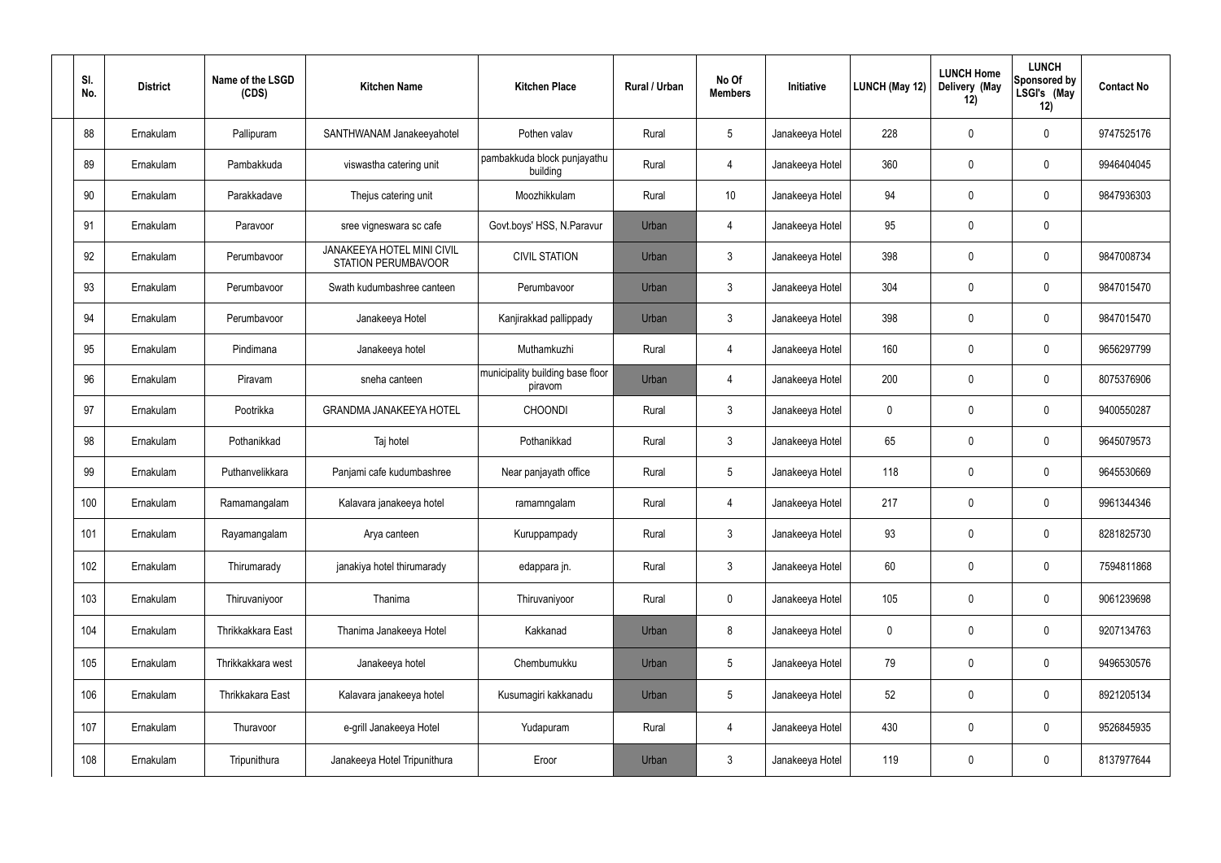| Sl. No. | District | Name of the LSGD (CDS) | Kitchen Name | Kitchen Place | Rural / Urban | No Of Members | Initiative | LUNCH (May 12) | LUNCH Home Delivery (May 12) | LUNCH Sponsored by LSGI's (May 12) | Contact No |
|---|---|---|---|---|---|---|---|---|---|---|---|
| 88 | Ernakulam | Pallipuram | SANTHWANAM Janakeeyahotel | Pothen valav | Rural | 5 | Janakeeya Hotel | 228 | 0 | 0 | 9747525176 |
| 89 | Ernakulam | Pambakkuda | viswastha catering unit | pambakkuda block punjayathu building | Rural | 4 | Janakeeya Hotel | 360 | 0 | 0 | 9946404045 |
| 90 | Ernakulam | Parakkadave | Thejus catering unit | Moozhikkulam | Rural | 10 | Janakeeya Hotel | 94 | 0 | 0 | 9847936303 |
| 91 | Ernakulam | Paravoor | sree vigneswara sc cafe | Govt.boys' HSS, N.Paravur | Urban | 4 | Janakeeya Hotel | 95 | 0 | 0 | |
| 92 | Ernakulam | Perumbavoor | JANAKEEYA HOTEL MINI CIVIL STATION PERUMBAVOOR | CIVIL STATION | Urban | 3 | Janakeeya Hotel | 398 | 0 | 0 | 9847008734 |
| 93 | Ernakulam | Perumbavoor | Swath kudumbashree canteen | Perumbavoor | Urban | 3 | Janakeeya Hotel | 304 | 0 | 0 | 9847015470 |
| 94 | Ernakulam | Perumbavoor | Janakeeya Hotel | Kanjirakkad pallippady | Urban | 3 | Janakeeya Hotel | 398 | 0 | 0 | 9847015470 |
| 95 | Ernakulam | Pindimana | Janakeeya hotel | Muthamkuzhi | Rural | 4 | Janakeeya Hotel | 160 | 0 | 0 | 9656297799 |
| 96 | Ernakulam | Piravam | sneha canteen | municipality building base floor piravom | Urban | 4 | Janakeeya Hotel | 200 | 0 | 0 | 8075376906 |
| 97 | Ernakulam | Pootrikka | GRANDMA JANAKEEYA HOTEL | CHOONDI | Rural | 3 | Janakeeya Hotel | 0 | 0 | 0 | 9400550287 |
| 98 | Ernakulam | Pothanikkad | Taj hotel | Pothanikkad | Rural | 3 | Janakeeya Hotel | 65 | 0 | 0 | 9645079573 |
| 99 | Ernakulam | Puthanvelikkara | Panjami cafe kudumbashree | Near panjayath office | Rural | 5 | Janakeeya Hotel | 118 | 0 | 0 | 9645530669 |
| 100 | Ernakulam | Ramamangalam | Kalavara janakeeya hotel | ramamngalam | Rural | 4 | Janakeeya Hotel | 217 | 0 | 0 | 9961344346 |
| 101 | Ernakulam | Rayamangalam | Arya canteen | Kuruppampady | Rural | 3 | Janakeeya Hotel | 93 | 0 | 0 | 8281825730 |
| 102 | Ernakulam | Thirumarady | janakiya hotel thirumarady | edappara jn. | Rural | 3 | Janakeeya Hotel | 60 | 0 | 0 | 7594811868 |
| 103 | Ernakulam | Thiruvaniyoor | Thanima | Thiruvaniyoor | Rural | 0 | Janakeeya Hotel | 105 | 0 | 0 | 9061239698 |
| 104 | Ernakulam | Thrikkakkara East | Thanima Janakeeya Hotel | Kakkanad | Urban | 8 | Janakeeya Hotel | 0 | 0 | 0 | 9207134763 |
| 105 | Ernakulam | Thrikkakkara west | Janakeeya hotel | Chembumukku | Urban | 5 | Janakeeya Hotel | 79 | 0 | 0 | 9496530576 |
| 106 | Ernakulam | Thrikkakara East | Kalavara janakeeya hotel | Kusumagiri kakkanadu | Urban | 5 | Janakeeya Hotel | 52 | 0 | 0 | 8921205134 |
| 107 | Ernakulam | Thuravoor | e-grill Janakeeya Hotel | Yudapuram | Rural | 4 | Janakeeya Hotel | 430 | 0 | 0 | 9526845935 |
| 108 | Ernakulam | Tripunithura | Janakeeya Hotel Tripunithura | Eroor | Urban | 3 | Janakeeya Hotel | 119 | 0 | 0 | 8137977644 |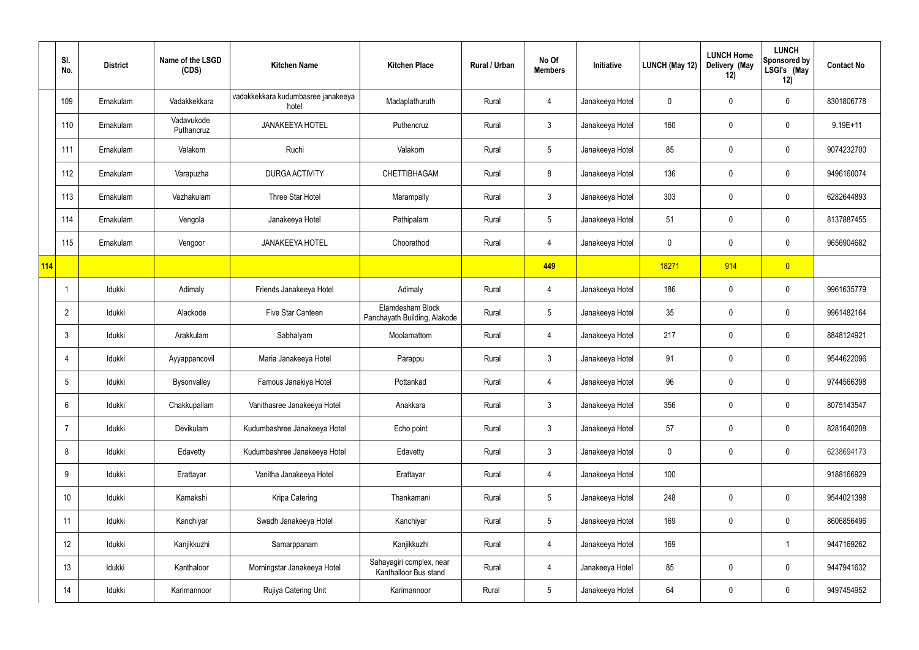|  | Sl. No. | District | Name of the LSGD (CDS) | Kitchen Name | Kitchen Place | Rural / Urban | No Of Members | Initiative | LUNCH (May 12) | LUNCH Home Delivery (May 12) | LUNCH Sponsored by LSGI's (May 12) | Contact No |
|---|---|---|---|---|---|---|---|---|---|---|---|---|
|  | 109 | Ernakulam | Vadakkekkara | vadakkekkara kudumbasree janakeeya hotel | Madaplathuruth | Rural | 4 | Janakeeya Hotel | 0 | 0 | 0 | 8301806778 |
|  | 110 | Ernakulam | Vadavukode Puthancruz | JANAKEEYA HOTEL | Puthencruz | Rural | 3 | Janakeeya Hotel | 160 | 0 | 0 | 9.19E+11 |
|  | 111 | Ernakulam | Valakom | Ruchi | Valakom | Rural | 5 | Janakeeya Hotel | 85 | 0 | 0 | 9074232700 |
|  | 112 | Ernakulam | Varapuzha | DURGA ACTIVITY | CHETTIBHAGAM | Rural | 8 | Janakeeya Hotel | 136 | 0 | 0 | 9496160074 |
|  | 113 | Ernakulam | Vazhakulam | Three Star Hotel | Marampally | Rural | 3 | Janakeeya Hotel | 303 | 0 | 0 | 6282644893 |
|  | 114 | Ernakulam | Vengola | Janakeeya Hotel | Pathipalam | Rural | 5 | Janakeeya Hotel | 51 | 0 | 0 | 8137887455 |
|  | 115 | Ernakulam | Vengoor | JANAKEEYA HOTEL | Choorathod | Rural | 4 | Janakeeya Hotel | 0 | 0 | 0 | 9656904682 |
| **114** |  |  |  |  |  |  | **449** |  | 18271 | 914 | 0 |  |
|  | 1 | Idukki | Adimaly | Friends Janakeeya Hotel | Adimaly | Rural | 4 | Janakeeya Hotel | 186 | 0 | 0 | 9961635779 |
|  | 2 | Idukki | Alackode | Five Star Canteen | Elamdesham Block Panchayath Building, Alakode | Rural | 5 | Janakeeya Hotel | 35 | 0 | 0 | 9961482164 |
|  | 3 | Idukki | Arakkulam | Sabhalyam | Moolamattom | Rural | 4 | Janakeeya Hotel | 217 | 0 | 0 | 8848124921 |
|  | 4 | Idukki | Ayyappancovil | Maria Janakeeya Hotel | Parappu | Rural | 3 | Janakeeya Hotel | 91 | 0 | 0 | 9544622096 |
|  | 5 | Idukki | Bysonvalley | Famous Janakiya Hotel | Pottankad | Rural | 4 | Janakeeya Hotel | 96 | 0 | 0 | 9744566398 |
|  | 6 | Idukki | Chakkupallam | Vanithasree Janakeeya Hotel | Anakkara | Rural | 3 | Janakeeya Hotel | 356 | 0 | 0 | 8075143547 |
|  | 7 | Idukki | Devikulam | Kudumbashree Janakeeya Hotel | Echo point | Rural | 3 | Janakeeya Hotel | 57 | 0 | 0 | 8281640208 |
|  | 8 | Idukki | Edavetty | Kudumbashree Janakeeya Hotel | Edavetty | Rural | 3 | Janakeeya Hotel | 0 | 0 | 0 | 6238694173 |
|  | 9 | Idukki | Erattayar | Vanitha Janakeeya Hotel | Erattayar | Rural | 4 | Janakeeya Hotel | 100 |  |  | 9188166929 |
|  | 10 | Idukki | Kamakshi | Kripa Catering | Thankamani | Rural | 5 | Janakeeya Hotel | 248 | 0 | 0 | 9544021398 |
|  | 11 | Idukki | Kanchiyar | Swadh Janakeeya Hotel | Kanchiyar | Rural | 5 | Janakeeya Hotel | 169 | 0 | 0 | 8606856496 |
|  | 12 | Idukki | Kanjikkuzhi | Samarppanam | Kanjikkuzhi | Rural | 4 | Janakeeya Hotel | 169 |  | 1 | 9447169262 |
|  | 13 | Idukki | Kanthaloor | Morningstar Janakeeya Hotel | Sahayagiri complex, near Kanthalloor Bus stand | Rural | 4 | Janakeeya Hotel | 85 | 0 | 0 | 9447941632 |
|  | 14 | Idukki | Karimannoor | Rujiya Catering Unit | Karimannoor | Rural | 5 | Janakeeya Hotel | 64 | 0 | 0 | 9497454952 |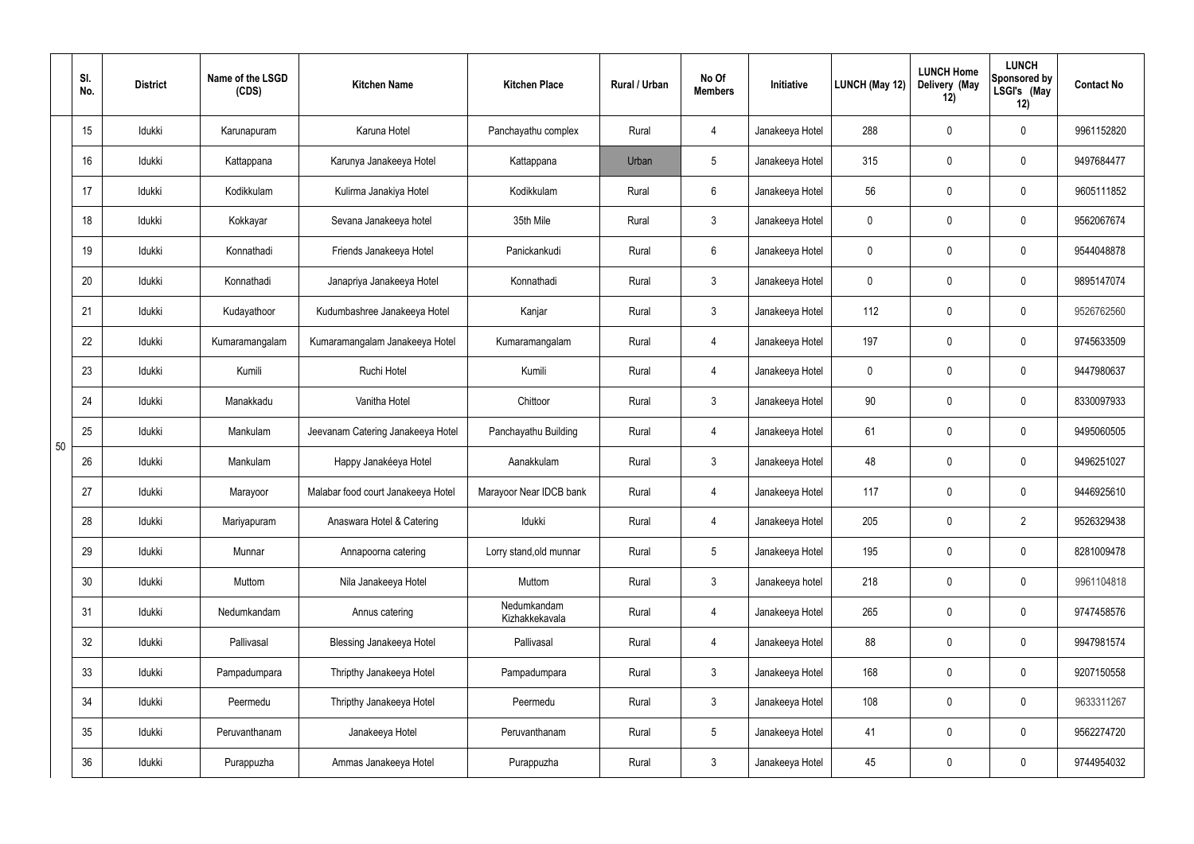|  | Sl. No. | District | Name of the LSGD (CDS) | Kitchen Name | Kitchen Place | Rural / Urban | No Of Members | Initiative | LUNCH (May 12) | LUNCH Home Delivery (May 12) | LUNCH Sponsored by LSGI's (May 12) | Contact No |
|---|---|---|---|---|---|---|---|---|---|---|---|---|
| 50 | 15 | Idukki | Karunapuram | Karuna Hotel | Panchayathu complex | Rural | 4 | Janakeeya Hotel | 288 | 0 | 0 | 9961152820 |
|  | 16 | Idukki | Kattappana | Karunya Janakeeya Hotel | Kattappana | Urban | 5 | Janakeeya Hotel | 315 | 0 | 0 | 9497684477 |
|  | 17 | Idukki | Kodikkulam | Kulirma Janakiya Hotel | Kodikkulam | Rural | 6 | Janakeeya Hotel | 56 | 0 | 0 | 9605111852 |
|  | 18 | Idukki | Kokkayar | Sevana Janakeeya hotel | 35th Mile | Rural | 3 | Janakeeya Hotel | 0 | 0 | 0 | 9562067674 |
|  | 19 | Idukki | Konnathadi | Friends Janakeeya Hotel | Panickankudi | Rural | 6 | Janakeeya Hotel | 0 | 0 | 0 | 9544048878 |
|  | 20 | Idukki | Konnathadi | Janapriya Janakeeya Hotel | Konnathadi | Rural | 3 | Janakeeya Hotel | 0 | 0 | 0 | 9895147074 |
|  | 21 | Idukki | Kudayathoor | Kudumbashree Janakeeya Hotel | Kanjar | Rural | 3 | Janakeeya Hotel | 112 | 0 | 0 | 9526762560 |
|  | 22 | Idukki | Kumaramangalam | Kumaramangalam Janakeeya Hotel | Kumaramangalam | Rural | 4 | Janakeeya Hotel | 197 | 0 | 0 | 9745633509 |
|  | 23 | Idukki | Kumili | Ruchi Hotel | Kumili | Rural | 4 | Janakeeya Hotel | 0 | 0 | 0 | 9447980637 |
|  | 24 | Idukki | Manakkadu | Vanitha Hotel | Chittoor | Rural | 3 | Janakeeya Hotel | 90 | 0 | 0 | 8330097933 |
|  | 25 | Idukki | Mankulam | Jeevanam Catering Janakeeya Hotel | Panchayathu Building | Rural | 4 | Janakeeya Hotel | 61 | 0 | 0 | 9495060505 |
|  | 26 | Idukki | Mankulam | Happy Janakéeya Hotel | Aanakkulam | Rural | 3 | Janakeeya Hotel | 48 | 0 | 0 | 9496251027 |
|  | 27 | Idukki | Marayoor | Malabar food court Janakeeya Hotel | Marayoor Near IDCB bank | Rural | 4 | Janakeeya Hotel | 117 | 0 | 0 | 9446925610 |
|  | 28 | Idukki | Mariyapuram | Anaswara Hotel & Catering | Idukki | Rural | 4 | Janakeeya Hotel | 205 | 0 | 2 | 9526329438 |
|  | 29 | Idukki | Munnar | Annapoorna catering | Lorry stand,old munnar | Rural | 5 | Janakeeya Hotel | 195 | 0 | 0 | 8281009478 |
|  | 30 | Idukki | Muttom | Nila Janakeeya Hotel | Muttom | Rural | 3 | Janakeeya hotel | 218 | 0 | 0 | 9961104818 |
|  | 31 | Idukki | Nedumkandam | Annus catering | Nedumkandam Kizhakkekavala | Rural | 4 | Janakeeya Hotel | 265 | 0 | 0 | 9747458576 |
|  | 32 | Idukki | Pallivasal | Blessing Janakeeya Hotel | Pallivasal | Rural | 4 | Janakeeya Hotel | 88 | 0 | 0 | 9947981574 |
|  | 33 | Idukki | Pampadumpara | Thripthy Janakeeya Hotel | Pampadumpara | Rural | 3 | Janakeeya Hotel | 168 | 0 | 0 | 9207150558 |
|  | 34 | Idukki | Peermedu | Thripthy Janakeeya Hotel | Peermedu | Rural | 3 | Janakeeya Hotel | 108 | 0 | 0 | 9633311267 |
|  | 35 | Idukki | Peruvanthanam | Janakeeya Hotel | Peruvanthanam | Rural | 5 | Janakeeya Hotel | 41 | 0 | 0 | 9562274720 |
|  | 36 | Idukki | Purappuzha | Ammas Janakeeya Hotel | Purappuzha | Rural | 3 | Janakeeya Hotel | 45 | 0 | 0 | 9744954032 |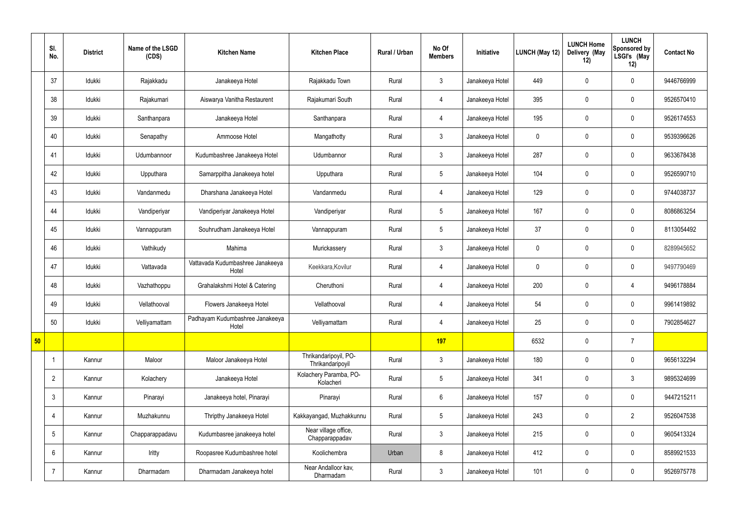|  | Sl. No. | District | Name of the LSGD (CDS) | Kitchen Name | Kitchen Place | Rural / Urban | No Of Members | Initiative | LUNCH (May 12) | LUNCH Home Delivery (May 12) | LUNCH Sponsored by LSGI's (May 12) | Contact No |
|---|---|---|---|---|---|---|---|---|---|---|---|---|
|  | 37 | Idukki | Rajakkadu | Janakeeya Hotel | Rajakkadu Town | Rural | 3 | Janakeeya Hotel | 449 | 0 | 0 | 9446766999 |
|  | 38 | Idukki | Rajakumari | Aiswarya Vanitha Restaurent | Rajakumari South | Rural | 4 | Janakeeya Hotel | 395 | 0 | 0 | 9526570410 |
|  | 39 | Idukki | Santhanpara | Janakeeya Hotel | Santhanpara | Rural | 4 | Janakeeya Hotel | 195 | 0 | 0 | 9526174553 |
|  | 40 | Idukki | Senapathy | Ammoose Hotel | Mangathotty | Rural | 3 | Janakeeya Hotel | 0 | 0 | 0 | 9539396626 |
|  | 41 | Idukki | Udumbannoor | Kudumbashree Janakeeya Hotel | Udumbannor | Rural | 3 | Janakeeya Hotel | 287 | 0 | 0 | 9633678438 |
|  | 42 | Idukki | Upputhara | Samarppitha Janakeeya hotel | Upputhara | Rural | 5 | Janakeeya Hotel | 104 | 0 | 0 | 9526590710 |
|  | 43 | Idukki | Vandanmedu | Dharshana Janakeeya Hotel | Vandanmedu | Rural | 4 | Janakeeya Hotel | 129 | 0 | 0 | 9744038737 |
|  | 44 | Idukki | Vandiperiyar | Vandiperiyar Janakeeya Hotel | Vandiperiyar | Rural | 5 | Janakeeya Hotel | 167 | 0 | 0 | 8086863254 |
|  | 45 | Idukki | Vannappuram | Souhrudham Janakeeya Hotel | Vannappuram | Rural | 5 | Janakeeya Hotel | 37 | 0 | 0 | 8113054492 |
|  | 46 | Idukki | Vathikudy | Mahima | Murickassery | Rural | 3 | Janakeeya Hotel | 0 | 0 | 0 | 8289945652 |
|  | 47 | Idukki | Vattavada | Vattavada Kudumbashree Janakeeya Hotel | Keekkara,Kovilur | Rural | 4 | Janakeeya Hotel | 0 | 0 | 0 | 9497790469 |
|  | 48 | Idukki | Vazhathoppu | Grahalakshmi Hotel & Catering | Cheruthoni | Rural | 4 | Janakeeya Hotel | 200 | 0 | 4 | 9496178884 |
|  | 49 | Idukki | Vellathooval | Flowers Janakeeya Hotel | Vellathooval | Rural | 4 | Janakeeya Hotel | 54 | 0 | 0 | 9961419892 |
|  | 50 | Idukki | Velliyamattam | Padhayam Kudumbashree Janakeeya Hotel | Velliyamattam | Rural | 4 | Janakeeya Hotel | 25 | 0 | 0 | 7902854627 |
| 50 |  |  |  |  |  |  | 197 |  | 6532 | 0 | 7 |  |
|  | 1 | Kannur | Maloor | Maloor Janakeeya Hotel | Thrikandaripoyil, PO-Thrikandaripoyil | Rural | 3 | Janakeeya Hotel | 180 | 0 | 0 | 9656132294 |
|  | 2 | Kannur | Kolachery | Janakeeya Hotel | Kolachery Paramba, PO-Kolacheri | Rural | 5 | Janakeeya Hotel | 341 | 0 | 3 | 9895324699 |
|  | 3 | Kannur | Pinarayi | Janakeeya hotel, Pinarayi | Pinarayi | Rural | 6 | Janakeeya Hotel | 157 | 0 | 0 | 9447215211 |
|  | 4 | Kannur | Muzhakunnu | Thripthy Janakeeya Hotel | Kakkayangad, Muzhakkunnu | Rural | 5 | Janakeeya Hotel | 243 | 0 | 2 | 9526047538 |
|  | 5 | Kannur | Chapparappadavu | Kudumbasree janakeeya hotel | Near village office, Chapparappadav | Rural | 3 | Janakeeya Hotel | 215 | 0 | 0 | 9605413324 |
|  | 6 | Kannur | Iritty | Roopasree Kudumbashree hotel | Koolichembra | Urban | 8 | Janakeeya Hotel | 412 | 0 | 0 | 8589921533 |
|  | 7 | Kannur | Dharmadam | Dharmadam Janakeeya hotel | Near Andalloor kav, Dharmadam | Rural | 3 | Janakeeya Hotel | 101 | 0 | 0 | 9526975778 |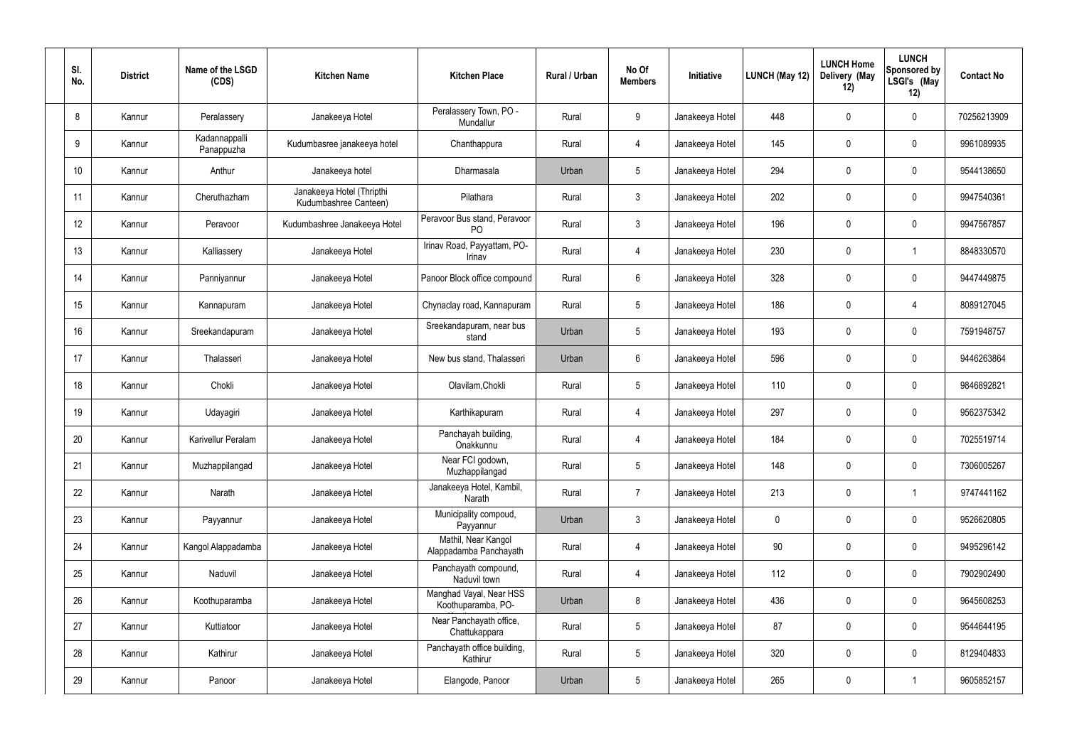| Sl. No. | District | Name of the LSGD (CDS) | Kitchen Name | Kitchen Place | Rural / Urban | No Of Members | Initiative | LUNCH (May 12) | LUNCH Home Delivery (May 12) | LUNCH Sponsored by LSGI's (May 12) | Contact No |
|---|---|---|---|---|---|---|---|---|---|---|---|
| 8 | Kannur | Peralassery | Janakeeya Hotel | Peralassery Town, PO - Mundallur | Rural | 9 | Janakeeya Hotel | 448 | 0 | 0 | 70256213909 |
| 9 | Kannur | Kadannappalli Panappuzha | Kudumbasree janakeeya hotel | Chanthappura | Rural | 4 | Janakeeya Hotel | 145 | 0 | 0 | 9961089935 |
| 10 | Kannur | Anthur | Janakeeya hotel | Dharmasala | Urban | 5 | Janakeeya Hotel | 294 | 0 | 0 | 9544138650 |
| 11 | Kannur | Cheruthazham | Janakeeya Hotel (Thripthi Kudumbashree Canteen) | Pilathara | Rural | 3 | Janakeeya Hotel | 202 | 0 | 0 | 9947540361 |
| 12 | Kannur | Peravoor | Kudumbashree Janakeeya Hotel | Peravoor Bus stand, Peravoor PO | Rural | 3 | Janakeeya Hotel | 196 | 0 | 0 | 9947567857 |
| 13 | Kannur | Kalliassery | Janakeeya Hotel | Irinav Road, Payyattam, PO-Irinav | Rural | 4 | Janakeeya Hotel | 230 | 0 | 1 | 8848330570 |
| 14 | Kannur | Panniyannur | Janakeeya Hotel | Panoor Block office compound | Rural | 6 | Janakeeya Hotel | 328 | 0 | 0 | 9447449875 |
| 15 | Kannur | Kannapuram | Janakeeya Hotel | Chynaclay road, Kannapuram | Rural | 5 | Janakeeya Hotel | 186 | 0 | 4 | 8089127045 |
| 16 | Kannur | Sreekandapuram | Janakeeya Hotel | Sreekandapuram, near bus stand | Urban | 5 | Janakeeya Hotel | 193 | 0 | 0 | 7591948757 |
| 17 | Kannur | Thalasseri | Janakeeya Hotel | New bus stand, Thalasseri | Urban | 6 | Janakeeya Hotel | 596 | 0 | 0 | 9446263864 |
| 18 | Kannur | Chokli | Janakeeya Hotel | Olavilam,Chokli | Rural | 5 | Janakeeya Hotel | 110 | 0 | 0 | 9846892821 |
| 19 | Kannur | Udayagiri | Janakeeya Hotel | Karthikapuram | Rural | 4 | Janakeeya Hotel | 297 | 0 | 0 | 9562375342 |
| 20 | Kannur | Karivellur Peralam | Janakeeya Hotel | Panchayah building, Onakkunnu | Rural | 4 | Janakeeya Hotel | 184 | 0 | 0 | 7025519714 |
| 21 | Kannur | Muzhappilangad | Janakeeya Hotel | Near FCI godown, Muzhappilangad | Rural | 5 | Janakeeya Hotel | 148 | 0 | 0 | 7306005267 |
| 22 | Kannur | Narath | Janakeeya Hotel | Janakeeya Hotel, Kambil, Narath | Rural | 7 | Janakeeya Hotel | 213 | 0 | 1 | 9747441162 |
| 23 | Kannur | Payyannur | Janakeeya Hotel | Municipality compoud, Payyannur | Urban | 3 | Janakeeya Hotel | 0 | 0 | 0 | 9526620805 |
| 24 | Kannur | Kangol Alappadamba | Janakeeya Hotel | Mathil, Near Kangol Alappadamba Panchayath | Rural | 4 | Janakeeya Hotel | 90 | 0 | 0 | 9495296142 |
| 25 | Kannur | Naduvil | Janakeeya Hotel | Panchayath compound, Naduvil town | Rural | 4 | Janakeeya Hotel | 112 | 0 | 0 | 7902902490 |
| 26 | Kannur | Koothuparamba | Janakeeya Hotel | Manghad Vayal, Near HSS Koothuparamba, PO- | Urban | 8 | Janakeeya Hotel | 436 | 0 | 0 | 9645608253 |
| 27 | Kannur | Kuttiatoor | Janakeeya Hotel | Near Panchayath office, Chattukappara | Rural | 5 | Janakeeya Hotel | 87 | 0 | 0 | 9544644195 |
| 28 | Kannur | Kathirur | Janakeeya Hotel | Panchayath office building, Kathirur | Rural | 5 | Janakeeya Hotel | 320 | 0 | 0 | 8129404833 |
| 29 | Kannur | Panoor | Janakeeya Hotel | Elangode, Panoor | Urban | 5 | Janakeeya Hotel | 265 | 0 | 1 | 9605852157 |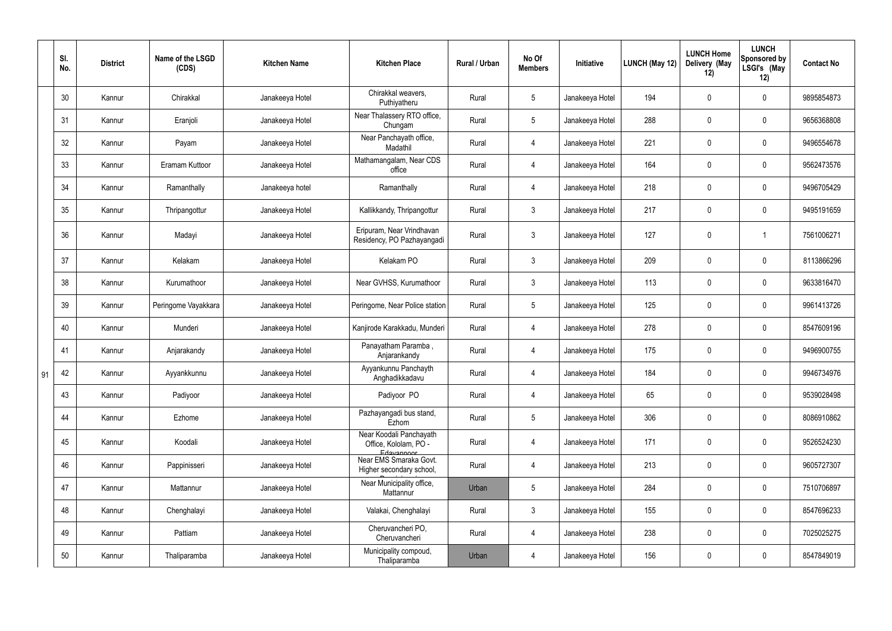|  | Sl. No. | District | Name of the LSGD (CDS) | Kitchen Name | Kitchen Place | Rural / Urban | No Of Members | Initiative | LUNCH (May 12) | LUNCH Home Delivery (May 12) | LUNCH Sponsored by LSGI's (May 12) | Contact No |
|---|---|---|---|---|---|---|---|---|---|---|---|---|
| 91 | 30 | Kannur | Chirakkal | Janakeeya Hotel | Chirakkal weavers, Puthiyatheru | Rural | 5 | Janakeeya Hotel | 194 | 0 | 0 | 9895854873 |
|  | 31 | Kannur | Eranjoli | Janakeeya Hotel | Near Thalassery RTO office, Chungam | Rural | 5 | Janakeeya Hotel | 288 | 0 | 0 | 9656368808 |
|  | 32 | Kannur | Payam | Janakeeya Hotel | Near Panchayath office, Madathil | Rural | 4 | Janakeeya Hotel | 221 | 0 | 0 | 9496554678 |
|  | 33 | Kannur | Eramam Kuttoor | Janakeeya Hotel | Mathamangalam, Near CDS office | Rural | 4 | Janakeeya Hotel | 164 | 0 | 0 | 9562473576 |
|  | 34 | Kannur | Ramanthally | Janakeeya hotel | Ramanthally | Rural | 4 | Janakeeya Hotel | 218 | 0 | 0 | 9496705429 |
|  | 35 | Kannur | Thripangottur | Janakeeya Hotel | Kallikkandy, Thripangottur | Rural | 3 | Janakeeya Hotel | 217 | 0 | 0 | 9495191659 |
|  | 36 | Kannur | Madayi | Janakeeya Hotel | Eripuram, Near Vrindhavan Residency, PO Pazhayangadi | Rural | 3 | Janakeeya Hotel | 127 | 0 | 1 | 7561006271 |
|  | 37 | Kannur | Kelakam | Janakeeya Hotel | Kelakam PO | Rural | 3 | Janakeeya Hotel | 209 | 0 | 0 | 8113866296 |
|  | 38 | Kannur | Kurumathoor | Janakeeya Hotel | Near GVHSS, Kurumathoor | Rural | 3 | Janakeeya Hotel | 113 | 0 | 0 | 9633816470 |
|  | 39 | Kannur | Peringome Vayakkara | Janakeeya Hotel | Peringome, Near Police station | Rural | 5 | Janakeeya Hotel | 125 | 0 | 0 | 9961413726 |
|  | 40 | Kannur | Munderi | Janakeeya Hotel | Kanjirode Karakkadu, Munderi | Rural | 4 | Janakeeya Hotel | 278 | 0 | 0 | 8547609196 |
|  | 41 | Kannur | Anjarakandy | Janakeeya Hotel | Panayatham Paramba , Anjarankandy | Rural | 4 | Janakeeya Hotel | 175 | 0 | 0 | 9496900755 |
|  | 42 | Kannur | Ayyankkunnu | Janakeeya Hotel | Ayyankunnu Panchayth Anghadikkadavu | Rural | 4 | Janakeeya Hotel | 184 | 0 | 0 | 9946734976 |
|  | 43 | Kannur | Padiyoor | Janakeeya Hotel | Padiyoor PO | Rural | 4 | Janakeeya Hotel | 65 | 0 | 0 | 9539028498 |
|  | 44 | Kannur | Ezhome | Janakeeya Hotel | Pazhayangadi bus stand, Ezhom | Rural | 5 | Janakeeya Hotel | 306 | 0 | 0 | 8086910862 |
|  | 45 | Kannur | Koodali | Janakeeya Hotel | Near Koodali Panchayath Office, Kololam, PO - Edavannoor | Rural | 4 | Janakeeya Hotel | 171 | 0 | 0 | 9526524230 |
|  | 46 | Kannur | Pappinisseri | Janakeeya Hotel | Near EMS Smaraka Govt. Higher secondary school, | Rural | 4 | Janakeeya Hotel | 213 | 0 | 0 | 9605727307 |
|  | 47 | Kannur | Mattannur | Janakeeya Hotel | Near Municipality office, Mattannur | Urban | 5 | Janakeeya Hotel | 284 | 0 | 0 | 7510706897 |
|  | 48 | Kannur | Chenghalayi | Janakeeya Hotel | Valakai, Chenghalayi | Rural | 3 | Janakeeya Hotel | 155 | 0 | 0 | 8547696233 |
|  | 49 | Kannur | Pattiam | Janakeeya Hotel | Cheruvancheri PO, Cheruvancheri | Rural | 4 | Janakeeya Hotel | 238 | 0 | 0 | 7025025275 |
|  | 50 | Kannur | Thaliparamba | Janakeeya Hotel | Municipality compoud, Thaliparamba | Urban | 4 | Janakeeya Hotel | 156 | 0 | 0 | 8547849019 |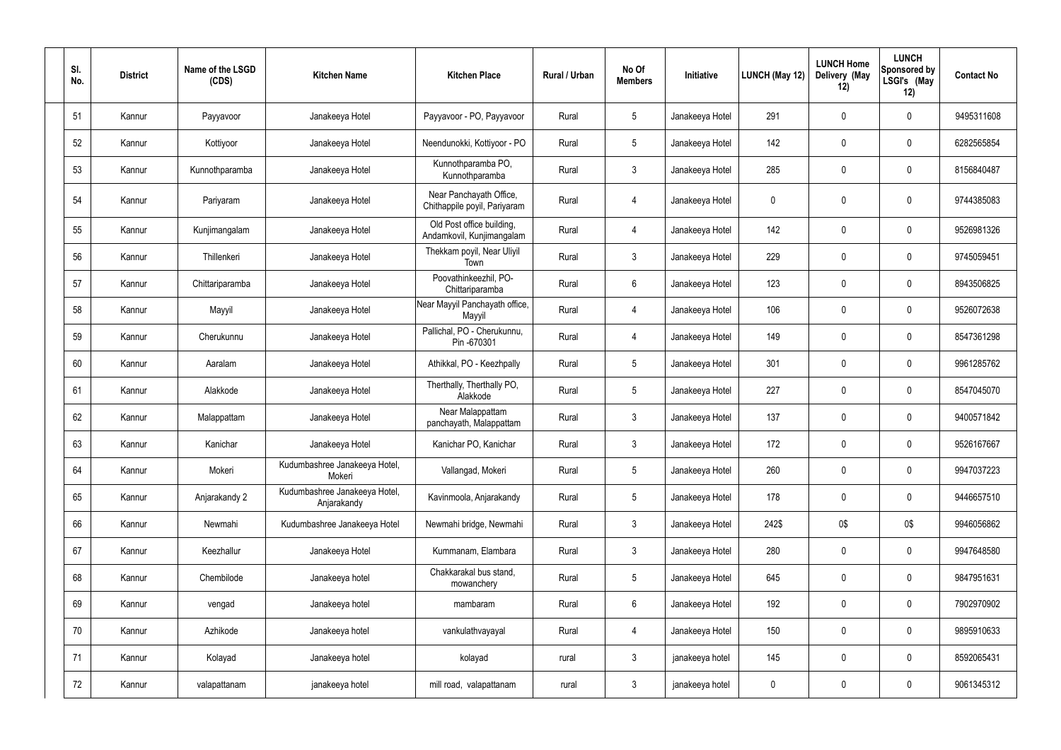| Sl. No. | District | Name of the LSGD (CDS) | Kitchen Name | Kitchen Place | Rural / Urban | No Of Members | Initiative | LUNCH (May 12) | LUNCH Home Delivery (May 12) | LUNCH Sponsored by LSGI's (May 12) | Contact No |
|---|---|---|---|---|---|---|---|---|---|---|---|
| 51 | Kannur | Payyavoor | Janakeeya Hotel | Payyavoor - PO, Payyavoor | Rural | 5 | Janakeeya Hotel | 291 | 0 | 0 | 9495311608 |
| 52 | Kannur | Kottiyoor | Janakeeya Hotel | Neendunokki, Kottiyoor - PO | Rural | 5 | Janakeeya Hotel | 142 | 0 | 0 | 6282565854 |
| 53 | Kannur | Kunnothparamba | Janakeeya Hotel | Kunnothparamba PO, Kunnothparamba | Rural | 3 | Janakeeya Hotel | 285 | 0 | 0 | 8156840487 |
| 54 | Kannur | Pariyaram | Janakeeya Hotel | Near Panchayath Office, Chithappile poyil, Pariyaram | Rural | 4 | Janakeeya Hotel | 0 | 0 | 0 | 9744385083 |
| 55 | Kannur | Kunjimangalam | Janakeeya Hotel | Old Post office building, Andamkovil, Kunjimangalam | Rural | 4 | Janakeeya Hotel | 142 | 0 | 0 | 9526981326 |
| 56 | Kannur | Thillenkeri | Janakeeya Hotel | Thekkam poyil, Near Uliyil Town | Rural | 3 | Janakeeya Hotel | 229 | 0 | 0 | 9745059451 |
| 57 | Kannur | Chittariparamba | Janakeeya Hotel | Poovathinkeezhil, PO-Chittariparamba | Rural | 6 | Janakeeya Hotel | 123 | 0 | 0 | 8943506825 |
| 58 | Kannur | Mayyil | Janakeeya Hotel | Near Mayyil Panchayath office, Mayyil | Rural | 4 | Janakeeya Hotel | 106 | 0 | 0 | 9526072638 |
| 59 | Kannur | Cherukunnu | Janakeeya Hotel | Pallichal, PO - Cherukunnu, Pin -670301 | Rural | 4 | Janakeeya Hotel | 149 | 0 | 0 | 8547361298 |
| 60 | Kannur | Aaralam | Janakeeya Hotel | Athikkal, PO - Keezhpally | Rural | 5 | Janakeeya Hotel | 301 | 0 | 0 | 9961285762 |
| 61 | Kannur | Alakkode | Janakeeya Hotel | Therthally, Therthally PO, Alakkode | Rural | 5 | Janakeeya Hotel | 227 | 0 | 0 | 8547045070 |
| 62 | Kannur | Malappattam | Janakeeya Hotel | Near Malappattam panchayath, Malappattam | Rural | 3 | Janakeeya Hotel | 137 | 0 | 0 | 9400571842 |
| 63 | Kannur | Kanichar | Janakeeya Hotel | Kanichar PO, Kanichar | Rural | 3 | Janakeeya Hotel | 172 | 0 | 0 | 9526167667 |
| 64 | Kannur | Mokeri | Kudumbashree Janakeeya Hotel, Mokeri | Vallangad, Mokeri | Rural | 5 | Janakeeya Hotel | 260 | 0 | 0 | 9947037223 |
| 65 | Kannur | Anjarakandy 2 | Kudumbashree Janakeeya Hotel, Anjarakandy | Kavinmoola, Anjarakandy | Rural | 5 | Janakeeya Hotel | 178 | 0 | 0 | 9446657510 |
| 66 | Kannur | Newmahi | Kudumbashree Janakeeya Hotel | Newmahi bridge, Newmahi | Rural | 3 | Janakeeya Hotel | 242$ | 0$ | 0$ | 9946056862 |
| 67 | Kannur | Keezhallur | Janakeeya Hotel | Kummanam, Elambara | Rural | 3 | Janakeeya Hotel | 280 | 0 | 0 | 9947648580 |
| 68 | Kannur | Chembilode | Janakeeya hotel | Chakkarakal bus stand, mowanchery | Rural | 5 | Janakeeya Hotel | 645 | 0 | 0 | 9847951631 |
| 69 | Kannur | vengad | Janakeeya hotel | mambaram | Rural | 6 | Janakeeya Hotel | 192 | 0 | 0 | 7902970902 |
| 70 | Kannur | Azhikode | Janakeeya hotel | vankulathvayayal | Rural | 4 | Janakeeya Hotel | 150 | 0 | 0 | 9895910633 |
| 71 | Kannur | Kolayad | Janakeeya hotel | kolayad | rural | 3 | janakeeya hotel | 145 | 0 | 0 | 8592065431 |
| 72 | Kannur | valapattanam | janakeeya hotel | mill road, valapattanam | rural | 3 | janakeeya hotel | 0 | 0 | 0 | 9061345312 |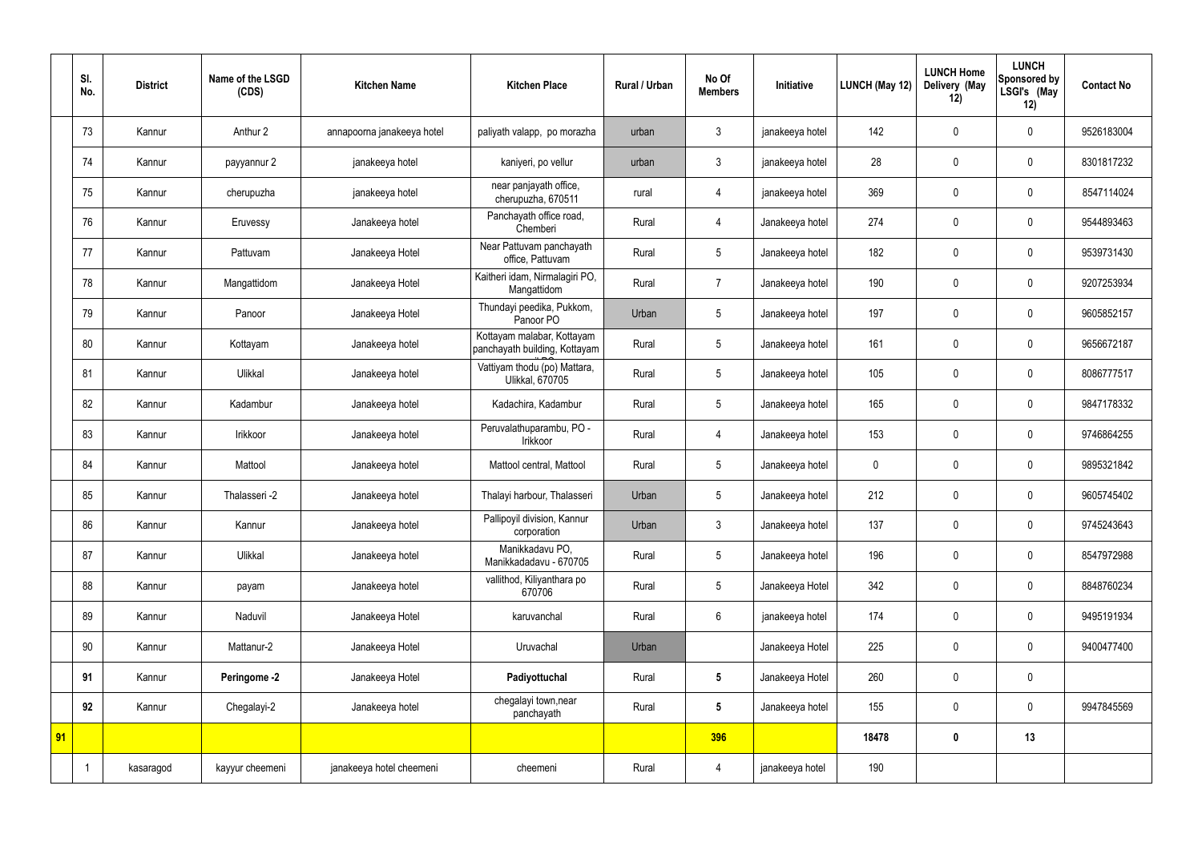|  | Sl. No. | District | Name of the LSGD (CDS) | Kitchen Name | Kitchen Place | Rural / Urban | No Of Members | Initiative | LUNCH (May 12) | LUNCH Home Delivery (May 12) | LUNCH Sponsored by LSGI's (May 12) | Contact No |
|---|---|---|---|---|---|---|---|---|---|---|---|---|
|  | 73 | Kannur | Anthur 2 | annapoorna janakeeya hotel | paliyath valapp, po morazha | urban | 3 | janakeeya hotel | 142 | 0 | 0 | 9526183004 |
|  | 74 | Kannur | payyannur 2 | janakeeya hotel | kaniyeri, po vellur | urban | 3 | janakeeya hotel | 28 | 0 | 0 | 8301817232 |
|  | 75 | Kannur | cherupuzha | janakeeya hotel | near panjayath office, cherupuzha, 670511 | rural | 4 | janakeeya hotel | 369 | 0 | 0 | 8547114024 |
|  | 76 | Kannur | Eruvessy | Janakeeya hotel | Panchayath office road, Chemberi | Rural | 4 | Janakeeya hotel | 274 | 0 | 0 | 9544893463 |
|  | 77 | Kannur | Pattuvam | Janakeeya Hotel | Near Pattuvam panchayath office, Pattuvam | Rural | 5 | Janakeeya hotel | 182 | 0 | 0 | 9539731430 |
|  | 78 | Kannur | Mangattidom | Janakeeya Hotel | Kaitheri idam, Nirmalagiri PO, Mangattidom | Rural | 7 | Janakeeya hotel | 190 | 0 | 0 | 9207253934 |
|  | 79 | Kannur | Panoor | Janakeeya Hotel | Thundayi peedika, Pukkom, Panoor PO | Urban | 5 | Janakeeya hotel | 197 | 0 | 0 | 9605852157 |
|  | 80 | Kannur | Kottayam | Janakeeya hotel | Kottayam malabar, Kottayam panchayath building, Kottayam | Rural | 5 | Janakeeya hotel | 161 | 0 | 0 | 9656672187 |
|  | 81 | Kannur | Ulikkal | Janakeeya hotel | Vattiyam thodu (po) Mattara, Ulikkal, 670705 | Rural | 5 | Janakeeya hotel | 105 | 0 | 0 | 8086777517 |
|  | 82 | Kannur | Kadambur | Janakeeya hotel | Kadachira, Kadambur | Rural | 5 | Janakeeya hotel | 165 | 0 | 0 | 9847178332 |
|  | 83 | Kannur | Irikkoor | Janakeeya hotel | Peruvalathuparambu, PO - Irikkoor | Rural | 4 | Janakeeya hotel | 153 | 0 | 0 | 9746864255 |
|  | 84 | Kannur | Mattool | Janakeeya hotel | Mattool central, Mattool | Rural | 5 | Janakeeya hotel | 0 | 0 | 0 | 9895321842 |
|  | 85 | Kannur | Thalasseri -2 | Janakeeya hotel | Thalayi harbour, Thalasseri | Urban | 5 | Janakeeya hotel | 212 | 0 | 0 | 9605745402 |
|  | 86 | Kannur | Kannur | Janakeeya hotel | Pallipoyil division, Kannur corporation | Urban | 3 | Janakeeya hotel | 137 | 0 | 0 | 9745243643 |
|  | 87 | Kannur | Ulikkal | Janakeeya hotel | Manikkadavu PO, Manikkadadavu - 670705 | Rural | 5 | Janakeeya hotel | 196 | 0 | 0 | 8547972988 |
|  | 88 | Kannur | payam | Janakeeya hotel | vallithod, Kiliyanthara po 670706 | Rural | 5 | Janakeeya Hotel | 342 | 0 | 0 | 8848760234 |
|  | 89 | Kannur | Naduvil | Janakeeya Hotel | karuvanchal | Rural | 6 | janakeeya hotel | 174 | 0 | 0 | 9495191934 |
|  | 90 | Kannur | Mattanur-2 | Janakeeya Hotel | Uruvachal | Urban |  | Janakeeya Hotel | 225 | 0 | 0 | 9400477400 |
|  | **91** | Kannur | **Peringome -2** | Janakeeya Hotel | **Padiyottuchal** | Rural | **5** | Janakeeya Hotel | 260 | 0 | 0 |  |
|  | **92** | Kannur | Chegalayi-2 | Janakeeya hotel | chegalayi town,near panchayath | Rural | **5** | Janakeeya hotel | 155 | 0 | 0 | 9947845569 |
| **91** |  |  |  |  |  |  | **396** |  | **18478** | **0** | **13** |  |
|  | 1 | kasaragod | kayyur cheemeni | janakeeya hotel cheemeni | cheemeni | Rural | 4 | janakeeya hotel | 190 |  |  |  |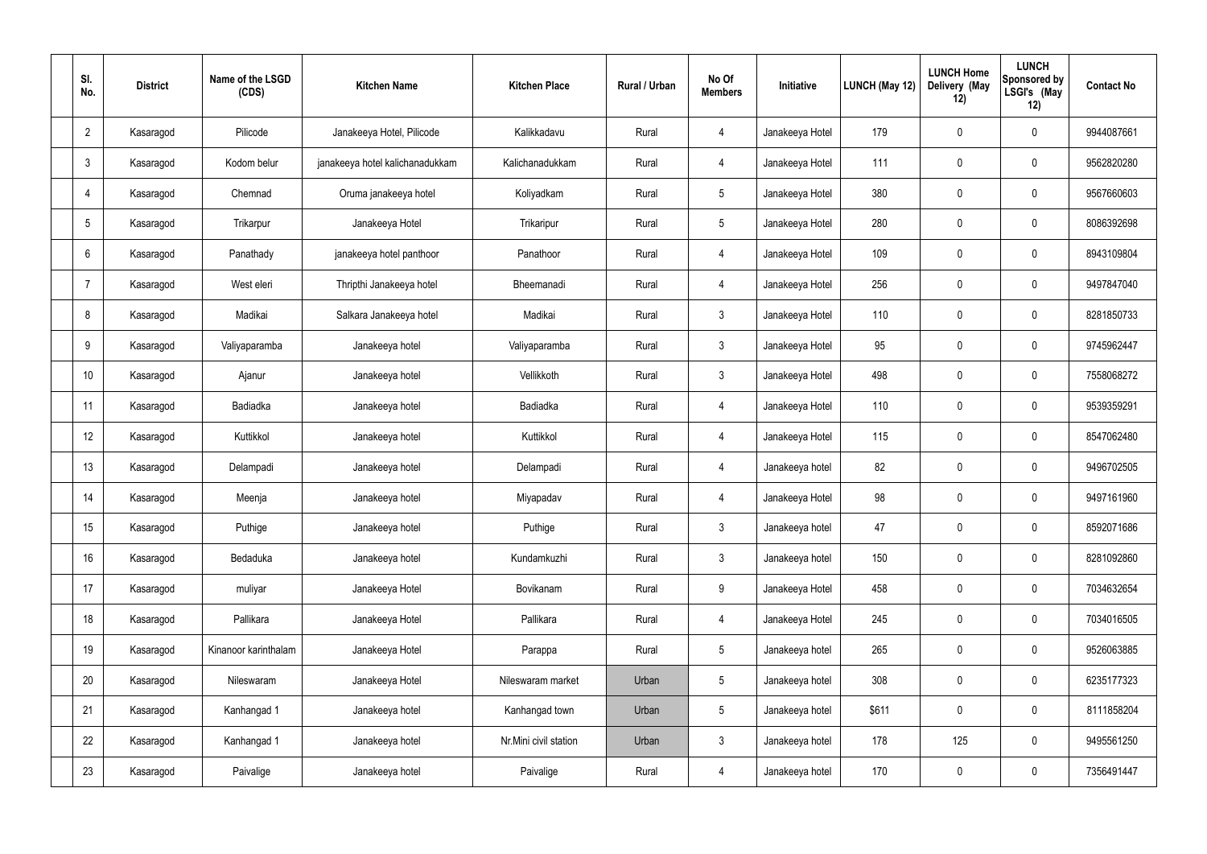| Sl. No. | District | Name of the LSGD (CDS) | Kitchen Name | Kitchen Place | Rural / Urban | No Of Members | Initiative | LUNCH (May 12) | LUNCH Home Delivery (May 12) | LUNCH Sponsored by LSGI's (May 12) | Contact No |
|---|---|---|---|---|---|---|---|---|---|---|---|
| 2 | Kasaragod | Pilicode | Janakeeya Hotel, Pilicode | Kalikkadavu | Rural | 4 | Janakeeya Hotel | 179 | 0 | 0 | 9944087661 |
| 3 | Kasaragod | Kodom belur | janakeeya hotel kalichanadukkam | Kalichanadukkam | Rural | 4 | Janakeeya Hotel | 111 | 0 | 0 | 9562820280 |
| 4 | Kasaragod | Chemnad | Oruma janakeeya hotel | Koliyadkam | Rural | 5 | Janakeeya Hotel | 380 | 0 | 0 | 9567660603 |
| 5 | Kasaragod | Trikarpur | Janakeeya Hotel | Trikaripur | Rural | 5 | Janakeeya Hotel | 280 | 0 | 0 | 8086392698 |
| 6 | Kasaragod | Panathady | janakeeya hotel panthoor | Panathoor | Rural | 4 | Janakeeya Hotel | 109 | 0 | 0 | 8943109804 |
| 7 | Kasaragod | West eleri | Thripthi Janakeeya hotel | Bheemanadi | Rural | 4 | Janakeeya Hotel | 256 | 0 | 0 | 9497847040 |
| 8 | Kasaragod | Madikai | Salkara Janakeeya hotel | Madikai | Rural | 3 | Janakeeya Hotel | 110 | 0 | 0 | 8281850733 |
| 9 | Kasaragod | Valiyaparamba | Janakeeya hotel | Valiyaparamba | Rural | 3 | Janakeeya Hotel | 95 | 0 | 0 | 9745962447 |
| 10 | Kasaragod | Ajanur | Janakeeya hotel | Vellikkoth | Rural | 3 | Janakeeya Hotel | 498 | 0 | 0 | 7558068272 |
| 11 | Kasaragod | Badiadka | Janakeeya hotel | Badiadka | Rural | 4 | Janakeeya Hotel | 110 | 0 | 0 | 9539359291 |
| 12 | Kasaragod | Kuttikkol | Janakeeya hotel | Kuttikkol | Rural | 4 | Janakeeya Hotel | 115 | 0 | 0 | 8547062480 |
| 13 | Kasaragod | Delampadi | Janakeeya hotel | Delampadi | Rural | 4 | Janakeeya hotel | 82 | 0 | 0 | 9496702505 |
| 14 | Kasaragod | Meenja | Janakeeya hotel | Miyapadav | Rural | 4 | Janakeeya Hotel | 98 | 0 | 0 | 9497161960 |
| 15 | Kasaragod | Puthige | Janakeeya hotel | Puthige | Rural | 3 | Janakeeya hotel | 47 | 0 | 0 | 8592071686 |
| 16 | Kasaragod | Bedaduka | Janakeeya hotel | Kundamkuzhi | Rural | 3 | Janakeeya hotel | 150 | 0 | 0 | 8281092860 |
| 17 | Kasaragod | muliyar | Janakeeya Hotel | Bovikanam | Rural | 9 | Janakeeya Hotel | 458 | 0 | 0 | 7034632654 |
| 18 | Kasaragod | Pallikara | Janakeeya Hotel | Pallikara | Rural | 4 | Janakeeya Hotel | 245 | 0 | 0 | 7034016505 |
| 19 | Kasaragod | Kinanoor karinthalam | Janakeeya Hotel | Parappa | Rural | 5 | Janakeeya hotel | 265 | 0 | 0 | 9526063885 |
| 20 | Kasaragod | Nileswaram | Janakeeya Hotel | Nileswaram market | Urban | 5 | Janakeeya hotel | 308 | 0 | 0 | 6235177323 |
| 21 | Kasaragod | Kanhangad 1 | Janakeeya hotel | Kanhangad town | Urban | 5 | Janakeeya hotel | $611 | 0 | 0 | 8111858204 |
| 22 | Kasaragod | Kanhangad 1 | Janakeeya hotel | Nr.Mini civil station | Urban | 3 | Janakeeya hotel | 178 | 125 | 0 | 9495561250 |
| 23 | Kasaragod | Paivalige | Janakeeya hotel | Paivalige | Rural | 4 | Janakeeya hotel | 170 | 0 | 0 | 7356491447 |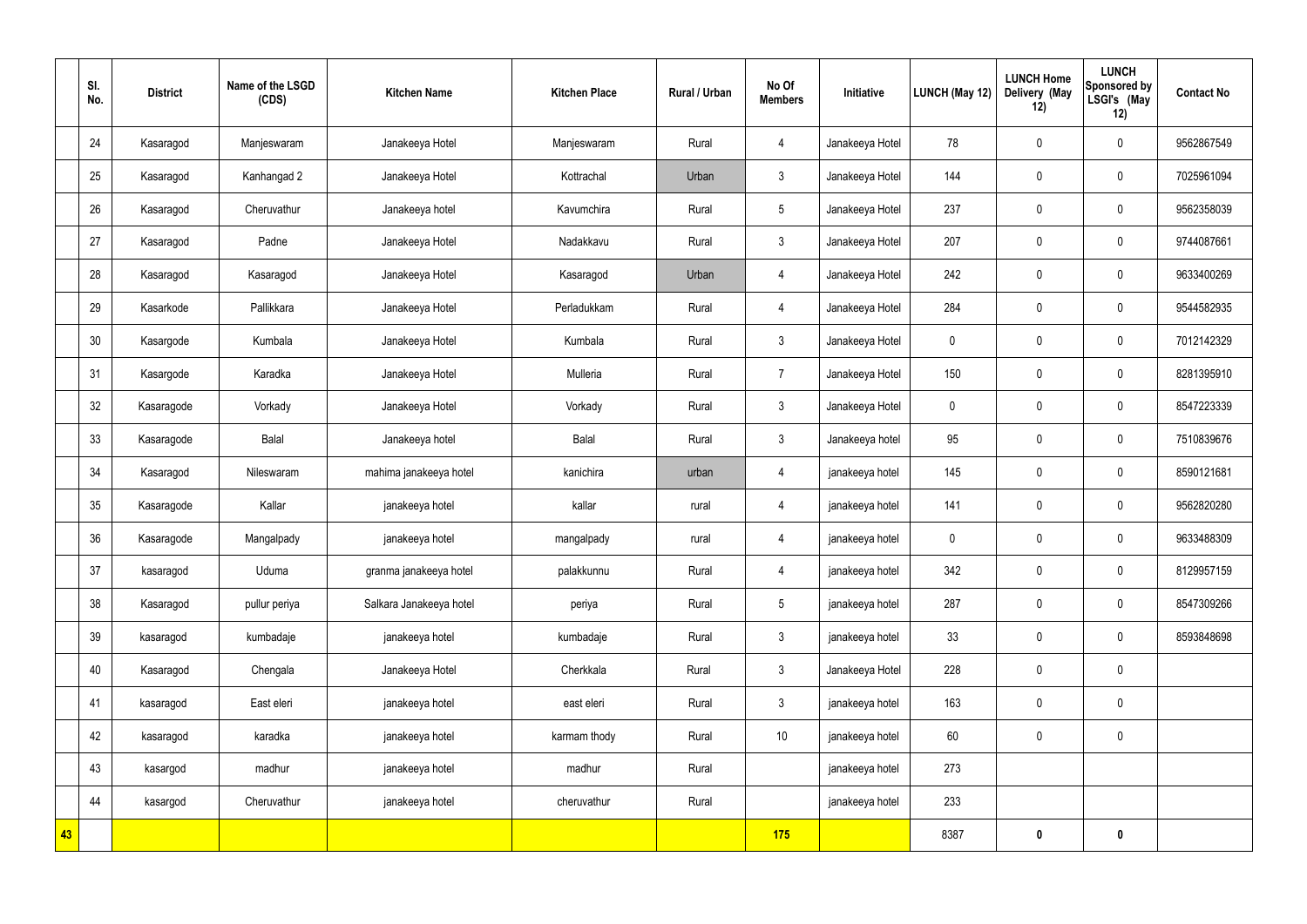| | Sl. No. | District | Name of the LSGD (CDS) | Kitchen Name | Kitchen Place | Rural / Urban | No Of Members | Initiative | LUNCH (May 12) | LUNCH Home Delivery (May 12) | LUNCH Sponsored by LSGI's (May 12) | Contact No |
|---|---|---|---|---|---|---|---|---|---|---|---|---|
| | 24 | Kasaragod | Manjeswaram | Janakeeya Hotel | Manjeswaram | Rural | 4 | Janakeeya Hotel | 78 | 0 | 0 | 9562867549 |
| | 25 | Kasaragod | Kanhangad 2 | Janakeeya Hotel | Kottrachal | Urban | 3 | Janakeeya Hotel | 144 | 0 | 0 | 7025961094 |
| | 26 | Kasaragod | Cheruvathur | Janakeeya hotel | Kavumchira | Rural | 5 | Janakeeya Hotel | 237 | 0 | 0 | 9562358039 |
| | 27 | Kasaragod | Padne | Janakeeya Hotel | Nadakkavu | Rural | 3 | Janakeeya Hotel | 207 | 0 | 0 | 9744087661 |
| | 28 | Kasaragod | Kasaragod | Janakeeya Hotel | Kasaragod | Urban | 4 | Janakeeya Hotel | 242 | 0 | 0 | 9633400269 |
| | 29 | Kasarkode | Pallikkara | Janakeeya Hotel | Perladukkam | Rural | 4 | Janakeeya Hotel | 284 | 0 | 0 | 9544582935 |
| | 30 | Kasargode | Kumbala | Janakeeya Hotel | Kumbala | Rural | 3 | Janakeeya Hotel | 0 | 0 | 0 | 7012142329 |
| | 31 | Kasargode | Karadka | Janakeeya Hotel | Mulleria | Rural | 7 | Janakeeya Hotel | 150 | 0 | 0 | 8281395910 |
| | 32 | Kasaragode | Vorkady | Janakeeya Hotel | Vorkady | Rural | 3 | Janakeeya Hotel | 0 | 0 | 0 | 8547223339 |
| | 33 | Kasaragode | Balal | Janakeeya hotel | Balal | Rural | 3 | Janakeeya hotel | 95 | 0 | 0 | 7510839676 |
| | 34 | Kasaragod | Nileswaram | mahima janakeeya hotel | kanichira | urban | 4 | janakeeya hotel | 145 | 0 | 0 | 8590121681 |
| | 35 | Kasaragode | Kallar | janakeeya hotel | kallar | rural | 4 | janakeeya hotel | 141 | 0 | 0 | 9562820280 |
| | 36 | Kasaragode | Mangalpady | janakeeya hotel | mangalpady | rural | 4 | janakeeya hotel | 0 | 0 | 0 | 9633488309 |
| | 37 | kasaragod | Uduma | granma janakeeya hotel | palakkunnu | Rural | 4 | janakeeya hotel | 342 | 0 | 0 | 8129957159 |
| | 38 | Kasaragod | pullur periya | Salkara Janakeeya hotel | periya | Rural | 5 | janakeeya hotel | 287 | 0 | 0 | 8547309266 |
| | 39 | kasaragod | kumbadaje | janakeeya hotel | kumbadaje | Rural | 3 | janakeeya hotel | 33 | 0 | 0 | 8593848698 |
| | 40 | Kasaragod | Chengala | Janakeeya Hotel | Cherkkala | Rural | 3 | Janakeeya Hotel | 228 | 0 | 0 | |
| | 41 | kasaragod | East eleri | janakeeya hotel | east eleri | Rural | 3 | janakeeya hotel | 163 | 0 | 0 | |
| | 42 | kasaragod | karadka | janakeeya hotel | karmam thody | Rural | 10 | janakeeya hotel | 60 | 0 | 0 | |
| | 43 | kasargod | madhur | janakeeya hotel | madhur | Rural | | janakeeya hotel | 273 | | | |
| | 44 | kasargod | Cheruvathur | janakeeya hotel | cheruvathur | Rural | | janakeeya hotel | 233 | | | |
| **43** | | | | | | | **175** | | 8387 | **0** | **0** | |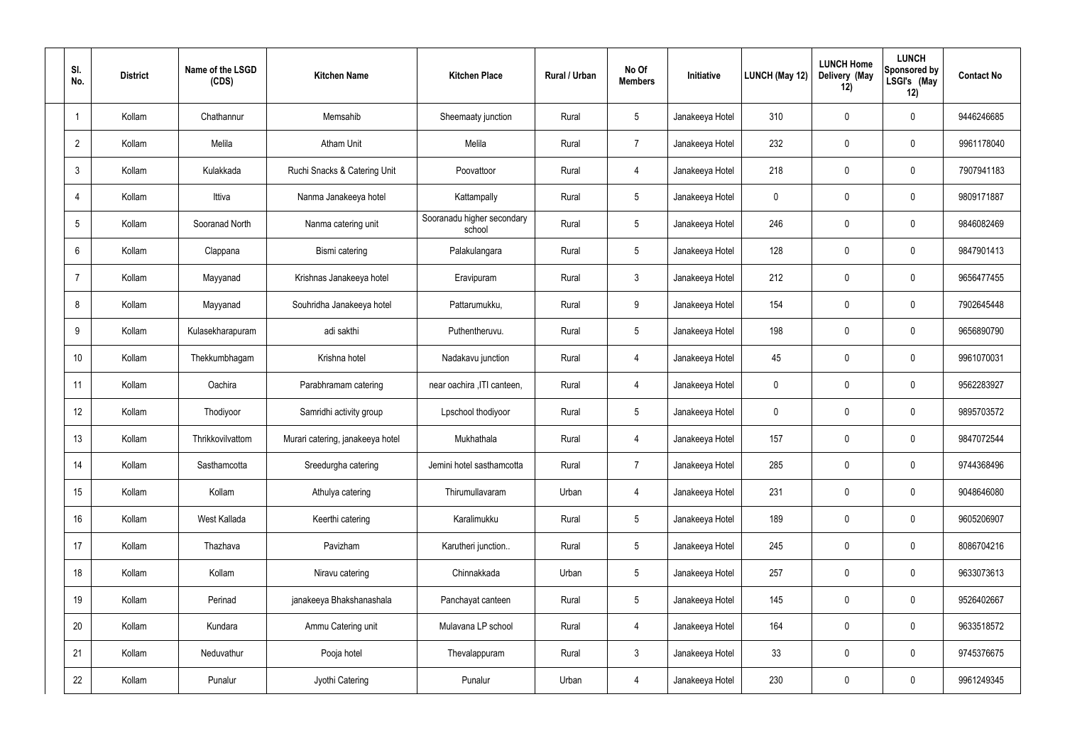| Sl. No. | District | Name of the LSGD (CDS) | Kitchen Name | Kitchen Place | Rural / Urban | No Of Members | Initiative | LUNCH (May 12) | LUNCH Home Delivery (May 12) | LUNCH Sponsored by LSGI's (May 12) | Contact No |
|---|---|---|---|---|---|---|---|---|---|---|---|
| 1 | Kollam | Chathannur | Memsahib | Sheemaaty junction | Rural | 5 | Janakeeya Hotel | 310 | 0 | 0 | 9446246685 |
| 2 | Kollam | Melila | Atham Unit | Melila | Rural | 7 | Janakeeya Hotel | 232 | 0 | 0 | 9961178040 |
| 3 | Kollam | Kulakkada | Ruchi Snacks & Catering Unit | Poovattoor | Rural | 4 | Janakeeya Hotel | 218 | 0 | 0 | 7907941183 |
| 4 | Kollam | Ittiva | Nanma Janakeeya hotel | Kattampally | Rural | 5 | Janakeeya Hotel | 0 | 0 | 0 | 9809171887 |
| 5 | Kollam | Sooranad North | Nanma catering unit | Sooranadu higher secondary school | Rural | 5 | Janakeeya Hotel | 246 | 0 | 0 | 9846082469 |
| 6 | Kollam | Clappana | Bismi catering | Palakulangara | Rural | 5 | Janakeeya Hotel | 128 | 0 | 0 | 9847901413 |
| 7 | Kollam | Mayyanad | Krishnas Janakeeya hotel | Eravipuram | Rural | 3 | Janakeeya Hotel | 212 | 0 | 0 | 9656477455 |
| 8 | Kollam | Mayyanad | Souhridha Janakeeya hotel | Pattarumukku, | Rural | 9 | Janakeeya Hotel | 154 | 0 | 0 | 7902645448 |
| 9 | Kollam | Kulasekharapuram | adi sakthi | Puthentheruvu. | Rural | 5 | Janakeeya Hotel | 198 | 0 | 0 | 9656890790 |
| 10 | Kollam | Thekkumbhagam | Krishna hotel | Nadakavu junction | Rural | 4 | Janakeeya Hotel | 45 | 0 | 0 | 9961070031 |
| 11 | Kollam | Oachira | Parabhramam catering | near oachira ,ITI canteen, | Rural | 4 | Janakeeya Hotel | 0 | 0 | 0 | 9562283927 |
| 12 | Kollam | Thodiyoor | Samridhi activity group | Lpschool thodiyoor | Rural | 5 | Janakeeya Hotel | 0 | 0 | 0 | 9895703572 |
| 13 | Kollam | Thrikkovilvattom | Murari catering, janakeeya hotel | Mukhathala | Rural | 4 | Janakeeya Hotel | 157 | 0 | 0 | 9847072544 |
| 14 | Kollam | Sasthamcotta | Sreedurgha catering | Jemini hotel sasthamcotta | Rural | 7 | Janakeeya Hotel | 285 | 0 | 0 | 9744368496 |
| 15 | Kollam | Kollam | Athulya catering | Thirumullavaram | Urban | 4 | Janakeeya Hotel | 231 | 0 | 0 | 9048646080 |
| 16 | Kollam | West Kallada | Keerthi catering | Karalimukku | Rural | 5 | Janakeeya Hotel | 189 | 0 | 0 | 9605206907 |
| 17 | Kollam | Thazhava | Pavizham | Karutheri junction.. | Rural | 5 | Janakeeya Hotel | 245 | 0 | 0 | 8086704216 |
| 18 | Kollam | Kollam | Niravu catering | Chinnakkada | Urban | 5 | Janakeeya Hotel | 257 | 0 | 0 | 9633073613 |
| 19 | Kollam | Perinad | janakeeya Bhakshanashala | Panchayat canteen | Rural | 5 | Janakeeya Hotel | 145 | 0 | 0 | 9526402667 |
| 20 | Kollam | Kundara | Ammu Catering unit | Mulavana LP school | Rural | 4 | Janakeeya Hotel | 164 | 0 | 0 | 9633518572 |
| 21 | Kollam | Neduvathur | Pooja hotel | Thevalappuram | Rural | 3 | Janakeeya Hotel | 33 | 0 | 0 | 9745376675 |
| 22 | Kollam | Punalur | Jyothi Catering | Punalur | Urban | 4 | Janakeeya Hotel | 230 | 0 | 0 | 9961249345 |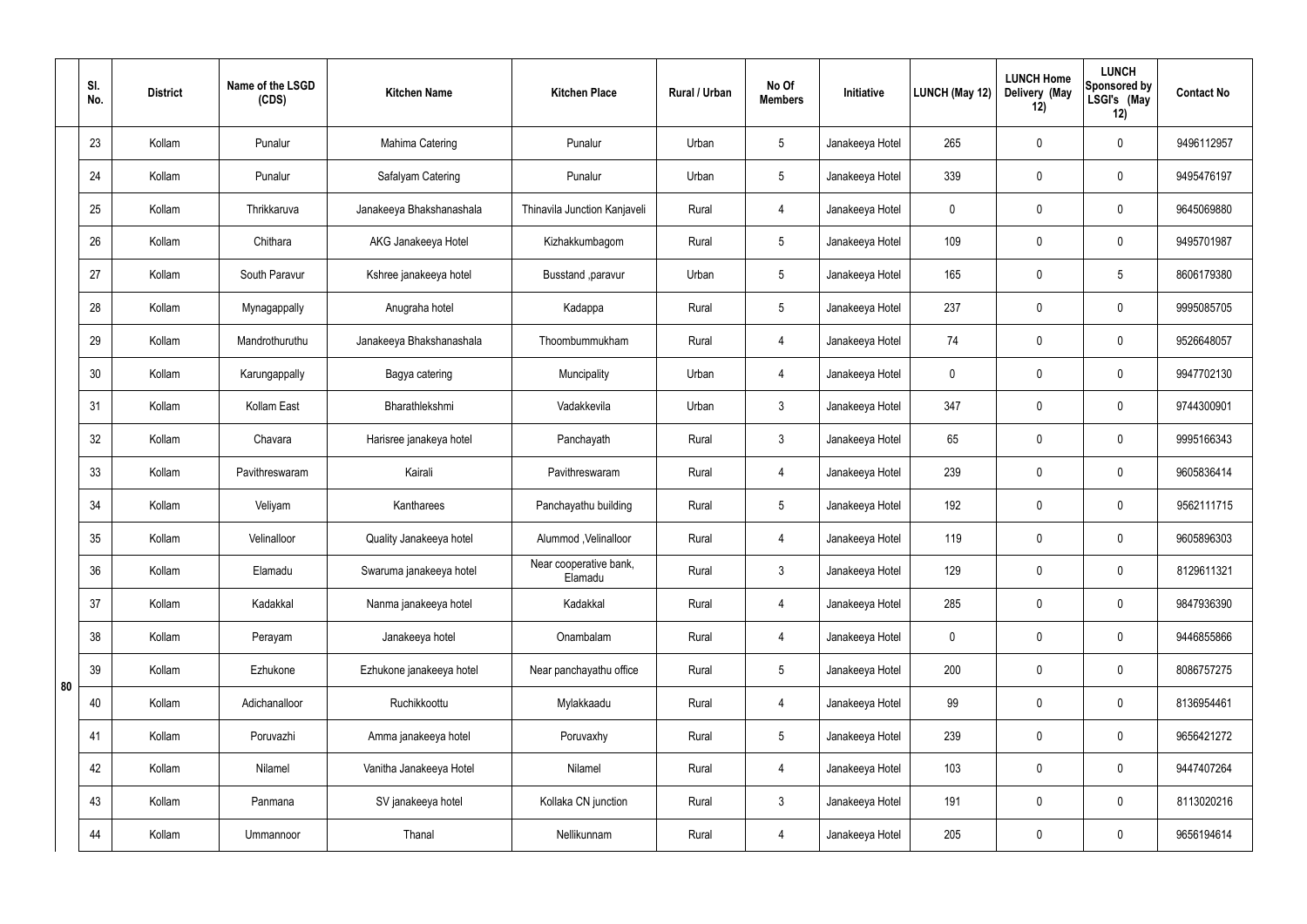| | Sl. No. | District | Name of the LSGD (CDS) | Kitchen Name | Kitchen Place | Rural / Urban | No Of Members | Initiative | LUNCH (May 12) | LUNCH Home Delivery (May 12) | LUNCH Sponsored by LSGI's (May 12) | Contact No |
|---|---|---|---|---|---|---|---|---|---|---|---|---|
| 80 | 23 | Kollam | Punalur | Mahima Catering | Punalur | Urban | 5 | Janakeeya Hotel | 265 | 0 | 0 | 9496112957 |
| | 24 | Kollam | Punalur | Safalyam Catering | Punalur | Urban | 5 | Janakeeya Hotel | 339 | 0 | 0 | 9495476197 |
| | 25 | Kollam | Thrikkaruva | Janakeeya Bhakshanashala | Thinavila Junction Kanjaveli | Rural | 4 | Janakeeya Hotel | 0 | 0 | 0 | 9645069880 |
| | 26 | Kollam | Chithara | AKG Janakeeya Hotel | Kizhakkumbagom | Rural | 5 | Janakeeya Hotel | 109 | 0 | 0 | 9495701987 |
| | 27 | Kollam | South Paravur | Kshree janakeeya hotel | Busstand ,paravur | Urban | 5 | Janakeeya Hotel | 165 | 0 | 5 | 8606179380 |
| | 28 | Kollam | Mynagappally | Anugraha hotel | Kadappa | Rural | 5 | Janakeeya Hotel | 237 | 0 | 0 | 9995085705 |
| | 29 | Kollam | Mandrothuruthu | Janakeeya Bhakshanashala | Thoombummukham | Rural | 4 | Janakeeya Hotel | 74 | 0 | 0 | 9526648057 |
| | 30 | Kollam | Karungappally | Bagya catering | Muncipality | Urban | 4 | Janakeeya Hotel | 0 | 0 | 0 | 9947702130 |
| | 31 | Kollam | Kollam East | Bharathlekshmi | Vadakkevila | Urban | 3 | Janakeeya Hotel | 347 | 0 | 0 | 9744300901 |
| | 32 | Kollam | Chavara | Harisree janakeya hotel | Panchayath | Rural | 3 | Janakeeya Hotel | 65 | 0 | 0 | 9995166343 |
| | 33 | Kollam | Pavithreswaram | Kairali | Pavithreswaram | Rural | 4 | Janakeeya Hotel | 239 | 0 | 0 | 9605836414 |
| | 34 | Kollam | Veliyam | Kantharees | Panchayathu building | Rural | 5 | Janakeeya Hotel | 192 | 0 | 0 | 9562111715 |
| | 35 | Kollam | Velinalloor | Quality Janakeeya hotel | Alummod ,Velinalloor | Rural | 4 | Janakeeya Hotel | 119 | 0 | 0 | 9605896303 |
| | 36 | Kollam | Elamadu | Swaruma janakeeya hotel | Near cooperative bank, Elamadu | Rural | 3 | Janakeeya Hotel | 129 | 0 | 0 | 8129611321 |
| | 37 | Kollam | Kadakkal | Nanma janakeeya hotel | Kadakkal | Rural | 4 | Janakeeya Hotel | 285 | 0 | 0 | 9847936390 |
| | 38 | Kollam | Perayam | Janakeeya hotel | Onambalam | Rural | 4 | Janakeeya Hotel | 0 | 0 | 0 | 9446855866 |
| | 39 | Kollam | Ezhukone | Ezhukone janakeeya hotel | Near panchayathu office | Rural | 5 | Janakeeya Hotel | 200 | 0 | 0 | 8086757275 |
| | 40 | Kollam | Adichanalloor | Ruchikkoottu | Mylakkaadu | Rural | 4 | Janakeeya Hotel | 99 | 0 | 0 | 8136954461 |
| | 41 | Kollam | Poruvazhi | Amma janakeeya hotel | Poruvaxhy | Rural | 5 | Janakeeya Hotel | 239 | 0 | 0 | 9656421272 |
| | 42 | Kollam | Nilamel | Vanitha Janakeeya Hotel | Nilamel | Rural | 4 | Janakeeya Hotel | 103 | 0 | 0 | 9447407264 |
| | 43 | Kollam | Panmana | SV janakeeya hotel | Kollaka CN junction | Rural | 3 | Janakeeya Hotel | 191 | 0 | 0 | 8113020216 |
| | 44 | Kollam | Ummannoor | Thanal | Nellikunnam | Rural | 4 | Janakeeya Hotel | 205 | 0 | 0 | 9656194614 |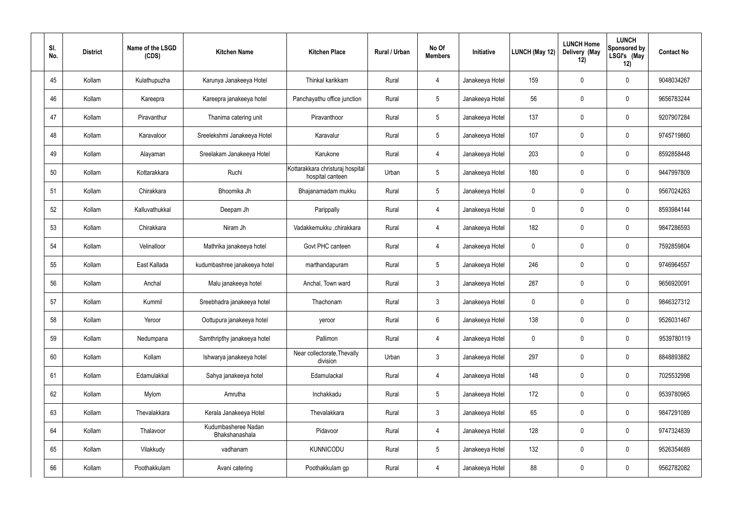| Sl. No. | District | Name of the LSGD (CDS) | Kitchen Name | Kitchen Place | Rural / Urban | No Of Members | Initiative | LUNCH (May 12) | LUNCH Home Delivery (May 12) | LUNCH Sponsored by LSGI's (May 12) | Contact No |
|---|---|---|---|---|---|---|---|---|---|---|---|
| 45 | Kollam | Kulathupuzha | Karunya Janakeeya Hotel | Thinkal karikkam | Rural | 4 | Janakeeya Hotel | 159 | 0 | 0 | 9048034267 |
| 46 | Kollam | Kareepra | Kareepra janakeeya hotel | Panchayathu office junction | Rural | 5 | Janakeeya Hotel | 56 | 0 | 0 | 9656783244 |
| 47 | Kollam | Piravanthur | Thanima catering unit | Piravanthoor | Rural | 5 | Janakeeya Hotel | 137 | 0 | 0 | 9207907284 |
| 48 | Kollam | Karavaloor | Sreelekshmi Janakeeya Hotel | Karavalur | Rural | 5 | Janakeeya Hotel | 107 | 0 | 0 | 9745719860 |
| 49 | Kollam | Alayaman | Sreelakam Janakeeya Hotel | Karukone | Rural | 4 | Janakeeya Hotel | 203 | 0 | 0 | 8592858448 |
| 50 | Kollam | Kottarakkara | Ruchi | Kottarakkara christuraj hospital hospital canteen | Urban | 5 | Janakeeya Hotel | 180 | 0 | 0 | 9447997809 |
| 51 | Kollam | Chirakkara | Bhoomika Jh | Bhajanamadam mukku | Rural | 5 | Janakeeya Hotel | 0 | 0 | 0 | 9567024263 |
| 52 | Kollam | Kalluvathukkal | Deepam Jh | Parippally | Rural | 4 | Janakeeya Hotel | 0 | 0 | 0 | 8593984144 |
| 53 | Kollam | Chirakkara | Niram Jh | Vadakkemukku ,chirakkara | Rural | 4 | Janakeeya Hotel | 182 | 0 | 0 | 9847286593 |
| 54 | Kollam | Velinalloor | Mathrika janakeeya hotel | Govt PHC canteen | Rural | 4 | Janakeeya Hotel | 0 | 0 | 0 | 7592859804 |
| 55 | Kollam | East Kallada | kudumbashree janakeeya hotel | marthandapuram | Rural | 5 | Janakeeya Hotel | 246 | 0 | 0 | 9746964557 |
| 56 | Kollam | Anchal | Malu janakeeya hotel | Anchal, Town ward | Rural | 3 | Janakeeya Hotel | 287 | 0 | 0 | 9656920091 |
| 57 | Kollam | Kummil | Sreebhadra janakeeya hotel | Thachonam | Rural | 3 | Janakeeya Hotel | 0 | 0 | 0 | 9846327312 |
| 58 | Kollam | Yeroor | Oottupura janakeeya hotel | yeroor | Rural | 6 | Janakeeya Hotel | 138 | 0 | 0 | 9526031467 |
| 59 | Kollam | Nedumpana | Samthripthy janakeeya hotel | Pallimon | Rural | 4 | Janakeeya Hotel | 0 | 0 | 0 | 9539780119 |
| 60 | Kollam | Kollam | Ishwarya janakeeya hotel | Near collectorate,Thevally division | Urban | 3 | Janakeeya Hotel | 297 | 0 | 0 | 8848893882 |
| 61 | Kollam | Edamulakkal | Sahya janakeeya hotel | Edamulackal | Rural | 4 | Janakeeya Hotel | 148 | 0 | 0 | 7025532998 |
| 62 | Kollam | Mylom | Amrutha | Inchakkadu | Rural | 5 | Janakeeya Hotel | 172 | 0 | 0 | 9539780965 |
| 63 | Kollam | Thevalakkara | Kerala Janakeeya Hotel | Thevalakkara | Rural | 3 | Janakeeya Hotel | 65 | 0 | 0 | 9847291089 |
| 64 | Kollam | Thalavoor | Kudumbasheree Nadan Bhakshanashala | Pidavoor | Rural | 4 | Janakeeya Hotel | 128 | 0 | 0 | 9747324839 |
| 65 | Kollam | Vilakkudy | vadhanam | KUNNICODU | Rural | 5 | Janakeeya Hotel | 132 | 0 | 0 | 9526354689 |
| 66 | Kollam | Poothakkulam | Avani catering | Poothakkulam gp | Rural | 4 | Janakeeya Hotel | 88 | 0 | 0 | 9562782082 |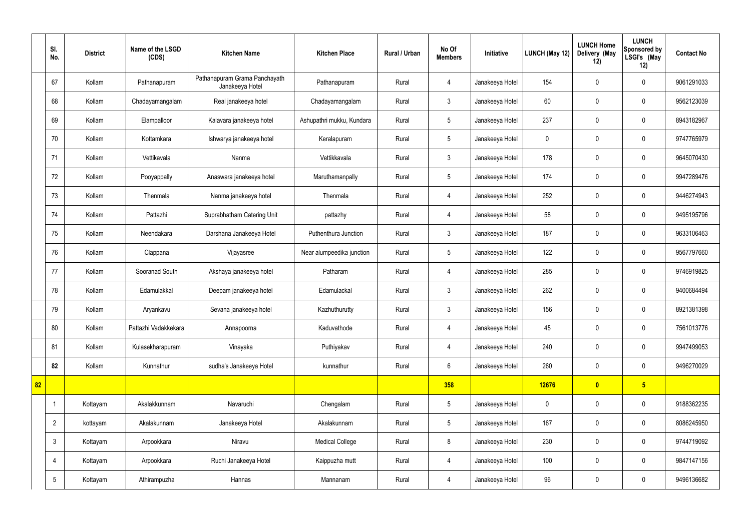| | Sl. No. | District | Name of the LSGD (CDS) | Kitchen Name | Kitchen Place | Rural / Urban | No Of Members | Initiative | LUNCH (May 12) | LUNCH Home Delivery (May 12) | LUNCH Sponsored by LSGI's (May 12) | Contact No |
|---|---|---|---|---|---|---|---|---|---|---|---|---|
| | 67 | Kollam | Pathanapuram | Pathanapuram Grama Panchayath Janakeeya Hotel | Pathanapuram | Rural | 4 | Janakeeya Hotel | 154 | 0 | 0 | 9061291033 |
| | 68 | Kollam | Chadayamangalam | Real janakeeya hotel | Chadayamangalam | Rural | 3 | Janakeeya Hotel | 60 | 0 | 0 | 9562123039 |
| | 69 | Kollam | Elampalloor | Kalavara janakeeya hotel | Ashupathri mukku, Kundara | Rural | 5 | Janakeeya Hotel | 237 | 0 | 0 | 8943182967 |
| | 70 | Kollam | Kottamkara | Ishwarya janakeeya hotel | Keralapuram | Rural | 5 | Janakeeya Hotel | 0 | 0 | 0 | 9747765979 |
| | 71 | Kollam | Vettikavala | Nanma | Vettikkavala | Rural | 3 | Janakeeya Hotel | 178 | 0 | 0 | 9645070430 |
| | 72 | Kollam | Pooyappally | Anaswara janakeeya hotel | Maruthamanpally | Rural | 5 | Janakeeya Hotel | 174 | 0 | 0 | 9947289476 |
| | 73 | Kollam | Thenmala | Nanma janakeeya hotel | Thenmala | Rural | 4 | Janakeeya Hotel | 252 | 0 | 0 | 9446274943 |
| | 74 | Kollam | Pattazhi | Suprabhatham Catering Unit | pattazhy | Rural | 4 | Janakeeya Hotel | 58 | 0 | 0 | 9495195796 |
| | 75 | Kollam | Neendakara | Darshana Janakeeya Hotel | Puthenthura Junction | Rural | 3 | Janakeeya Hotel | 187 | 0 | 0 | 9633106463 |
| | 76 | Kollam | Clappana | Vijayasree | Near alumpeedika junction | Rural | 5 | Janakeeya Hotel | 122 | 0 | 0 | 9567797660 |
| | 77 | Kollam | Sooranad South | Akshaya janakeeya hotel | Patharam | Rural | 4 | Janakeeya Hotel | 285 | 0 | 0 | 9746919825 |
| | 78 | Kollam | Edamulakkal | Deepam janakeeya hotel | Edamulackal | Rural | 3 | Janakeeya Hotel | 262 | 0 | 0 | 9400684494 |
| | 79 | Kollam | Aryankavu | Sevana janakeeya hotel | Kazhuthurutty | Rural | 3 | Janakeeya Hotel | 156 | 0 | 0 | 8921381398 |
| | 80 | Kollam | Pattazhi Vadakkekara | Annapoorna | Kaduvathode | Rural | 4 | Janakeeya Hotel | 45 | 0 | 0 | 7561013776 |
| | 81 | Kollam | Kulasekharapuram | Vinayaka | Puthiyakav | Rural | 4 | Janakeeya Hotel | 240 | 0 | 0 | 9947499053 |
| | **82** | Kollam | Kunnathur | sudha's Janakeeya Hotel | kunnathur | Rural | 6 | Janakeeya Hotel | 260 | 0 | 0 | 9496270029 |
| **82** | | | | | | | **358** | | **12676** | **0** | **5** | |
| | 1 | Kottayam | Akalakkunnam | Navaruchi | Chengalam | Rural | 5 | Janakeeya Hotel | 0 | 0 | 0 | 9188362235 |
| | 2 | kottayam | Akalakunnam | Janakeeya Hotel | Akalakunnam | Rural | 5 | Janakeeya Hotel | 167 | 0 | 0 | 8086245950 |
| | 3 | Kottayam | Arpookkara | Niravu | Medical College | Rural | 8 | Janakeeya Hotel | 230 | 0 | 0 | 9744719092 |
| | 4 | Kottayam | Arpookkara | Ruchi Janakeeya Hotel | Kaippuzha mutt | Rural | 4 | Janakeeya Hotel | 100 | 0 | 0 | 9847147156 |
| | 5 | Kottayam | Athirampuzha | Hannas | Mannanam | Rural | 4 | Janakeeya Hotel | 96 | 0 | 0 | 9496136682 |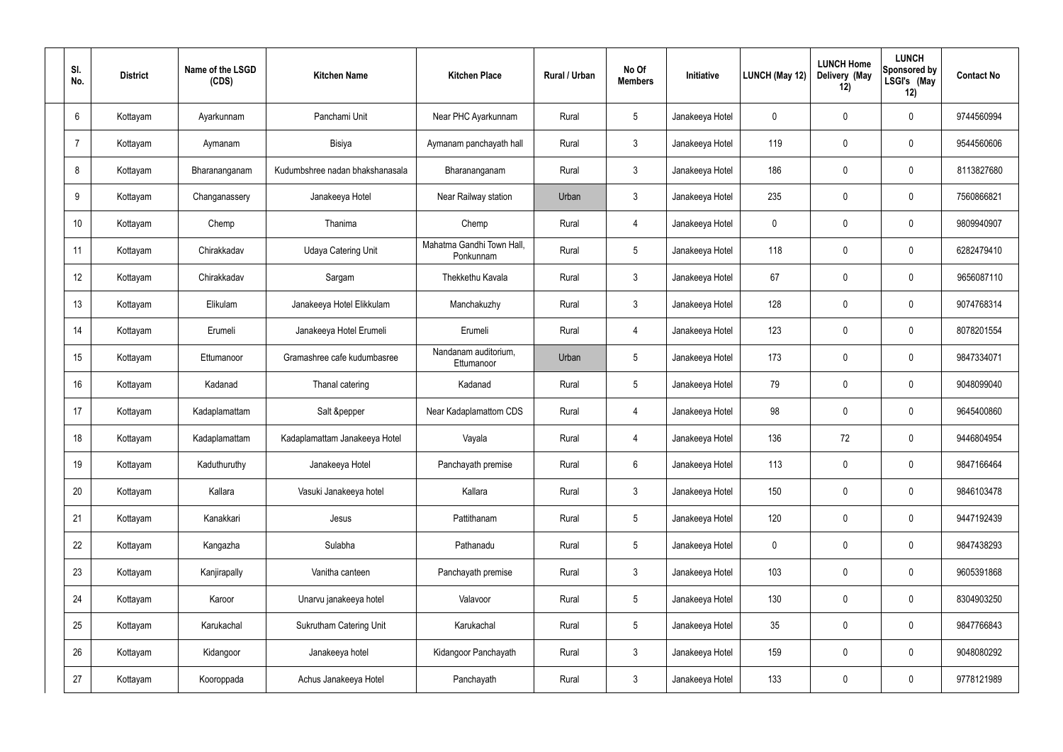| Sl. No. | District | Name of the LSGD (CDS) | Kitchen Name | Kitchen Place | Rural / Urban | No Of Members | Initiative | LUNCH (May 12) | LUNCH Home Delivery (May 12) | LUNCH Sponsored by LSGI's (May 12) | Contact No |
|---|---|---|---|---|---|---|---|---|---|---|---|
| 6 | Kottayam | Ayarkunnam | Panchami Unit | Near PHC Ayarkunnam | Rural | 5 | Janakeeya Hotel | 0 | 0 | 0 | 9744560994 |
| 7 | Kottayam | Aymanam | Bisiya | Aymanam panchayath hall | Rural | 3 | Janakeeya Hotel | 119 | 0 | 0 | 9544560606 |
| 8 | Kottayam | Bharananganam | Kudumbshree nadan bhakshanasala | Bharananganam | Rural | 3 | Janakeeya Hotel | 186 | 0 | 0 | 8113827680 |
| 9 | Kottayam | Changanassery | Janakeeya Hotel | Near Railway station | Urban | 3 | Janakeeya Hotel | 235 | 0 | 0 | 7560866821 |
| 10 | Kottayam | Chemp | Thanima | Chemp | Rural | 4 | Janakeeya Hotel | 0 | 0 | 0 | 9809940907 |
| 11 | Kottayam | Chirakkadav | Udaya Catering Unit | Mahatma Gandhi Town Hall, Ponkunnam | Rural | 5 | Janakeeya Hotel | 118 | 0 | 0 | 6282479410 |
| 12 | Kottayam | Chirakkadav | Sargam | Thekkethu Kavala | Rural | 3 | Janakeeya Hotel | 67 | 0 | 0 | 9656087110 |
| 13 | Kottayam | Elikulam | Janakeeya Hotel Elikkulam | Manchakuzhy | Rural | 3 | Janakeeya Hotel | 128 | 0 | 0 | 9074768314 |
| 14 | Kottayam | Erumeli | Janakeeya Hotel Erumeli | Erumeli | Rural | 4 | Janakeeya Hotel | 123 | 0 | 0 | 8078201554 |
| 15 | Kottayam | Ettumanoor | Gramashree cafe kudumbasree | Nandanam auditorium, Ettumanoor | Urban | 5 | Janakeeya Hotel | 173 | 0 | 0 | 9847334071 |
| 16 | Kottayam | Kadanad | Thanal catering | Kadanad | Rural | 5 | Janakeeya Hotel | 79 | 0 | 0 | 9048099040 |
| 17 | Kottayam | Kadaplamattam | Salt &pepper | Near Kadaplamattom CDS | Rural | 4 | Janakeeya Hotel | 98 | 0 | 0 | 9645400860 |
| 18 | Kottayam | Kadaplamattam | Kadaplamattam Janakeeya Hotel | Vayala | Rural | 4 | Janakeeya Hotel | 136 | 72 | 0 | 9446804954 |
| 19 | Kottayam | Kaduthuruthy | Janakeeya Hotel | Panchayath premise | Rural | 6 | Janakeeya Hotel | 113 | 0 | 0 | 9847166464 |
| 20 | Kottayam | Kallara | Vasuki Janakeeya hotel | Kallara | Rural | 3 | Janakeeya Hotel | 150 | 0 | 0 | 9846103478 |
| 21 | Kottayam | Kanakkari | Jesus | Pattithanam | Rural | 5 | Janakeeya Hotel | 120 | 0 | 0 | 9447192439 |
| 22 | Kottayam | Kangazha | Sulabha | Pathanadu | Rural | 5 | Janakeeya Hotel | 0 | 0 | 0 | 9847438293 |
| 23 | Kottayam | Kanjirapally | Vanitha canteen | Panchayath premise | Rural | 3 | Janakeeya Hotel | 103 | 0 | 0 | 9605391868 |
| 24 | Kottayam | Karoor | Unarvu janakeeya hotel | Valavoor | Rural | 5 | Janakeeya Hotel | 130 | 0 | 0 | 8304903250 |
| 25 | Kottayam | Karukachal | Sukrutham Catering Unit | Karukachal | Rural | 5 | Janakeeya Hotel | 35 | 0 | 0 | 9847766843 |
| 26 | Kottayam | Kidangoor | Janakeeya hotel | Kidangoor Panchayath | Rural | 3 | Janakeeya Hotel | 159 | 0 | 0 | 9048080292 |
| 27 | Kottayam | Kooroppada | Achus Janakeeya Hotel | Panchayath | Rural | 3 | Janakeeya Hotel | 133 | 0 | 0 | 9778121989 |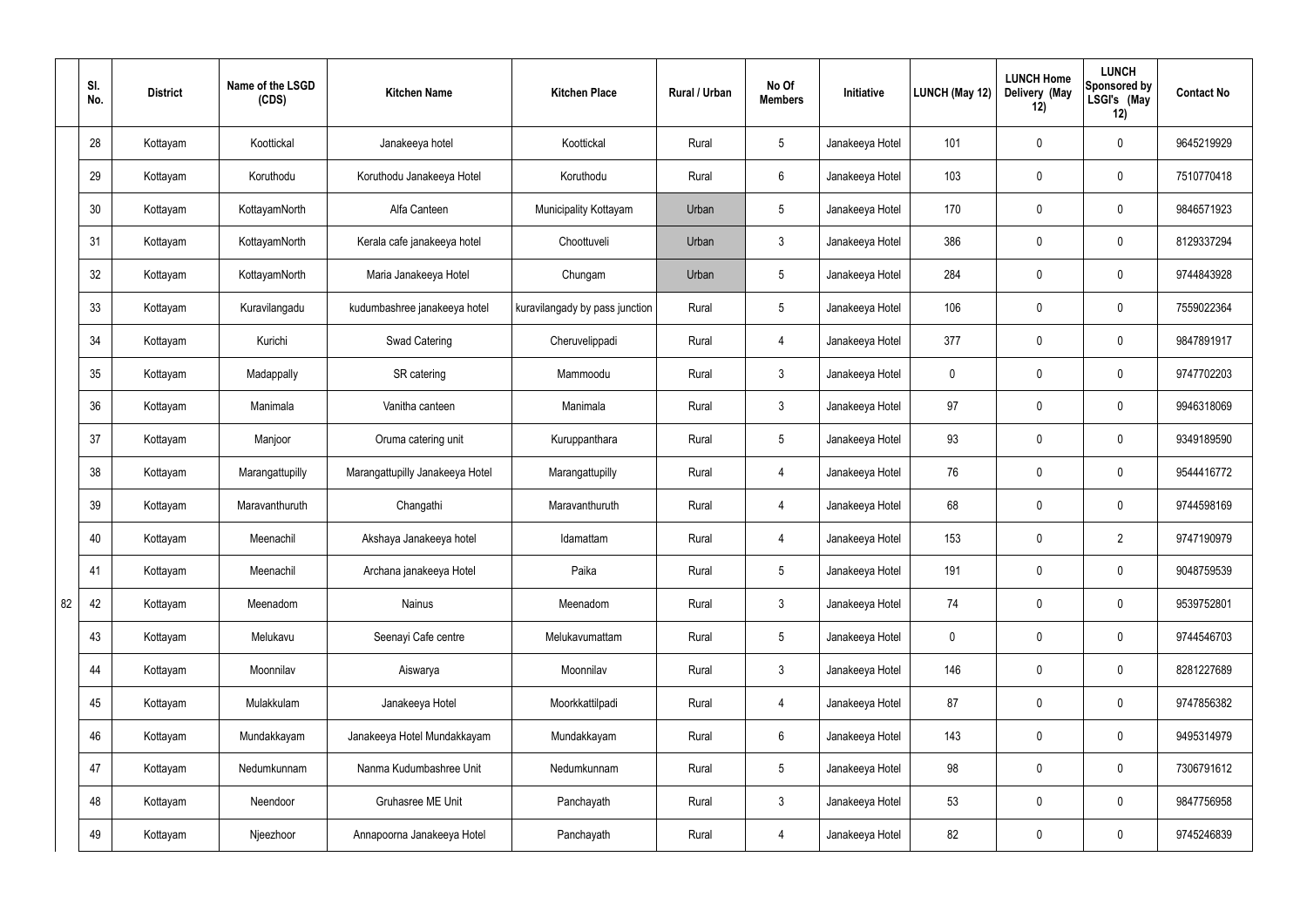| | Sl. No. | District | Name of the LSGD (CDS) | Kitchen Name | Kitchen Place | Rural / Urban | No Of Members | Initiative | LUNCH (May 12) | LUNCH Home Delivery (May 12) | LUNCH Sponsored by LSGI's (May 12) | Contact No |
|---|---|---|---|---|---|---|---|---|---|---|---|---|
| 82 | 28 | Kottayam | Koottickal | Janakeeya hotel | Koottickal | Rural | 5 | Janakeeya Hotel | 101 | 0 | 0 | 9645219929 |
| | 29 | Kottayam | Koruthodu | Koruthodu Janakeeya Hotel | Koruthodu | Rural | 6 | Janakeeya Hotel | 103 | 0 | 0 | 7510770418 |
| | 30 | Kottayam | KottayamNorth | Alfa Canteen | Municipality Kottayam | Urban | 5 | Janakeeya Hotel | 170 | 0 | 0 | 9846571923 |
| | 31 | Kottayam | KottayamNorth | Kerala cafe janakeeya hotel | Choottuveli | Urban | 3 | Janakeeya Hotel | 386 | 0 | 0 | 8129337294 |
| | 32 | Kottayam | KottayamNorth | Maria Janakeeya Hotel | Chungam | Urban | 5 | Janakeeya Hotel | 284 | 0 | 0 | 9744843928 |
| | 33 | Kottayam | Kuravilangadu | kudumbashree janakeeya hotel | kuravilangady by pass junction | Rural | 5 | Janakeeya Hotel | 106 | 0 | 0 | 7559022364 |
| | 34 | Kottayam | Kurichi | Swad Catering | Cheruvelippadi | Rural | 4 | Janakeeya Hotel | 377 | 0 | 0 | 9847891917 |
| | 35 | Kottayam | Madappally | SR catering | Mammoodu | Rural | 3 | Janakeeya Hotel | 0 | 0 | 0 | 9747702203 |
| | 36 | Kottayam | Manimala | Vanitha canteen | Manimala | Rural | 3 | Janakeeya Hotel | 97 | 0 | 0 | 9946318069 |
| | 37 | Kottayam | Manjoor | Oruma catering unit | Kuruppanthara | Rural | 5 | Janakeeya Hotel | 93 | 0 | 0 | 9349189590 |
| | 38 | Kottayam | Marangattupilly | Marangattupilly Janakeeya Hotel | Marangattupilly | Rural | 4 | Janakeeya Hotel | 76 | 0 | 0 | 9544416772 |
| | 39 | Kottayam | Maravanthuruth | Changathi | Maravanthuruth | Rural | 4 | Janakeeya Hotel | 68 | 0 | 0 | 9744598169 |
| | 40 | Kottayam | Meenachil | Akshaya Janakeeya hotel | Idamattam | Rural | 4 | Janakeeya Hotel | 153 | 0 | 2 | 9747190979 |
| | 41 | Kottayam | Meenachil | Archana janakeeya Hotel | Paika | Rural | 5 | Janakeeya Hotel | 191 | 0 | 0 | 9048759539 |
| | 42 | Kottayam | Meenadom | Nainus | Meenadom | Rural | 3 | Janakeeya Hotel | 74 | 0 | 0 | 9539752801 |
| | 43 | Kottayam | Melukavu | Seenayi Cafe centre | Melukavumattam | Rural | 5 | Janakeeya Hotel | 0 | 0 | 0 | 9744546703 |
| | 44 | Kottayam | Moonnilav | Aiswarya | Moonnilav | Rural | 3 | Janakeeya Hotel | 146 | 0 | 0 | 8281227689 |
| | 45 | Kottayam | Mulakkulam | Janakeeya Hotel | Moorkkattilpadi | Rural | 4 | Janakeeya Hotel | 87 | 0 | 0 | 9747856382 |
| | 46 | Kottayam | Mundakkayam | Janakeeya Hotel Mundakkayam | Mundakkayam | Rural | 6 | Janakeeya Hotel | 143 | 0 | 0 | 9495314979 |
| | 47 | Kottayam | Nedumkunnam | Nanma Kudumbashree Unit | Nedumkunnam | Rural | 5 | Janakeeya Hotel | 98 | 0 | 0 | 7306791612 |
| | 48 | Kottayam | Neendoor | Gruhasree ME Unit | Panchayath | Rural | 3 | Janakeeya Hotel | 53 | 0 | 0 | 9847756958 |
| | 49 | Kottayam | Njeezhoor | Annapoorna Janakeeya Hotel | Panchayath | Rural | 4 | Janakeeya Hotel | 82 | 0 | 0 | 9745246839 |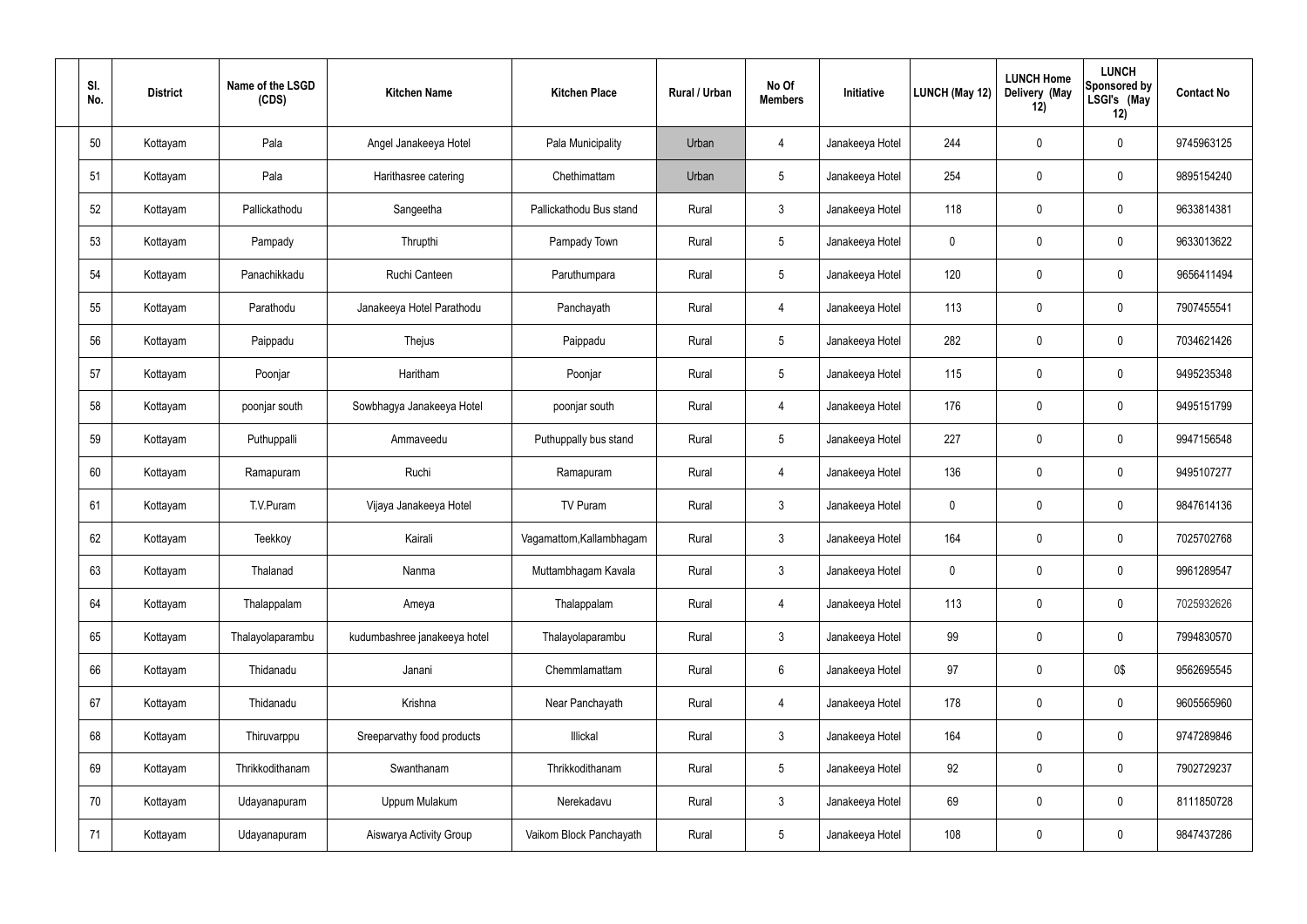| Sl. No. | District | Name of the LSGD (CDS) | Kitchen Name | Kitchen Place | Rural / Urban | No Of Members | Initiative | LUNCH (May 12) | LUNCH Home Delivery (May 12) | LUNCH Sponsored by LSGI's (May 12) | Contact No |
|---|---|---|---|---|---|---|---|---|---|---|---|
| 50 | Kottayam | Pala | Angel Janakeeya Hotel | Pala Municipality | Urban | 4 | Janakeeya Hotel | 244 | 0 | 0 | 9745963125 |
| 51 | Kottayam | Pala | Harithasree catering | Chethimattam | Urban | 5 | Janakeeya Hotel | 254 | 0 | 0 | 9895154240 |
| 52 | Kottayam | Pallickathodu | Sangeetha | Pallickathodu Bus stand | Rural | 3 | Janakeeya Hotel | 118 | 0 | 0 | 9633814381 |
| 53 | Kottayam | Pampady | Thrupthi | Pampady Town | Rural | 5 | Janakeeya Hotel | 0 | 0 | 0 | 9633013622 |
| 54 | Kottayam | Panachikkadu | Ruchi Canteen | Paruthumpara | Rural | 5 | Janakeeya Hotel | 120 | 0 | 0 | 9656411494 |
| 55 | Kottayam | Parathodu | Janakeeya Hotel Parathodu | Panchayath | Rural | 4 | Janakeeya Hotel | 113 | 0 | 0 | 7907455541 |
| 56 | Kottayam | Paippadu | Thejus | Paippadu | Rural | 5 | Janakeeya Hotel | 282 | 0 | 0 | 7034621426 |
| 57 | Kottayam | Poonjar | Haritham | Poonjar | Rural | 5 | Janakeeya Hotel | 115 | 0 | 0 | 9495235348 |
| 58 | Kottayam | poonjar south | Sowbhagya Janakeeya Hotel | poonjar south | Rural | 4 | Janakeeya Hotel | 176 | 0 | 0 | 9495151799 |
| 59 | Kottayam | Puthuppalli | Ammaveedu | Puthuppally bus stand | Rural | 5 | Janakeeya Hotel | 227 | 0 | 0 | 9947156548 |
| 60 | Kottayam | Ramapuram | Ruchi | Ramapuram | Rural | 4 | Janakeeya Hotel | 136 | 0 | 0 | 9495107277 |
| 61 | Kottayam | T.V.Puram | Vijaya Janakeeya Hotel | TV Puram | Rural | 3 | Janakeeya Hotel | 0 | 0 | 0 | 9847614136 |
| 62 | Kottayam | Teekkoy | Kairali | Vagamattom,Kallambhagam | Rural | 3 | Janakeeya Hotel | 164 | 0 | 0 | 7025702768 |
| 63 | Kottayam | Thalanad | Nanma | Muttambhagam Kavala | Rural | 3 | Janakeeya Hotel | 0 | 0 | 0 | 9961289547 |
| 64 | Kottayam | Thalappalam | Ameya | Thalappalam | Rural | 4 | Janakeeya Hotel | 113 | 0 | 0 | 7025932626 |
| 65 | Kottayam | Thalayolaparambu | kudumbashree janakeeya hotel | Thalayolaparambu | Rural | 3 | Janakeeya Hotel | 99 | 0 | 0 | 7994830570 |
| 66 | Kottayam | Thidanadu | Janani | Chemmlamattam | Rural | 6 | Janakeeya Hotel | 97 | 0 | 0$ | 9562695545 |
| 67 | Kottayam | Thidanadu | Krishna | Near Panchayath | Rural | 4 | Janakeeya Hotel | 178 | 0 | 0 | 9605565960 |
| 68 | Kottayam | Thiruvarppu | Sreeparvathy food products | Illickal | Rural | 3 | Janakeeya Hotel | 164 | 0 | 0 | 9747289846 |
| 69 | Kottayam | Thrikkodithanam | Swanthanam | Thrikkodithanam | Rural | 5 | Janakeeya Hotel | 92 | 0 | 0 | 7902729237 |
| 70 | Kottayam | Udayanapuram | Uppum Mulakum | Nerekadavu | Rural | 3 | Janakeeya Hotel | 69 | 0 | 0 | 8111850728 |
| 71 | Kottayam | Udayanapuram | Aiswarya Activity Group | Vaikom Block Panchayath | Rural | 5 | Janakeeya Hotel | 108 | 0 | 0 | 9847437286 |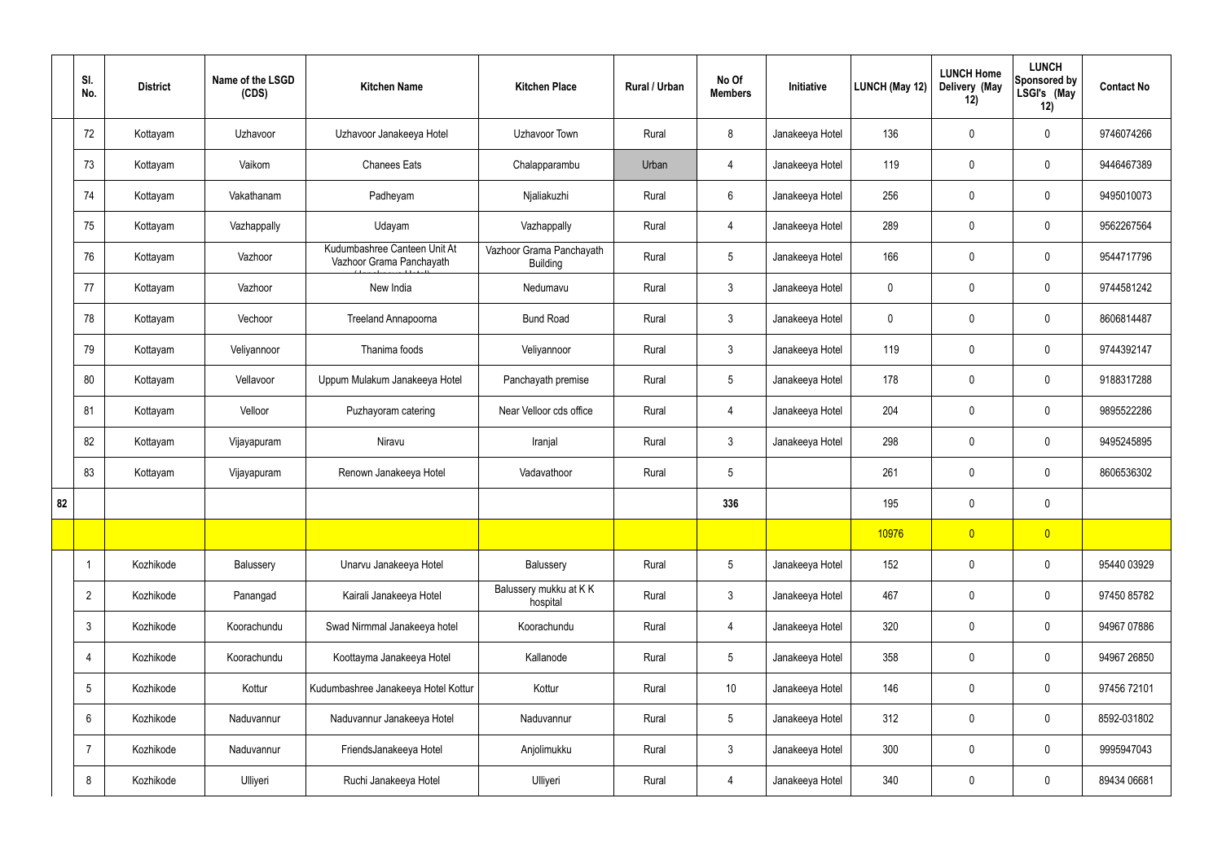| | Sl. No. | District | Name of the LSGD (CDS) | Kitchen Name | Kitchen Place | Rural / Urban | No Of Members | Initiative | LUNCH (May 12) | LUNCH Home Delivery (May 12) | LUNCH Sponsored by LSGI's (May 12) | Contact No |
|---|---|---|---|---|---|---|---|---|---|---|---|---|
| | 72 | Kottayam | Uzhavoor | Uzhavoor Janakeeya Hotel | Uzhavoor Town | Rural | 8 | Janakeeya Hotel | 136 | 0 | 0 | 9746074266 |
| | 73 | Kottayam | Vaikom | Chanees Eats | Chalapparambu | Urban | 4 | Janakeeya Hotel | 119 | 0 | 0 | 9446467389 |
| | 74 | Kottayam | Vakathanam | Padheyam | Njaliakuzhi | Rural | 6 | Janakeeya Hotel | 256 | 0 | 0 | 9495010073 |
| | 75 | Kottayam | Vazhappally | Udayam | Vazhappally | Rural | 4 | Janakeeya Hotel | 289 | 0 | 0 | 9562267564 |
| | 76 | Kottayam | Vazhoor | Kudumbashree Canteen Unit At Vazhoor Grama Panchayath | Vazhoor Grama Panchayath Building | Rural | 5 | Janakeeya Hotel | 166 | 0 | 0 | 9544717796 |
| | 77 | Kottayam | Vazhoor | New India | Nedumavu | Rural | 3 | Janakeeya Hotel | 0 | 0 | 0 | 9744581242 |
| | 78 | Kottayam | Vechoor | Treeland Annapoorna | Bund Road | Rural | 3 | Janakeeya Hotel | 0 | 0 | 0 | 8606814487 |
| | 79 | Kottayam | Veliyannoor | Thanima foods | Veliyannoor | Rural | 3 | Janakeeya Hotel | 119 | 0 | 0 | 9744392147 |
| | 80 | Kottayam | Vellavoor | Uppum Mulakum Janakeeya Hotel | Panchayath premise | Rural | 5 | Janakeeya Hotel | 178 | 0 | 0 | 9188317288 |
| | 81 | Kottayam | Velloor | Puzhayoram catering | Near Velloor cds office | Rural | 4 | Janakeeya Hotel | 204 | 0 | 0 | 9895522286 |
| | 82 | Kottayam | Vijayapuram | Niravu | Iranjal | Rural | 3 | Janakeeya Hotel | 298 | 0 | 0 | 9495245895 |
| | 83 | Kottayam | Vijayapuram | Renown Janakeeya Hotel | Vadavathoor | Rural | 5 | | 261 | 0 | 0 | 8606536302 |
| 82 | | | | | | | 336 | | 195 | 0 | 0 | |
| | | | | | | | | | 10976 | 0 | 0 | |
| | 1 | Kozhikode | Balussery | Unarvu Janakeeya Hotel | Balussery | Rural | 5 | Janakeeya Hotel | 152 | 0 | 0 | 95440 03929 |
| | 2 | Kozhikode | Panangad | Kairali Janakeeya Hotel | Balussery mukku at K K hospital | Rural | 3 | Janakeeya Hotel | 467 | 0 | 0 | 97450 85782 |
| | 3 | Kozhikode | Koorachundu | Swad Nirmmal Janakeeya hotel | Koorachundu | Rural | 4 | Janakeeya Hotel | 320 | 0 | 0 | 94967 07886 |
| | 4 | Kozhikode | Koorachundu | Koottayma Janakeeya Hotel | Kallanode | Rural | 5 | Janakeeya Hotel | 358 | 0 | 0 | 94967 26850 |
| | 5 | Kozhikode | Kottur | Kudumbashree Janakeeya Hotel Kottur | Kottur | Rural | 10 | Janakeeya Hotel | 146 | 0 | 0 | 97456 72101 |
| | 6 | Kozhikode | Naduvannur | Naduvannur Janakeeya Hotel | Naduvannur | Rural | 5 | Janakeeya Hotel | 312 | 0 | 0 | 8592-031802 |
| | 7 | Kozhikode | Naduvannur | FriendsJanakeeya Hotel | Anjolimukku | Rural | 3 | Janakeeya Hotel | 300 | 0 | 0 | 9995947043 |
| | 8 | Kozhikode | Ulliyeri | Ruchi Janakeeya Hotel | Ulliyeri | Rural | 4 | Janakeeya Hotel | 340 | 0 | 0 | 89434 06681 |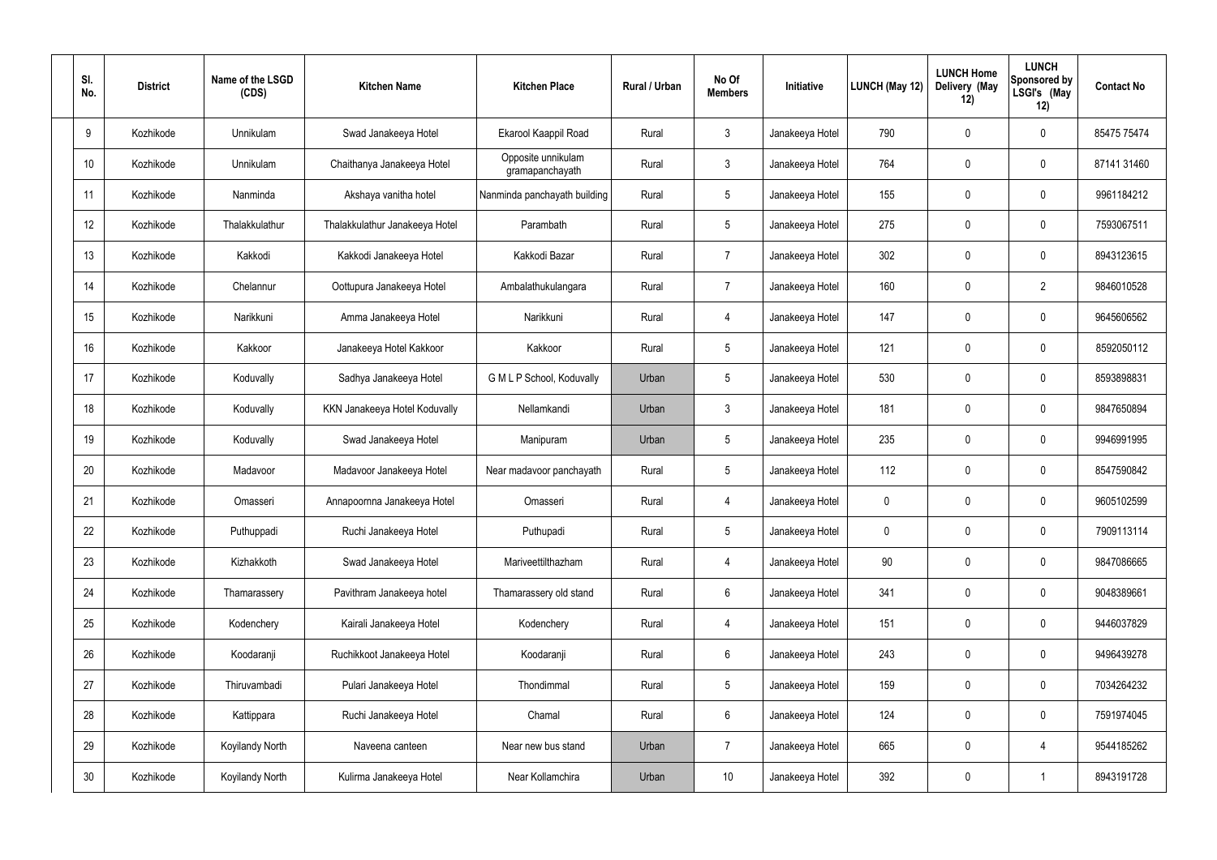| Sl. No. | District | Name of the LSGD (CDS) | Kitchen Name | Kitchen Place | Rural / Urban | No Of Members | Initiative | LUNCH (May 12) | LUNCH Home Delivery (May 12) | LUNCH Sponsored by LSGI's (May 12) | Contact No |
|---|---|---|---|---|---|---|---|---|---|---|---|
| 9 | Kozhikode | Unnikulam | Swad Janakeeya Hotel | Ekarool Kaappil Road | Rural | 3 | Janakeeya Hotel | 790 | 0 | 0 | 85475 75474 |
| 10 | Kozhikode | Unnikulam | Chaithanya Janakeeya Hotel | Opposite unnikulam gramapanchayath | Rural | 3 | Janakeeya Hotel | 764 | 0 | 0 | 87141 31460 |
| 11 | Kozhikode | Nanminda | Akshaya vanitha hotel | Nanminda panchayath building | Rural | 5 | Janakeeya Hotel | 155 | 0 | 0 | 9961184212 |
| 12 | Kozhikode | Thalakkulathur | Thalakkulathur Janakeeya Hotel | Parambath | Rural | 5 | Janakeeya Hotel | 275 | 0 | 0 | 7593067511 |
| 13 | Kozhikode | Kakkodi | Kakkodi Janakeeya Hotel | Kakkodi Bazar | Rural | 7 | Janakeeya Hotel | 302 | 0 | 0 | 8943123615 |
| 14 | Kozhikode | Chelannur | Oottupura Janakeeya Hotel | Ambalathukulangara | Rural | 7 | Janakeeya Hotel | 160 | 0 | 2 | 9846010528 |
| 15 | Kozhikode | Narikkuni | Amma Janakeeya Hotel | Narikkuni | Rural | 4 | Janakeeya Hotel | 147 | 0 | 0 | 9645606562 |
| 16 | Kozhikode | Kakkoor | Janakeeya Hotel Kakkoor | Kakkoor | Rural | 5 | Janakeeya Hotel | 121 | 0 | 0 | 8592050112 |
| 17 | Kozhikode | Koduvally | Sadhya Janakeeya Hotel | G M L P School, Koduvally | Urban | 5 | Janakeeya Hotel | 530 | 0 | 0 | 8593898831 |
| 18 | Kozhikode | Koduvally | KKN Janakeeya Hotel Koduvally | Nellamkandi | Urban | 3 | Janakeeya Hotel | 181 | 0 | 0 | 9847650894 |
| 19 | Kozhikode | Koduvally | Swad Janakeeya Hotel | Manipuram | Urban | 5 | Janakeeya Hotel | 235 | 0 | 0 | 9946991995 |
| 20 | Kozhikode | Madavoor | Madavoor Janakeeya Hotel | Near madavoor panchayath | Rural | 5 | Janakeeya Hotel | 112 | 0 | 0 | 8547590842 |
| 21 | Kozhikode | Omasseri | Annapoornna Janakeeya Hotel | Omasseri | Rural | 4 | Janakeeya Hotel | 0 | 0 | 0 | 9605102599 |
| 22 | Kozhikode | Puthuppadi | Ruchi Janakeeya Hotel | Puthupadi | Rural | 5 | Janakeeya Hotel | 0 | 0 | 0 | 7909113114 |
| 23 | Kozhikode | Kizhakkoth | Swad Janakeeya Hotel | Mariveettilthazham | Rural | 4 | Janakeeya Hotel | 90 | 0 | 0 | 9847086665 |
| 24 | Kozhikode | Thamarassery | Pavithram Janakeeya hotel | Thamarassery old stand | Rural | 6 | Janakeeya Hotel | 341 | 0 | 0 | 9048389661 |
| 25 | Kozhikode | Kodenchery | Kairali Janakeeya Hotel | Kodenchery | Rural | 4 | Janakeeya Hotel | 151 | 0 | 0 | 9446037829 |
| 26 | Kozhikode | Koodaranji | Ruchikkoot Janakeeya Hotel | Koodaranji | Rural | 6 | Janakeeya Hotel | 243 | 0 | 0 | 9496439278 |
| 27 | Kozhikode | Thiruvambadi | Pulari Janakeeya Hotel | Thondimmal | Rural | 5 | Janakeeya Hotel | 159 | 0 | 0 | 7034264232 |
| 28 | Kozhikode | Kattippara | Ruchi Janakeeya Hotel | Chamal | Rural | 6 | Janakeeya Hotel | 124 | 0 | 0 | 7591974045 |
| 29 | Kozhikode | Koyilandy North | Naveena canteen | Near new bus stand | Urban | 7 | Janakeeya Hotel | 665 | 0 | 4 | 9544185262 |
| 30 | Kozhikode | Koyilandy North | Kulirma Janakeeya Hotel | Near Kollamchira | Urban | 10 | Janakeeya Hotel | 392 | 0 | 1 | 8943191728 |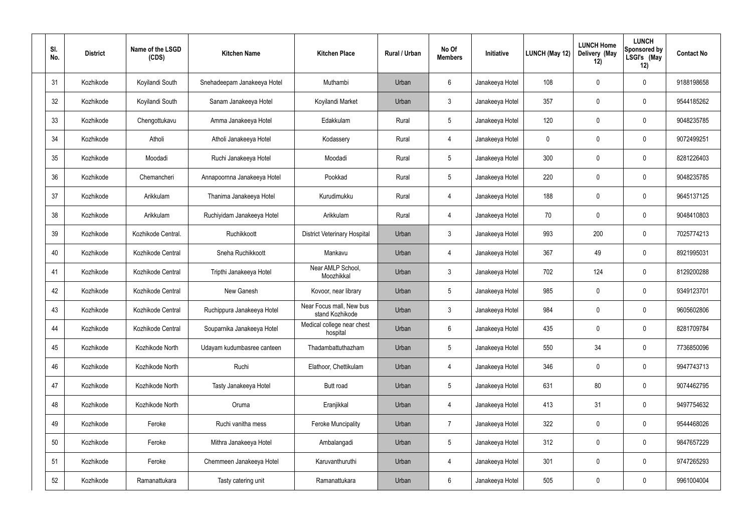| Sl. No. | District | Name of the LSGD (CDS) | Kitchen Name | Kitchen Place | Rural / Urban | No Of Members | Initiative | LUNCH (May 12) | LUNCH Home Delivery (May 12) | LUNCH Sponsored by LSGI's (May 12) | Contact No |
|---|---|---|---|---|---|---|---|---|---|---|---|
| 31 | Kozhikode | Koyilandi South | Snehadeepam Janakeeya Hotel | Muthambi | Urban | 6 | Janakeeya Hotel | 108 | 0 | 0 | 9188198658 |
| 32 | Kozhikode | Koyilandi South | Sanam Janakeeya Hotel | Koyilandi Market | Urban | 3 | Janakeeya Hotel | 357 | 0 | 0 | 9544185262 |
| 33 | Kozhikode | Chengottukavu | Amma Janakeeya Hotel | Edakkulam | Rural | 5 | Janakeeya Hotel | 120 | 0 | 0 | 9048235785 |
| 34 | Kozhikode | Atholi | Atholi Janakeeya Hotel | Kodassery | Rural | 4 | Janakeeya Hotel | 0 | 0 | 0 | 9072499251 |
| 35 | Kozhikode | Moodadi | Ruchi Janakeeya Hotel | Moodadi | Rural | 5 | Janakeeya Hotel | 300 | 0 | 0 | 8281226403 |
| 36 | Kozhikode | Chemancheri | Annapoornna Janakeeya Hotel | Pookkad | Rural | 5 | Janakeeya Hotel | 220 | 0 | 0 | 9048235785 |
| 37 | Kozhikode | Arikkulam | Thanima Janakeeya Hotel | Kurudimukku | Rural | 4 | Janakeeya Hotel | 188 | 0 | 0 | 9645137125 |
| 38 | Kozhikode | Arikkulam | Ruchiyidam Janakeeya Hotel | Arikkulam | Rural | 4 | Janakeeya Hotel | 70 | 0 | 0 | 9048410803 |
| 39 | Kozhikode | Kozhikode Central. | Ruchikkoott | District Veterinary Hospital | Urban | 3 | Janakeeya Hotel | 993 | 200 | 0 | 7025774213 |
| 40 | Kozhikode | Kozhikode Central | Sneha Ruchikkoott | Mankavu | Urban | 4 | Janakeeya Hotel | 367 | 49 | 0 | 8921995031 |
| 41 | Kozhikode | Kozhikode Central | Tripthi Janakeeya Hotel | Near AMLP School, Moozhikkal | Urban | 3 | Janakeeya Hotel | 702 | 124 | 0 | 8129200288 |
| 42 | Kozhikode | Kozhikode Central | New Ganesh | Kovoor, near library | Urban | 5 | Janakeeya Hotel | 985 | 0 | 0 | 9349123701 |
| 43 | Kozhikode | Kozhikode Central | Ruchippura Janakeeya Hotel | Near Focus mall, New bus stand Kozhikode | Urban | 3 | Janakeeya Hotel | 984 | 0 | 0 | 9605602806 |
| 44 | Kozhikode | Kozhikode Central | Souparnika Janakeeya Hotel | Medical college near chest hospital | Urban | 6 | Janakeeya Hotel | 435 | 0 | 0 | 8281709784 |
| 45 | Kozhikode | Kozhikode North | Udayam kudumbasree canteen | Thadambattuthazham | Urban | 5 | Janakeeya Hotel | 550 | 34 | 0 | 7736850096 |
| 46 | Kozhikode | Kozhikode North | Ruchi | Elathoor, Chettikulam | Urban | 4 | Janakeeya Hotel | 346 | 0 | 0 | 9947743713 |
| 47 | Kozhikode | Kozhikode North | Tasty Janakeeya Hotel | Butt road | Urban | 5 | Janakeeya Hotel | 631 | 80 | 0 | 9074462795 |
| 48 | Kozhikode | Kozhikode North | Oruma | Eranjikkal | Urban | 4 | Janakeeya Hotel | 413 | 31 | 0 | 9497754632 |
| 49 | Kozhikode | Feroke | Ruchi vanitha mess | Feroke Muncipality | Urban | 7 | Janakeeya Hotel | 322 | 0 | 0 | 9544468026 |
| 50 | Kozhikode | Feroke | Mithra Janakeeya Hotel | Ambalangadi | Urban | 5 | Janakeeya Hotel | 312 | 0 | 0 | 9847657229 |
| 51 | Kozhikode | Feroke | Chemmeen Janakeeya Hotel | Karuvanthuruthi | Urban | 4 | Janakeeya Hotel | 301 | 0 | 0 | 9747265293 |
| 52 | Kozhikode | Ramanattukara | Tasty catering unit | Ramanattukara | Urban | 6 | Janakeeya Hotel | 505 | 0 | 0 | 9961004004 |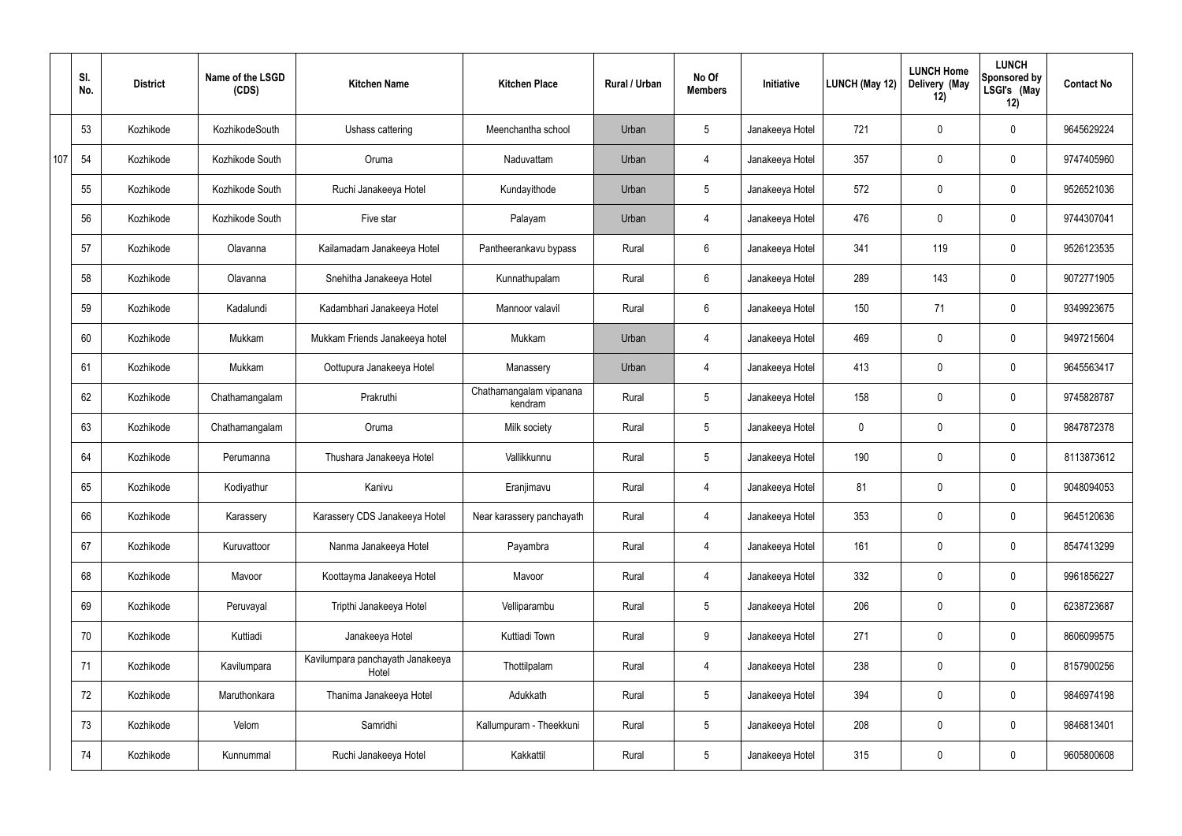| | Sl. No. | District | Name of the LSGD (CDS) | Kitchen Name | Kitchen Place | Rural / Urban | No Of Members | Initiative | LUNCH (May 12) | LUNCH Home Delivery (May 12) | LUNCH Sponsored by LSGI's (May 12) | Contact No |
|---|---|---|---|---|---|---|---|---|---|---|---|---|
| | 53 | Kozhikode | KozhikodeSouth | Ushass cattering | Meenchantha school | Urban | 5 | Janakeeya Hotel | 721 | 0 | 0 | 9645629224 |
| 107 | 54 | Kozhikode | Kozhikode South | Oruma | Naduvattam | Urban | 4 | Janakeeya Hotel | 357 | 0 | 0 | 9747405960 |
| | 55 | Kozhikode | Kozhikode South | Ruchi Janakeeya Hotel | Kundayithode | Urban | 5 | Janakeeya Hotel | 572 | 0 | 0 | 9526521036 |
| | 56 | Kozhikode | Kozhikode South | Five star | Palayam | Urban | 4 | Janakeeya Hotel | 476 | 0 | 0 | 9744307041 |
| | 57 | Kozhikode | Olavanna | Kailamadam Janakeeya Hotel | Pantheerankavu bypass | Rural | 6 | Janakeeya Hotel | 341 | 119 | 0 | 9526123535 |
| | 58 | Kozhikode | Olavanna | Snehitha Janakeeya Hotel | Kunnathupalam | Rural | 6 | Janakeeya Hotel | 289 | 143 | 0 | 9072771905 |
| | 59 | Kozhikode | Kadalundi | Kadambhari Janakeeya Hotel | Mannoor valavil | Rural | 6 | Janakeeya Hotel | 150 | 71 | 0 | 9349923675 |
| | 60 | Kozhikode | Mukkam | Mukkam Friends Janakeeya hotel | Mukkam | Urban | 4 | Janakeeya Hotel | 469 | 0 | 0 | 9497215604 |
| | 61 | Kozhikode | Mukkam | Oottupura Janakeeya Hotel | Manassery | Urban | 4 | Janakeeya Hotel | 413 | 0 | 0 | 9645563417 |
| | 62 | Kozhikode | Chathamangalam | Prakruthi | Chathamangalam vipanana kendram | Rural | 5 | Janakeeya Hotel | 158 | 0 | 0 | 9745828787 |
| | 63 | Kozhikode | Chathamangalam | Oruma | Milk society | Rural | 5 | Janakeeya Hotel | 0 | 0 | 0 | 9847872378 |
| | 64 | Kozhikode | Perumanna | Thushara Janakeeya Hotel | Vallikkunnu | Rural | 5 | Janakeeya Hotel | 190 | 0 | 0 | 8113873612 |
| | 65 | Kozhikode | Kodiyathur | Kanivu | Eranjimavu | Rural | 4 | Janakeeya Hotel | 81 | 0 | 0 | 9048094053 |
| | 66 | Kozhikode | Karassery | Karassery CDS Janakeeya Hotel | Near karassery panchayath | Rural | 4 | Janakeeya Hotel | 353 | 0 | 0 | 9645120636 |
| | 67 | Kozhikode | Kuruvattoor | Nanma Janakeeya Hotel | Payambra | Rural | 4 | Janakeeya Hotel | 161 | 0 | 0 | 8547413299 |
| | 68 | Kozhikode | Mavoor | Koottayma Janakeeya Hotel | Mavoor | Rural | 4 | Janakeeya Hotel | 332 | 0 | 0 | 9961856227 |
| | 69 | Kozhikode | Peruvayal | Tripthi Janakeeya Hotel | Velliparambu | Rural | 5 | Janakeeya Hotel | 206 | 0 | 0 | 6238723687 |
| | 70 | Kozhikode | Kuttiadi | Janakeeya Hotel | Kuttiadi Town | Rural | 9 | Janakeeya Hotel | 271 | 0 | 0 | 8606099575 |
| | 71 | Kozhikode | Kavilumpara | Kavilumpara panchayath Janakeeya Hotel | Thottilpalam | Rural | 4 | Janakeeya Hotel | 238 | 0 | 0 | 8157900256 |
| | 72 | Kozhikode | Maruthonkara | Thanima Janakeeya Hotel | Adukkath | Rural | 5 | Janakeeya Hotel | 394 | 0 | 0 | 9846974198 |
| | 73 | Kozhikode | Velom | Samridhi | Kallumpuram - Theekkuni | Rural | 5 | Janakeeya Hotel | 208 | 0 | 0 | 9846813401 |
| | 74 | Kozhikode | Kunnummal | Ruchi Janakeeya Hotel | Kakkattil | Rural | 5 | Janakeeya Hotel | 315 | 0 | 0 | 9605800608 |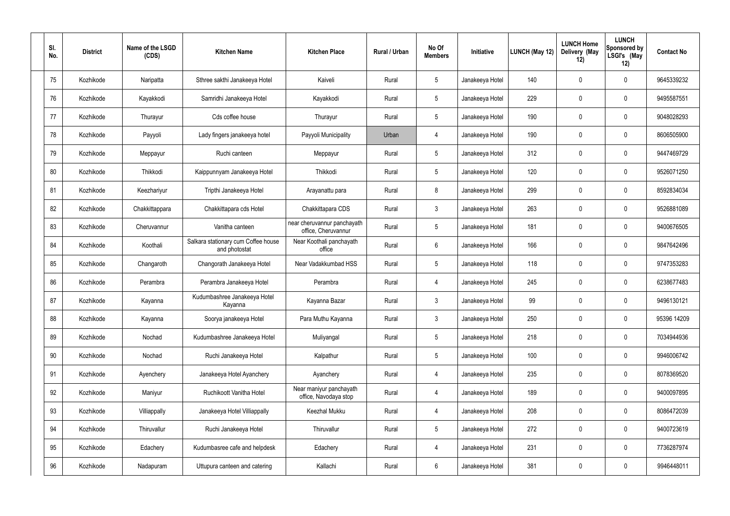| Sl. No. | District | Name of the LSGD (CDS) | Kitchen Name | Kitchen Place | Rural / Urban | No Of Members | Initiative | LUNCH (May 12) | LUNCH Home Delivery (May 12) | LUNCH Sponsored by LSGI's (May 12) | Contact No |
|---|---|---|---|---|---|---|---|---|---|---|---|
| 75 | Kozhikode | Naripatta | Sthree sakthi Janakeeya Hotel | Kaiveli | Rural | 5 | Janakeeya Hotel | 140 | 0 | 0 | 9645339232 |
| 76 | Kozhikode | Kayakkodi | Samridhi Janakeeya Hotel | Kayakkodi | Rural | 5 | Janakeeya Hotel | 229 | 0 | 0 | 9495587551 |
| 77 | Kozhikode | Thurayur | Cds coffee house | Thurayur | Rural | 5 | Janakeeya Hotel | 190 | 0 | 0 | 9048028293 |
| 78 | Kozhikode | Payyoli | Lady fingers janakeeya hotel | Payyoli Municipality | Urban | 4 | Janakeeya Hotel | 190 | 0 | 0 | 8606505900 |
| 79 | Kozhikode | Meppayur | Ruchi canteen | Meppayur | Rural | 5 | Janakeeya Hotel | 312 | 0 | 0 | 9447469729 |
| 80 | Kozhikode | Thikkodi | Kaippunnyam Janakeeya Hotel | Thikkodi | Rural | 5 | Janakeeya Hotel | 120 | 0 | 0 | 9526071250 |
| 81 | Kozhikode | Keezhariyur | Tripthi Janakeeya Hotel | Arayanattu para | Rural | 8 | Janakeeya Hotel | 299 | 0 | 0 | 8592834034 |
| 82 | Kozhikode | Chakkittappara | Chakkittapara cds Hotel | Chakkittapara CDS | Rural | 3 | Janakeeya Hotel | 263 | 0 | 0 | 9526881089 |
| 83 | Kozhikode | Cheruvannur | Vanitha canteen | near cheruvannur panchayath office, Cheruvannur | Rural | 5 | Janakeeya Hotel | 181 | 0 | 0 | 9400676505 |
| 84 | Kozhikode | Koothali | Salkara stationary cum Coffee house and photostat | Near Koothali panchayath office | Rural | 6 | Janakeeya Hotel | 166 | 0 | 0 | 9847642496 |
| 85 | Kozhikode | Changaroth | Changorath Janakeeya Hotel | Near Vadakkumbad HSS | Rural | 5 | Janakeeya Hotel | 118 | 0 | 0 | 9747353283 |
| 86 | Kozhikode | Perambra | Perambra Janakeeya Hotel | Perambra | Rural | 4 | Janakeeya Hotel | 245 | 0 | 0 | 6238677483 |
| 87 | Kozhikode | Kayanna | Kudumbashree Janakeeya Hotel Kayanna | Kayanna Bazar | Rural | 3 | Janakeeya Hotel | 99 | 0 | 0 | 9496130121 |
| 88 | Kozhikode | Kayanna | Soorya janakeeya Hotel | Para Muthu Kayanna | Rural | 3 | Janakeeya Hotel | 250 | 0 | 0 | 95396 14209 |
| 89 | Kozhikode | Nochad | Kudumbashree Janakeeya Hotel | Muliyangal | Rural | 5 | Janakeeya Hotel | 218 | 0 | 0 | 7034944936 |
| 90 | Kozhikode | Nochad | Ruchi Janakeeya Hotel | Kalpathur | Rural | 5 | Janakeeya Hotel | 100 | 0 | 0 | 9946006742 |
| 91 | Kozhikode | Ayenchery | Janakeeya Hotel Ayanchery | Ayanchery | Rural | 4 | Janakeeya Hotel | 235 | 0 | 0 | 8078369520 |
| 92 | Kozhikode | Maniyur | Ruchikoott Vanitha Hotel | Near maniyur panchayath office, Navodaya stop | Rural | 4 | Janakeeya Hotel | 189 | 0 | 0 | 9400097895 |
| 93 | Kozhikode | Villiappally | Janakeeya Hotel Villiappally | Keezhal Mukku | Rural | 4 | Janakeeya Hotel | 208 | 0 | 0 | 8086472039 |
| 94 | Kozhikode | Thiruvallur | Ruchi Janakeeya Hotel | Thiruvallur | Rural | 5 | Janakeeya Hotel | 272 | 0 | 0 | 9400723619 |
| 95 | Kozhikode | Edachery | Kudumbasree cafe and helpdesk | Edachery | Rural | 4 | Janakeeya Hotel | 231 | 0 | 0 | 7736287974 |
| 96 | Kozhikode | Nadapuram | Uttupura canteen and catering | Kallachi | Rural | 6 | Janakeeya Hotel | 381 | 0 | 0 | 9946448011 |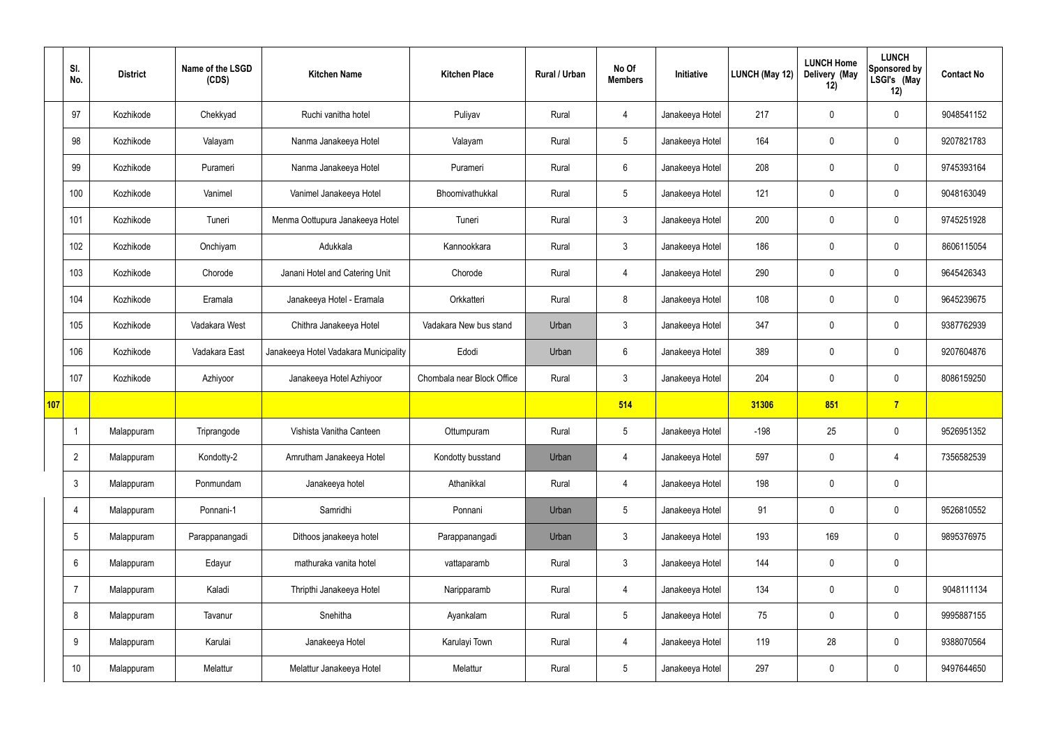|  | Sl. No. | District | Name of the LSGD (CDS) | Kitchen Name | Kitchen Place | Rural / Urban | No Of Members | Initiative | LUNCH (May 12) | LUNCH Home Delivery (May 12) | LUNCH Sponsored by LSGI's (May 12) | Contact No |
|---|---|---|---|---|---|---|---|---|---|---|---|---|
|  | 97 | Kozhikode | Chekkyad | Ruchi vanitha hotel | Puliyav | Rural | 4 | Janakeeya Hotel | 217 | 0 | 0 | 9048541152 |
|  | 98 | Kozhikode | Valayam | Nanma Janakeeya Hotel | Valayam | Rural | 5 | Janakeeya Hotel | 164 | 0 | 0 | 9207821783 |
|  | 99 | Kozhikode | Purameri | Nanma Janakeeya Hotel | Purameri | Rural | 6 | Janakeeya Hotel | 208 | 0 | 0 | 9745393164 |
|  | 100 | Kozhikode | Vanimel | Vanimel Janakeeya Hotel | Bhoomivathukkal | Rural | 5 | Janakeeya Hotel | 121 | 0 | 0 | 9048163049 |
|  | 101 | Kozhikode | Tuneri | Menma Oottupura Janakeeya Hotel | Tuneri | Rural | 3 | Janakeeya Hotel | 200 | 0 | 0 | 9745251928 |
|  | 102 | Kozhikode | Onchiyam | Adukkala | Kannookkara | Rural | 3 | Janakeeya Hotel | 186 | 0 | 0 | 8606115054 |
|  | 103 | Kozhikode | Chorode | Janani Hotel and Catering Unit | Chorode | Rural | 4 | Janakeeya Hotel | 290 | 0 | 0 | 9645426343 |
|  | 104 | Kozhikode | Eramala | Janakeeya Hotel - Eramala | Orkkatteri | Rural | 8 | Janakeeya Hotel | 108 | 0 | 0 | 9645239675 |
|  | 105 | Kozhikode | Vadakara West | Chithra Janakeeya Hotel | Vadakara New bus stand | Urban | 3 | Janakeeya Hotel | 347 | 0 | 0 | 9387762939 |
|  | 106 | Kozhikode | Vadakara East | Janakeeya Hotel Vadakara Municipality | Edodi | Urban | 6 | Janakeeya Hotel | 389 | 0 | 0 | 9207604876 |
|  | 107 | Kozhikode | Azhiyoor | Janakeeya Hotel Azhiyoor | Chombala near Block Office | Rural | 3 | Janakeeya Hotel | 204 | 0 | 0 | 8086159250 |
| **107** |  |  |  |  |  |  | **514** |  | **31306** | **851** | **7** |  |
|  | 1 | Malappuram | Triprangode | Vishista Vanitha Canteen | Ottumpuram | Rural | 5 | Janakeeya Hotel | -198 | 25 | 0 | 9526951352 |
|  | 2 | Malappuram | Kondotty-2 | Amrutham Janakeeya Hotel | Kondotty busstand | Urban | 4 | Janakeeya Hotel | 597 | 0 | 4 | 7356582539 |
|  | 3 | Malappuram | Ponmundam | Janakeeya hotel | Athanikkal | Rural | 4 | Janakeeya Hotel | 198 | 0 | 0 |  |
|  | 4 | Malappuram | Ponnani-1 | Samridhi | Ponnani | Urban | 5 | Janakeeya Hotel | 91 | 0 | 0 | 9526810552 |
|  | 5 | Malappuram | Parappanangadi | Dithoos janakeeya hotel | Parappanangadi | Urban | 3 | Janakeeya Hotel | 193 | 169 | 0 | 9895376975 |
|  | 6 | Malappuram | Edayur | mathuraka vanita hotel | vattaparamb | Rural | 3 | Janakeeya Hotel | 144 | 0 | 0 |  |
|  | 7 | Malappuram | Kaladi | Thripthi Janakeeya Hotel | Naripparamb | Rural | 4 | Janakeeya Hotel | 134 | 0 | 0 | 9048111134 |
|  | 8 | Malappuram | Tavanur | Snehitha | Ayankalam | Rural | 5 | Janakeeya Hotel | 75 | 0 | 0 | 9995887155 |
|  | 9 | Malappuram | Karulai | Janakeeya Hotel | Karulayi Town | Rural | 4 | Janakeeya Hotel | 119 | 28 | 0 | 9388070564 |
|  | 10 | Malappuram | Melattur | Melattur Janakeeya Hotel | Melattur | Rural | 5 | Janakeeya Hotel | 297 | 0 | 0 | 9497644650 |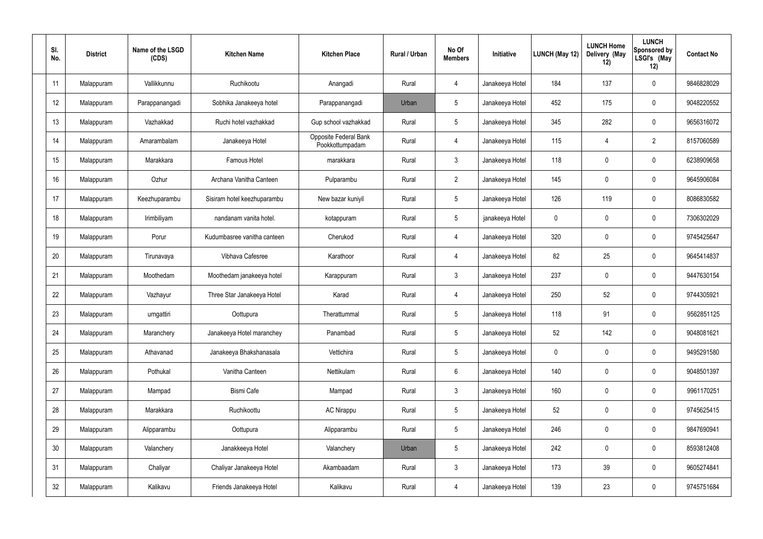| Sl. No. | District | Name of the LSGD (CDS) | Kitchen Name | Kitchen Place | Rural / Urban | No Of Members | Initiative | LUNCH (May 12) | LUNCH Home Delivery (May 12) | LUNCH Sponsored by LSGI's (May 12) | Contact No |
|---|---|---|---|---|---|---|---|---|---|---|---|
| 11 | Malappuram | Vallikkunnu | Ruchikootu | Anangadi | Rural | 4 | Janakeeya Hotel | 184 | 137 | 0 | 9846828029 |
| 12 | Malappuram | Parappanangadi | Sobhika Janakeeya hotel | Parappanangadi | Urban | 5 | Janakeeya Hotel | 452 | 175 | 0 | 9048220552 |
| 13 | Malappuram | Vazhakkad | Ruchi hotel vazhakkad | Gup school vazhakkad | Rural | 5 | Janakeeya Hotel | 345 | 282 | 0 | 9656316072 |
| 14 | Malappuram | Amarambalam | Janakeeya Hotel | Opposite Federal Bank Pookkottumpadam | Rural | 4 | Janakeeya Hotel | 115 | 4 | 2 | 8157060589 |
| 15 | Malappuram | Marakkara | Famous Hotel | marakkara | Rural | 3 | Janakeeya Hotel | 118 | 0 | 0 | 6238909658 |
| 16 | Malappuram | Ozhur | Archana Vanitha Canteen | Pulparambu | Rural | 2 | Janakeeya Hotel | 145 | 0 | 0 | 9645906084 |
| 17 | Malappuram | Keezhuparambu | Sisiram hotel keezhuparambu | New bazar kuniyil | Rural | 5 | Janakeeya Hotel | 126 | 119 | 0 | 8086830582 |
| 18 | Malappuram | Irimbiliyam | nandanam vanita hotel. | kotappuram | Rural | 5 | janakeeya Hotel | 0 | 0 | 0 | 7306302029 |
| 19 | Malappuram | Porur | Kudumbasree vanitha canteen | Cherukod | Rural | 4 | Janakeeya Hotel | 320 | 0 | 0 | 9745425647 |
| 20 | Malappuram | Tirunavaya | Vibhava Cafesree | Karathoor | Rural | 4 | Janakeeya Hotel | 82 | 25 | 0 | 9645414837 |
| 21 | Malappuram | Moothedam | Moothedam janakeeya hotel | Karappuram | Rural | 3 | Janakeeya Hotel | 237 | 0 | 0 | 9447630154 |
| 22 | Malappuram | Vazhayur | Three Star Janakeeya Hotel | Karad | Rural | 4 | Janakeeya Hotel | 250 | 52 | 0 | 9744305921 |
| 23 | Malappuram | urngattiri | Oottupura | Therattummal | Rural | 5 | Janakeeya Hotel | 118 | 91 | 0 | 9562851125 |
| 24 | Malappuram | Maranchery | Janakeeya Hotel maranchey | Panambad | Rural | 5 | Janakeeya Hotel | 52 | 142 | 0 | 9048081621 |
| 25 | Malappuram | Athavanad | Janakeeya Bhakshanasala | Vettichira | Rural | 5 | Janakeeya Hotel | 0 | 0 | 0 | 9495291580 |
| 26 | Malappuram | Pothukal | Vanitha Canteen | Nettikulam | Rural | 6 | Janakeeya Hotel | 140 | 0 | 0 | 9048501397 |
| 27 | Malappuram | Mampad | Bismi Cafe | Mampad | Rural | 3 | Janakeeya Hotel | 160 | 0 | 0 | 9961170251 |
| 28 | Malappuram | Marakkara | Ruchikoottu | AC Nirappu | Rural | 5 | Janakeeya Hotel | 52 | 0 | 0 | 9745625415 |
| 29 | Malappuram | Alipparambu | Oottupura | Alipparambu | Rural | 5 | Janakeeya Hotel | 246 | 0 | 0 | 9847690941 |
| 30 | Malappuram | Valanchery | Janakkeeya Hotel | Valanchery | Urban | 5 | Janakeeya Hotel | 242 | 0 | 0 | 8593812408 |
| 31 | Malappuram | Chaliyar | Chaliyar Janakeeya Hotel | Akambaadam | Rural | 3 | Janakeeya Hotel | 173 | 39 | 0 | 9605274841 |
| 32 | Malappuram | Kalikavu | Friends Janakeeya Hotel | Kalikavu | Rural | 4 | Janakeeya Hotel | 139 | 23 | 0 | 9745751684 |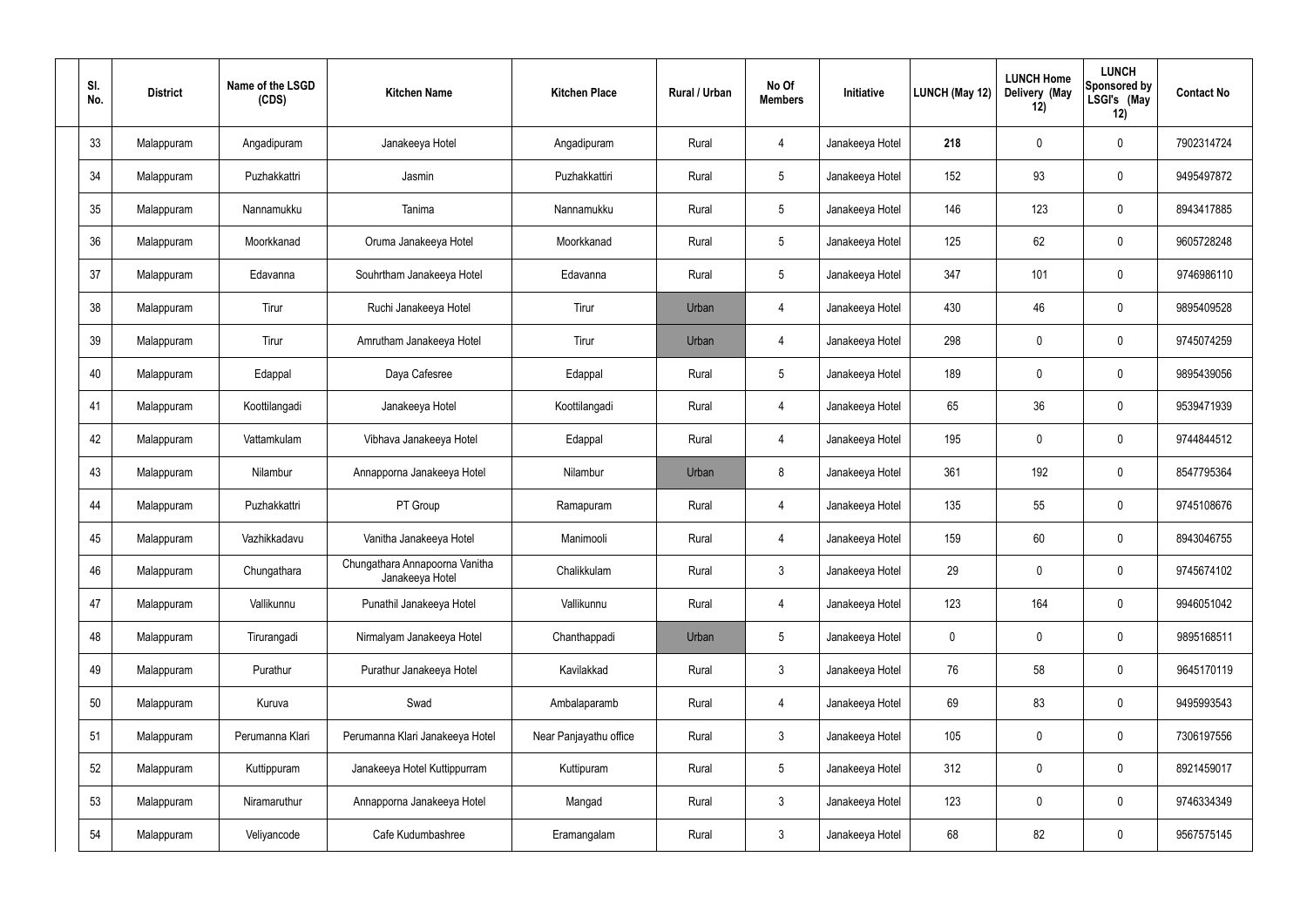| Sl. No. | District | Name of the LSGD (CDS) | Kitchen Name | Kitchen Place | Rural / Urban | No Of Members | Initiative | LUNCH (May 12) | LUNCH Home Delivery (May 12) | LUNCH Sponsored by LSGI's (May 12) | Contact No |
|---|---|---|---|---|---|---|---|---|---|---|---|
| 33 | Malappuram | Angadipuram | Janakeeya Hotel | Angadipuram | Rural | 4 | Janakeeya Hotel | **218** | 0 | 0 | 7902314724 |
| 34 | Malappuram | Puzhakkattri | Jasmin | Puzhakkattiri | Rural | 5 | Janakeeya Hotel | 152 | 93 | 0 | 9495497872 |
| 35 | Malappuram | Nannamukku | Tanima | Nannamukku | Rural | 5 | Janakeeya Hotel | 146 | 123 | 0 | 8943417885 |
| 36 | Malappuram | Moorkkanad | Oruma Janakeeya Hotel | Moorkkanad | Rural | 5 | Janakeeya Hotel | 125 | 62 | 0 | 9605728248 |
| 37 | Malappuram | Edavanna | Souhrtham Janakeeya Hotel | Edavanna | Rural | 5 | Janakeeya Hotel | 347 | 101 | 0 | 9746986110 |
| 38 | Malappuram | Tirur | Ruchi Janakeeya Hotel | Tirur | Urban | 4 | Janakeeya Hotel | 430 | 46 | 0 | 9895409528 |
| 39 | Malappuram | Tirur | Amrutham Janakeeya Hotel | Tirur | Urban | 4 | Janakeeya Hotel | 298 | 0 | 0 | 9745074259 |
| 40 | Malappuram | Edappal | Daya Cafesree | Edappal | Rural | 5 | Janakeeya Hotel | 189 | 0 | 0 | 9895439056 |
| 41 | Malappuram | Koottilangadi | Janakeeya Hotel | Koottilangadi | Rural | 4 | Janakeeya Hotel | 65 | 36 | 0 | 9539471939 |
| 42 | Malappuram | Vattamkulam | Vibhava Janakeeya Hotel | Edappal | Rural | 4 | Janakeeya Hotel | 195 | 0 | 0 | 9744844512 |
| 43 | Malappuram | Nilambur | Annapporna Janakeeya Hotel | Nilambur | Urban | 8 | Janakeeya Hotel | 361 | 192 | 0 | 8547795364 |
| 44 | Malappuram | Puzhakkattri | PT Group | Ramapuram | Rural | 4 | Janakeeya Hotel | 135 | 55 | 0 | 9745108676 |
| 45 | Malappuram | Vazhikkadavu | Vanitha Janakeeya Hotel | Manimooli | Rural | 4 | Janakeeya Hotel | 159 | 60 | 0 | 8943046755 |
| 46 | Malappuram | Chungathara | Chungathara Annapoorna Vanitha Janakeeya Hotel | Chalikkulam | Rural | 3 | Janakeeya Hotel | 29 | 0 | 0 | 9745674102 |
| 47 | Malappuram | Vallikunnu | Punathil Janakeeya Hotel | Vallikunnu | Rural | 4 | Janakeeya Hotel | 123 | 164 | 0 | 9946051042 |
| 48 | Malappuram | Tirurangadi | Nirmalyam Janakeeya Hotel | Chanthappadi | Urban | 5 | Janakeeya Hotel | 0 | 0 | 0 | 9895168511 |
| 49 | Malappuram | Purathur | Purathur Janakeeya Hotel | Kavilakkad | Rural | 3 | Janakeeya Hotel | 76 | 58 | 0 | 9645170119 |
| 50 | Malappuram | Kuruva | Swad | Ambalaparamb | Rural | 4 | Janakeeya Hotel | 69 | 83 | 0 | 9495993543 |
| 51 | Malappuram | Perumanna Klari | Perumanna Klari Janakeeya Hotel | Near Panjayathu office | Rural | 3 | Janakeeya Hotel | 105 | 0 | 0 | 7306197556 |
| 52 | Malappuram | Kuttippuram | Janakeeya Hotel Kuttippurram | Kuttipuram | Rural | 5 | Janakeeya Hotel | 312 | 0 | 0 | 8921459017 |
| 53 | Malappuram | Niramaruthur | Annapporna Janakeeya Hotel | Mangad | Rural | 3 | Janakeeya Hotel | 123 | 0 | 0 | 9746334349 |
| 54 | Malappuram | Veliyancode | Cafe Kudumbashree | Eramangalam | Rural | 3 | Janakeeya Hotel | 68 | 82 | 0 | 9567575145 |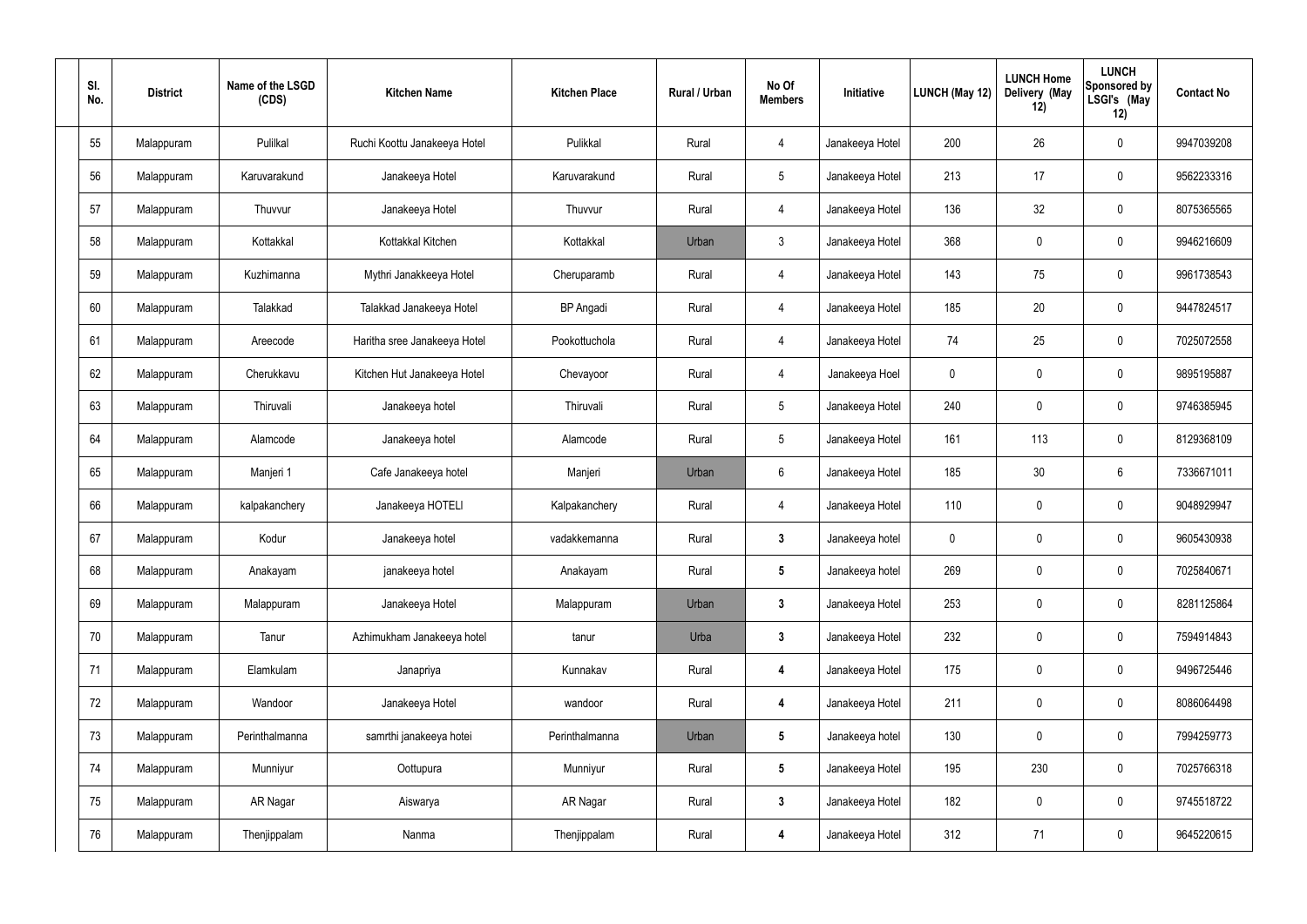| Sl. No. | District | Name of the LSGD (CDS) | Kitchen Name | Kitchen Place | Rural / Urban | No Of Members | Initiative | LUNCH (May 12) | LUNCH Home Delivery (May 12) | LUNCH Sponsored by LSGI's (May 12) | Contact No |
|---|---|---|---|---|---|---|---|---|---|---|---|
| 55 | Malappuram | Pulilkal | Ruchi Koottu Janakeeya Hotel | Pulikkal | Rural | 4 | Janakeeya Hotel | 200 | 26 | 0 | 9947039208 |
| 56 | Malappuram | Karuvarakund | Janakeeya Hotel | Karuvarakund | Rural | 5 | Janakeeya Hotel | 213 | 17 | 0 | 9562233316 |
| 57 | Malappuram | Thuvvur | Janakeeya Hotel | Thuvvur | Rural | 4 | Janakeeya Hotel | 136 | 32 | 0 | 8075365565 |
| 58 | Malappuram | Kottakkal | Kottakkal Kitchen | Kottakkal | Urban | 3 | Janakeeya Hotel | 368 | 0 | 0 | 9946216609 |
| 59 | Malappuram | Kuzhimanna | Mythri Janakkeeya Hotel | Cheruparamb | Rural | 4 | Janakeeya Hotel | 143 | 75 | 0 | 9961738543 |
| 60 | Malappuram | Talakkad | Talakkad Janakeeya Hotel | BP Angadi | Rural | 4 | Janakeeya Hotel | 185 | 20 | 0 | 9447824517 |
| 61 | Malappuram | Areecode | Haritha sree Janakeeya Hotel | Pookottuchola | Rural | 4 | Janakeeya Hotel | 74 | 25 | 0 | 7025072558 |
| 62 | Malappuram | Cherukkavu | Kitchen Hut Janakeeya Hotel | Chevayoor | Rural | 4 | Janakeeya Hoel | 0 | 0 | 0 | 9895195887 |
| 63 | Malappuram | Thiruvali | Janakeeya hotel | Thiruvali | Rural | 5 | Janakeeya Hotel | 240 | 0 | 0 | 9746385945 |
| 64 | Malappuram | Alamcode | Janakeeya hotel | Alamcode | Rural | 5 | Janakeeya Hotel | 161 | 113 | 0 | 8129368109 |
| 65 | Malappuram | Manjeri 1 | Cafe Janakeeya hotel | Manjeri | Urban | 6 | Janakeeya Hotel | 185 | 30 | 6 | 7336671011 |
| 66 | Malappuram | kalpakanchery | Janakeeya HOTELl | Kalpakanchery | Rural | 4 | Janakeeya Hotel | 110 | 0 | 0 | 9048929947 |
| 67 | Malappuram | Kodur | Janakeeya hotel | vadakkemanna | Rural | **3** | Janakeeya hotel | 0 | 0 | 0 | 9605430938 |
| 68 | Malappuram | Anakayam | janakeeya hotel | Anakayam | Rural | **5** | Janakeeya hotel | 269 | 0 | 0 | 7025840671 |
| 69 | Malappuram | Malappuram | Janakeeya Hotel | Malappuram | Urban | **3** | Janakeeya Hotel | 253 | 0 | 0 | 8281125864 |
| 70 | Malappuram | Tanur | Azhimukham Janakeeya hotel | tanur | Urba | **3** | Janakeeya Hotel | 232 | 0 | 0 | 7594914843 |
| 71 | Malappuram | Elamkulam | Janapriya | Kunnakav | Rural | **4** | Janakeeya Hotel | 175 | 0 | 0 | 9496725446 |
| 72 | Malappuram | Wandoor | Janakeeya Hotel | wandoor | Rural | **4** | Janakeeya Hotel | 211 | 0 | 0 | 8086064498 |
| 73 | Malappuram | Perinthalmanna | samrthi janakeeya hotei | Perinthalmanna | Urban | **5** | Janakeeya hotel | 130 | 0 | 0 | 7994259773 |
| 74 | Malappuram | Munniyur | Oottupura | Munniyur | Rural | **5** | Janakeeya Hotel | 195 | 230 | 0 | 7025766318 |
| 75 | Malappuram | AR Nagar | Aiswarya | AR Nagar | Rural | **3** | Janakeeya Hotel | 182 | 0 | 0 | 9745518722 |
| 76 | Malappuram | Thenjippalam | Nanma | Thenjippalam | Rural | **4** | Janakeeya Hotel | 312 | 71 | 0 | 9645220615 |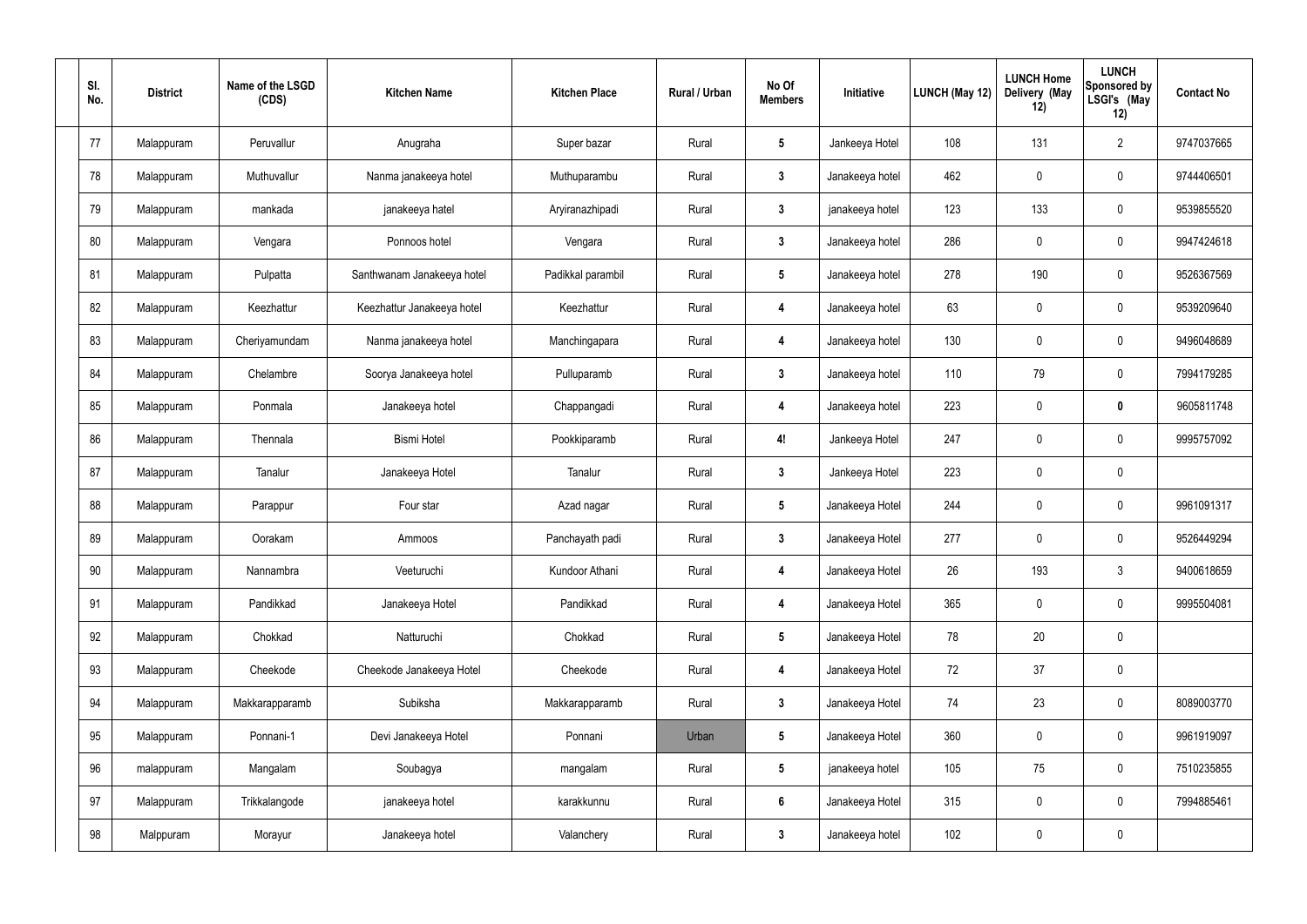| Sl. No. | District | Name of the LSGD (CDS) | Kitchen Name | Kitchen Place | Rural / Urban | No Of Members | Initiative | LUNCH (May 12) | LUNCH Home Delivery (May 12) | LUNCH Sponsored by LSGI's (May 12) | Contact No |
|---|---|---|---|---|---|---|---|---|---|---|---|
| 77 | Malappuram | Peruvallur | Anugraha | Super bazar | Rural | 5 | Jankeeya Hotel | 108 | 131 | 2 | 9747037665 |
| 78 | Malappuram | Muthuvallur | Nanma janakeeya hotel | Muthuparambu | Rural | 3 | Janakeeya hotel | 462 | 0 | 0 | 9744406501 |
| 79 | Malappuram | mankada | janakeeya hatel | Aryiranazhipadi | Rural | 3 | janakeeya hotel | 123 | 133 | 0 | 9539855520 |
| 80 | Malappuram | Vengara | Ponnoos hotel | Vengara | Rural | 3 | Janakeeya hotel | 286 | 0 | 0 | 9947424618 |
| 81 | Malappuram | Pulpatta | Santhwanam Janakeeya hotel | Padikkal parambil | Rural | 5 | Janakeeya hotel | 278 | 190 | 0 | 9526367569 |
| 82 | Malappuram | Keezhattur | Keezhattur Janakeeya hotel | Keezhattur | Rural | 4 | Janakeeya hotel | 63 | 0 | 0 | 9539209640 |
| 83 | Malappuram | Cheriyamundam | Nanma janakeeya hotel | Manchingapara | Rural | 4 | Janakeeya hotel | 130 | 0 | 0 | 9496048689 |
| 84 | Malappuram | Chelambre | Soorya Janakeeya hotel | Pulluparamb | Rural | 3 | Janakeeya hotel | 110 | 79 | 0 | 7994179285 |
| 85 | Malappuram | Ponmala | Janakeeya hotel | Chappangadi | Rural | 4 | Janakeeya hotel | 223 | 0 | 0 | 9605811748 |
| 86 | Malappuram | Thennala | Bismi Hotel | Pookkiparamb | Rural | 4! | Jankeeya Hotel | 247 | 0 | 0 | 9995757092 |
| 87 | Malappuram | Tanalur | Janakeeya Hotel | Tanalur | Rural | 3 | Jankeeya Hotel | 223 | 0 | 0 | |
| 88 | Malappuram | Parappur | Four star | Azad nagar | Rural | 5 | Janakeeya Hotel | 244 | 0 | 0 | 9961091317 |
| 89 | Malappuram | Oorakam | Ammoos | Panchayath padi | Rural | 3 | Janakeeya Hotel | 277 | 0 | 0 | 9526449294 |
| 90 | Malappuram | Nannambra | Veeturuchi | Kundoor Athani | Rural | 4 | Janakeeya Hotel | 26 | 193 | 3 | 9400618659 |
| 91 | Malappuram | Pandikkad | Janakeeya Hotel | Pandikkad | Rural | 4 | Janakeeya Hotel | 365 | 0 | 0 | 9995504081 |
| 92 | Malappuram | Chokkad | Natturuchi | Chokkad | Rural | 5 | Janakeeya Hotel | 78 | 20 | 0 | |
| 93 | Malappuram | Cheekode | Cheekode Janakeeya Hotel | Cheekode | Rural | 4 | Janakeeya Hotel | 72 | 37 | 0 | |
| 94 | Malappuram | Makkarapparamb | Subiksha | Makkarapparamb | Rural | 3 | Janakeeya Hotel | 74 | 23 | 0 | 8089003770 |
| 95 | Malappuram | Ponnani-1 | Devi Janakeeya Hotel | Ponnani | Urban | 5 | Janakeeya Hotel | 360 | 0 | 0 | 9961919097 |
| 96 | malappuram | Mangalam | Soubagya | mangalam | Rural | 5 | janakeeya hotel | 105 | 75 | 0 | 7510235855 |
| 97 | Malappuram | Trikkalangode | janakeeya hotel | karakkunnu | Rural | 6 | Janakeeya Hotel | 315 | 0 | 0 | 7994885461 |
| 98 | Malppuram | Morayur | Janakeeya hotel | Valanchery | Rural | 3 | Janakeeya hotel | 102 | 0 | 0 | |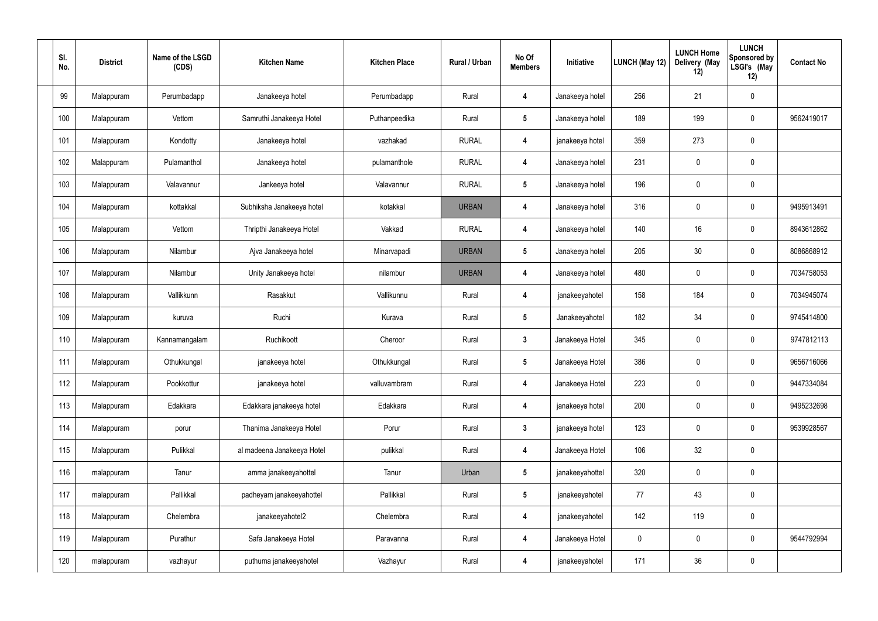| Sl. No. | District | Name of the LSGD (CDS) | Kitchen Name | Kitchen Place | Rural / Urban | No Of Members | Initiative | LUNCH (May 12) | LUNCH Home Delivery (May 12) | LUNCH Sponsored by LSGI's (May 12) | Contact No |
|---|---|---|---|---|---|---|---|---|---|---|---|
| 99 | Malappuram | Perumbadapp | Janakeeya hotel | Perumbadapp | Rural | 4 | Janakeeya hotel | 256 | 21 | 0 | |
| 100 | Malappuram | Vettom | Samruthi Janakeeya Hotel | Puthanpeedika | Rural | 5 | Janakeeya hotel | 189 | 199 | 0 | 9562419017 |
| 101 | Malappuram | Kondotty | Janakeeya hotel | vazhakad | RURAL | 4 | janakeeya hotel | 359 | 273 | 0 | |
| 102 | Malappuram | Pulamanthol | Janakeeya hotel | pulamanthole | RURAL | 4 | Janakeeya hotel | 231 | 0 | 0 | |
| 103 | Malappuram | Valavannur | Jankeeya hotel | Valavannur | RURAL | 5 | Janakeeya hotel | 196 | 0 | 0 | |
| 104 | Malappuram | kottakkal | Subhiksha Janakeeya hotel | kotakkal | URBAN | 4 | Janakeeya hotel | 316 | 0 | 0 | 9495913491 |
| 105 | Malappuram | Vettom | Thripthi Janakeeya Hotel | Vakkad | RURAL | 4 | Janakeeya hotel | 140 | 16 | 0 | 8943612862 |
| 106 | Malappuram | Nilambur | Ajva Janakeeya hotel | Minarvapadi | URBAN | 5 | Janakeeya hotel | 205 | 30 | 0 | 8086868912 |
| 107 | Malappuram | Nilambur | Unity Janakeeya hotel | nilambur | URBAN | 4 | Janakeeya hotel | 480 | 0 | 0 | 7034758053 |
| 108 | Malappuram | Vallikkunn | Rasakkut | Vallikunnu | Rural | 4 | janakeeyahotel | 158 | 184 | 0 | 7034945074 |
| 109 | Malappuram | kuruva | Ruchi | Kurava | Rural | 5 | Janakeeyahotel | 182 | 34 | 0 | 9745414800 |
| 110 | Malappuram | Kannamangalam | Ruchikoott | Cheroor | Rural | 3 | Janakeeya Hotel | 345 | 0 | 0 | 9747812113 |
| 111 | Malappuram | Othukkungal | janakeeya hotel | Othukkungal | Rural | 5 | Janakeeya Hotel | 386 | 0 | 0 | 9656716066 |
| 112 | Malappuram | Pookkottur | janakeeya hotel | valluvambram | Rural | 4 | Janakeeya Hotel | 223 | 0 | 0 | 9447334084 |
| 113 | Malappuram | Edakkara | Edakkara janakeeya hotel | Edakkara | Rural | 4 | janakeeya hotel | 200 | 0 | 0 | 9495232698 |
| 114 | Malappuram | porur | Thanima Janakeeya Hotel | Porur | Rural | 3 | janakeeya hotel | 123 | 0 | 0 | 9539928567 |
| 115 | Malappuram | Pulikkal | al madeena Janakeeya Hotel | pulikkal | Rural | 4 | Janakeeya Hotel | 106 | 32 | 0 | |
| 116 | malappuram | Tanur | amma janakeeyahottel | Tanur | Urban | 5 | janakeeyahottel | 320 | 0 | 0 | |
| 117 | malappuram | Pallikkal | padheyam janakeeyahottel | Pallikkal | Rural | 5 | janakeeyahotel | 77 | 43 | 0 | |
| 118 | Malappuram | Chelembra | janakeeyahotel2 | Chelembra | Rural | 4 | janakeeyahotel | 142 | 119 | 0 | |
| 119 | Malappuram | Purathur | Safa Janakeeya Hotel | Paravanna | Rural | 4 | Janakeeya Hotel | 0 | 0 | 0 | 9544792994 |
| 120 | malappuram | vazhayur | puthuma janakeeyahotel | Vazhayur | Rural | 4 | janakeeyahotel | 171 | 36 | 0 | |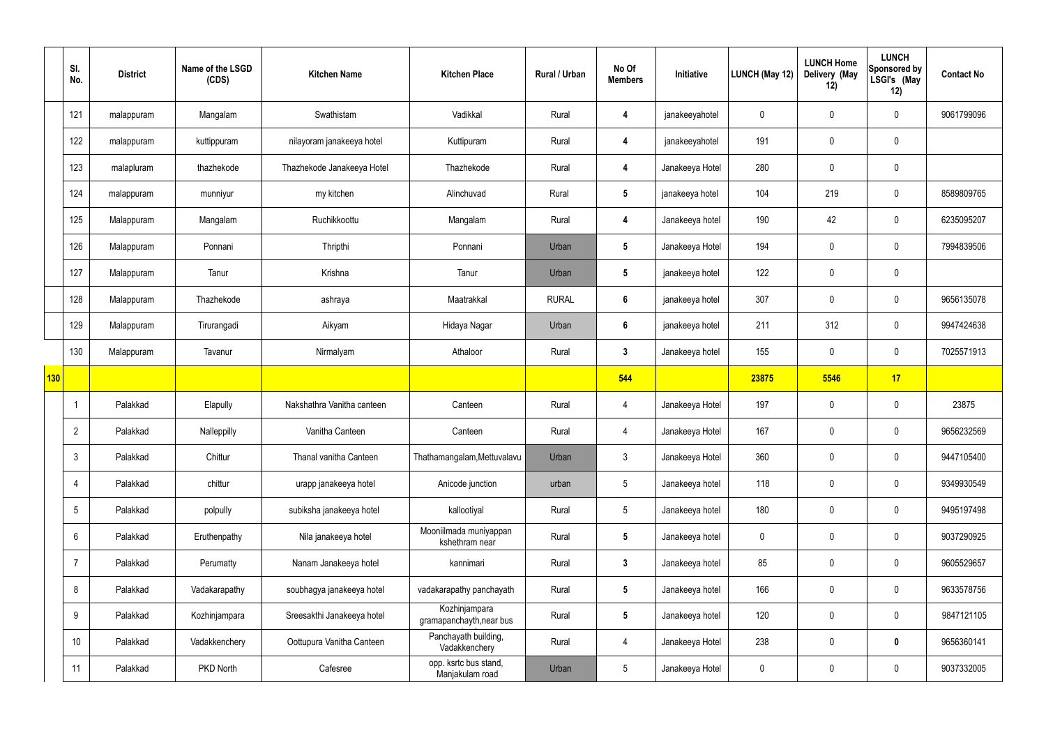| | Sl. No. | District | Name of the LSGD (CDS) | Kitchen Name | Kitchen Place | Rural / Urban | No Of Members | Initiative | LUNCH (May 12) | LUNCH Home Delivery (May 12) | LUNCH Sponsored by LSGI's (May 12) | Contact No |
|---|---|---|---|---|---|---|---|---|---|---|---|---|
| | 121 | malappuram | Mangalam | Swathistam | Vadikkal | Rural | 4 | janakeeyahotel | 0 | 0 | 0 | 9061799096 |
| | 122 | malappuram | kuttippuram | nilayoram janakeeya hotel | Kuttipuram | Rural | 4 | janakeeyahotel | 191 | 0 | 0 | |
| | 123 | malapluram | thazhekode | Thazhekode Janakeeya Hotel | Thazhekode | Rural | 4 | Janakeeya Hotel | 280 | 0 | 0 | |
| | 124 | malappuram | munniyur | my kitchen | Alinchuvad | Rural | 5 | janakeeya hotel | 104 | 219 | 0 | 8589809765 |
| | 125 | Malappuram | Mangalam | Ruchikkoottu | Mangalam | Rural | 4 | Janakeeya hotel | 190 | 42 | 0 | 6235095207 |
| | 126 | Malappuram | Ponnani | Thripthi | Ponnani | Urban | 5 | Janakeeya Hotel | 194 | 0 | 0 | 7994839506 |
| | 127 | Malappuram | Tanur | Krishna | Tanur | Urban | 5 | janakeeya hotel | 122 | 0 | 0 | |
| | 128 | Malappuram | Thazhekode | ashraya | Maatrakkal | RURAL | 6 | janakeeya hotel | 307 | 0 | 0 | 9656135078 |
| | 129 | Malappuram | Tirurangadi | Aikyam | Hidaya Nagar | Urban | 6 | janakeeya hotel | 211 | 312 | 0 | 9947424638 |
| | 130 | Malappuram | Tavanur | Nirmalyam | Athaloor | Rural | 3 | Janakeeya hotel | 155 | 0 | 0 | 7025571913 |
| 130 | | | | | | | 544 | | 23875 | 5546 | 17 | |
| | 1 | Palakkad | Elapully | Nakshathra Vanitha canteen | Canteen | Rural | 4 | Janakeeya Hotel | 197 | 0 | 0 | 23875 |
| | 2 | Palakkad | Nalleppilly | Vanitha Canteen | Canteen | Rural | 4 | Janakeeya Hotel | 167 | 0 | 0 | 9656232569 |
| | 3 | Palakkad | Chittur | Thanal vanitha Canteen | Thathamangalam,Mettuvalavu | Urban | 3 | Janakeeya Hotel | 360 | 0 | 0 | 9447105400 |
| | 4 | Palakkad | chittur | urapp janakeeya hotel | Anicode junction | urban | 5 | Janakeeya hotel | 118 | 0 | 0 | 9349930549 |
| | 5 | Palakkad | polpully | subiksha janakeeya hotel | kallootiyal | Rural | 5 | Janakeeya hotel | 180 | 0 | 0 | 9495197498 |
| | 6 | Palakkad | Eruthenpathy | Nila janakeeya hotel | Mooniilmada muniyappan kshethram near | Rural | 5 | Janakeeya hotel | 0 | 0 | 0 | 9037290925 |
| | 7 | Palakkad | Perumatty | Nanam Janakeeya hotel | kannimari | Rural | 3 | Janakeeya hotel | 85 | 0 | 0 | 9605529657 |
| | 8 | Palakkad | Vadakarapathy | soubhagya janakeeya hotel | vadakarapathy panchayath | Rural | 5 | Janakeeya hotel | 166 | 0 | 0 | 9633578756 |
| | 9 | Palakkad | Kozhinjampara | Sreesakthi Janakeeya hotel | Kozhinjampara gramapanchayth,near bus | Rural | 5 | Janakeeya hotel | 120 | 0 | 0 | 9847121105 |
| | 10 | Palakkad | Vadakkenchery | Oottupura Vanitha Canteen | Panchayath building, Vadakkenchery | Rural | 4 | Janakeeya Hotel | 238 | 0 | 0 | 9656360141 |
| | 11 | Palakkad | PKD North | Cafesree | opp. ksrtc bus stand, Manjakulam road | Urban | 5 | Janakeeya Hotel | 0 | 0 | 0 | 9037332005 |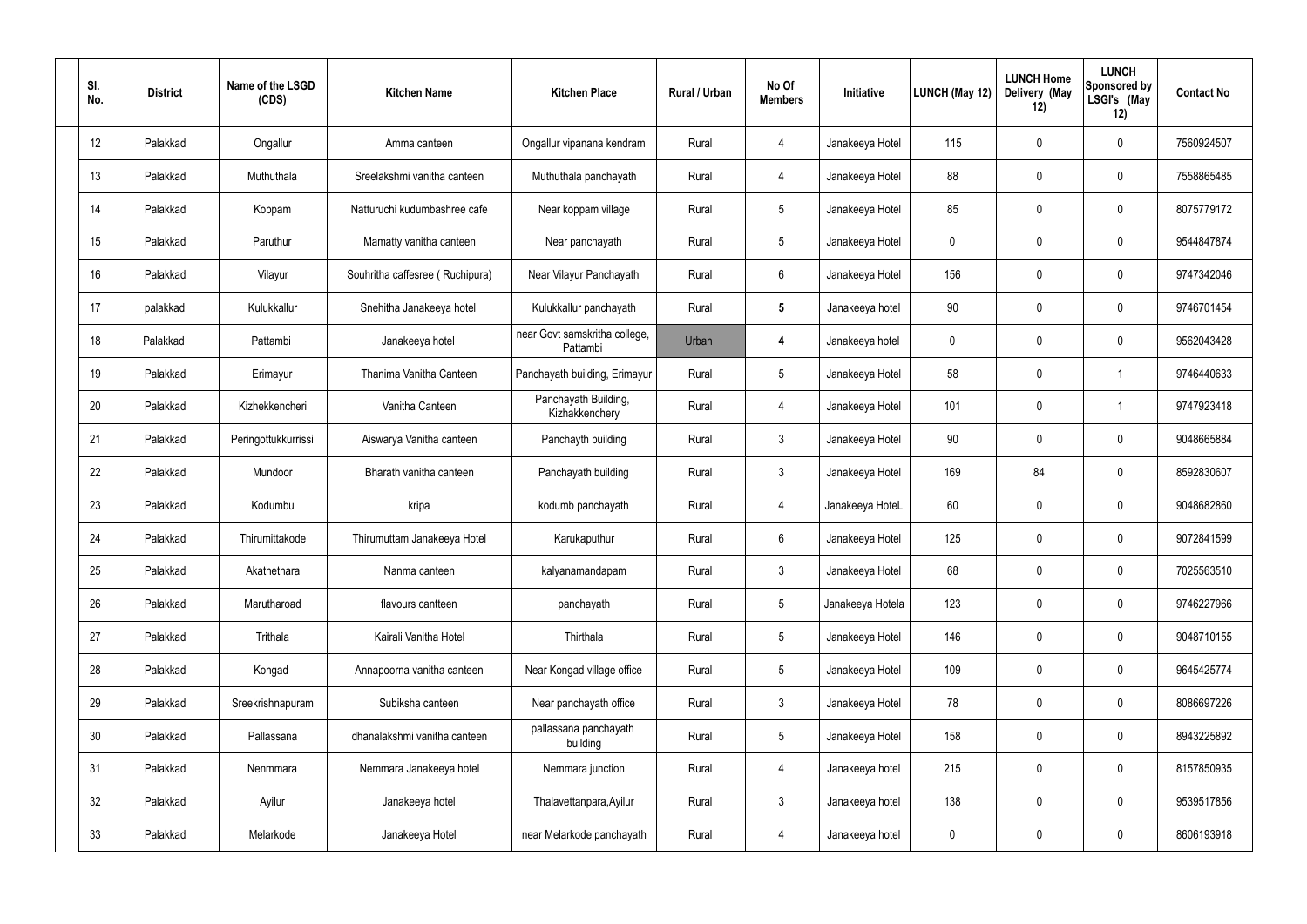| Sl. No. | District | Name of the LSGD (CDS) | Kitchen Name | Kitchen Place | Rural / Urban | No Of Members | Initiative | LUNCH (May 12) | LUNCH Home Delivery (May 12) | LUNCH Sponsored by LSGI's (May 12) | Contact No |
|---|---|---|---|---|---|---|---|---|---|---|---|
| 12 | Palakkad | Ongallur | Amma canteen | Ongallur vipanana kendram | Rural | 4 | Janakeeya Hotel | 115 | 0 | 0 | 7560924507 |
| 13 | Palakkad | Muthuthala | Sreelakshmi vanitha canteen | Muthuthala panchayath | Rural | 4 | Janakeeya Hotel | 88 | 0 | 0 | 7558865485 |
| 14 | Palakkad | Koppam | Natturuchi kudumbashree cafe | Near koppam village | Rural | 5 | Janakeeya Hotel | 85 | 0 | 0 | 8075779172 |
| 15 | Palakkad | Paruthur | Mamatty vanitha canteen | Near panchayath | Rural | 5 | Janakeeya Hotel | 0 | 0 | 0 | 9544847874 |
| 16 | Palakkad | Vilayur | Souhritha caffesree ( Ruchipura) | Near Vilayur Panchayath | Rural | 6 | Janakeeya Hotel | 156 | 0 | 0 | 9747342046 |
| 17 | palakkad | Kulukkallur | Snehitha Janakeeya hotel | Kulukkallur panchayath | Rural | 5 | Janakeeya hotel | 90 | 0 | 0 | 9746701454 |
| 18 | Palakkad | Pattambi | Janakeeya hotel | near Govt samskritha college, Pattambi | Urban | 4 | Janakeeya hotel | 0 | 0 | 0 | 9562043428 |
| 19 | Palakkad | Erimayur | Thanima Vanitha Canteen | Panchayath building, Erimayur | Rural | 5 | Janakeeya Hotel | 58 | 0 | 1 | 9746440633 |
| 20 | Palakkad | Kizhekkencheri | Vanitha Canteen | Panchayath Building, Kizhakkenchery | Rural | 4 | Janakeeya Hotel | 101 | 0 | 1 | 9747923418 |
| 21 | Palakkad | Peringottukkurrissi | Aiswarya Vanitha canteen | Panchayth building | Rural | 3 | Janakeeya Hotel | 90 | 0 | 0 | 9048665884 |
| 22 | Palakkad | Mundoor | Bharath vanitha canteen | Panchayath building | Rural | 3 | Janakeeya Hotel | 169 | 84 | 0 | 8592830607 |
| 23 | Palakkad | Kodumbu | kripa | kodumb panchayath | Rural | 4 | Janakeeya HoteL | 60 | 0 | 0 | 9048682860 |
| 24 | Palakkad | Thirumittakode | Thirumuttam Janakeeya Hotel | Karukaputhur | Rural | 6 | Janakeeya Hotel | 125 | 0 | 0 | 9072841599 |
| 25 | Palakkad | Akathethara | Nanma canteen | kalyanamandapam | Rural | 3 | Janakeeya Hotel | 68 | 0 | 0 | 7025563510 |
| 26 | Palakkad | Marutharoad | flavours cantteen | panchayath | Rural | 5 | Janakeeya Hotela | 123 | 0 | 0 | 9746227966 |
| 27 | Palakkad | Trithala | Kairali Vanitha Hotel | Thirthala | Rural | 5 | Janakeeya Hotel | 146 | 0 | 0 | 9048710155 |
| 28 | Palakkad | Kongad | Annapoorna vanitha canteen | Near Kongad village office | Rural | 5 | Janakeeya Hotel | 109 | 0 | 0 | 9645425774 |
| 29 | Palakkad | Sreekrishnapuram | Subiksha canteen | Near panchayath office | Rural | 3 | Janakeeya Hotel | 78 | 0 | 0 | 8086697226 |
| 30 | Palakkad | Pallassana | dhanalakshmi vanitha canteen | pallassana panchayath building | Rural | 5 | Janakeeya Hotel | 158 | 0 | 0 | 8943225892 |
| 31 | Palakkad | Nenmmara | Nemmara Janakeeya hotel | Nemmara junction | Rural | 4 | Janakeeya hotel | 215 | 0 | 0 | 8157850935 |
| 32 | Palakkad | Ayilur | Janakeeya hotel | Thalavettanpara,Ayilur | Rural | 3 | Janakeeya hotel | 138 | 0 | 0 | 9539517856 |
| 33 | Palakkad | Melarkode | Janakeeya Hotel | near Melarkode panchayath | Rural | 4 | Janakeeya hotel | 0 | 0 | 0 | 8606193918 |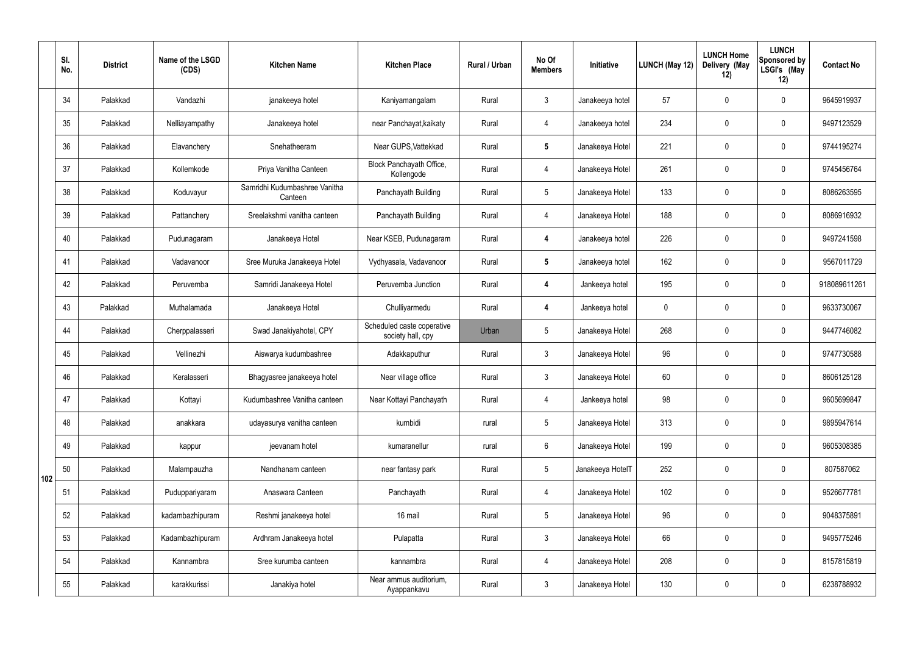| | Sl. No. | District | Name of the LSGD (CDS) | Kitchen Name | Kitchen Place | Rural / Urban | No Of Members | Initiative | LUNCH (May 12) | LUNCH Home Delivery (May 12) | LUNCH Sponsored by LSGI's (May 12) | Contact No |
|---|---|---|---|---|---|---|---|---|---|---|---|---|
| 102 | 34 | Palakkad | Vandazhi | janakeeya hotel | Kaniyamangalam | Rural | 3 | Janakeeya hotel | 57 | 0 | 0 | 9645919937 |
| | 35 | Palakkad | Nelliayampathy | Janakeeya hotel | near Panchayat,kaikaty | Rural | 4 | Janakeeya hotel | 234 | 0 | 0 | 9497123529 |
| | 36 | Palakkad | Elavanchery | Snehatheeram | Near GUPS,Vattekkad | Rural | **5** | Janakeeya Hotel | 221 | 0 | 0 | 9744195274 |
| | 37 | Palakkad | Kollemkode | Priya Vanitha Canteen | Block Panchayath Office, Kollengode | Rural | 4 | Janakeeya Hotel | 261 | 0 | 0 | 9745456764 |
| | 38 | Palakkad | Koduvayur | Samridhi Kudumbashree Vanitha Canteen | Panchayath Building | Rural | 5 | Janakeeya Hotel | 133 | 0 | 0 | 8086263595 |
| | 39 | Palakkad | Pattanchery | Sreelakshmi vanitha canteen | Panchayath Building | Rural | 4 | Janakeeya Hotel | 188 | 0 | 0 | 8086916932 |
| | 40 | Palakkad | Pudunagaram | Janakeeya Hotel | Near KSEB, Pudunagaram | Rural | **4** | Janakeeya hotel | 226 | 0 | 0 | 9497241598 |
| | 41 | Palakkad | Vadavanoor | Sree Muruka Janakeeya Hotel | Vydhyasala, Vadavanoor | Rural | **5** | Janakeeya hotel | 162 | 0 | 0 | 9567011729 |
| | 42 | Palakkad | Peruvemba | Samridi Janakeeya Hotel | Peruvemba Junction | Rural | **4** | Jankeeya hotel | 195 | 0 | 0 | 918089611261 |
| | 43 | Palakkad | Muthalamada | Janakeeya Hotel | Chulliyarmedu | Rural | **4** | Jankeeya hotel | 0 | 0 | 0 | 9633730067 |
| | 44 | Palakkad | Cherppalasseri | Swad Janakiyahotel, CPY | Scheduled caste coperative society hall, cpy | Urban | 5 | Janakeeya Hotel | 268 | 0 | 0 | 9447746082 |
| | 45 | Palakkad | Vellinezhi | Aiswarya kudumbashree | Adakkaputhur | Rural | 3 | Janakeeya Hotel | 96 | 0 | 0 | 9747730588 |
| | 46 | Palakkad | Keralasseri | Bhagyasree janakeeya hotel | Near village office | Rural | 3 | Janakeeya Hotel | 60 | 0 | 0 | 8606125128 |
| | 47 | Palakkad | Kottayi | Kudumbashree Vanitha canteen | Near Kottayi Panchayath | Rural | 4 | Jankeeya hotel | 98 | 0 | 0 | 9605699847 |
| | 48 | Palakkad | anakkara | udayasurya vanitha canteen | kumbidi | rural | 5 | Janakeeya Hotel | 313 | 0 | 0 | 9895947614 |
| | 49 | Palakkad | kappur | jeevanam hotel | kumaranellur | rural | 6 | Janakeeya Hotel | 199 | 0 | 0 | 9605308385 |
| | 50 | Palakkad | Malampauzha | Nandhanam canteen | near fantasy park | Rural | 5 | Janakeeya HotelT | 252 | 0 | 0 | 807587062 |
| | 51 | Palakkad | Puduppariyaram | Anaswara Canteen | Panchayath | Rural | 4 | Janakeeya Hotel | 102 | 0 | 0 | 9526677781 |
| | 52 | Palakkad | kadambazhipuram | Reshmi janakeeya hotel | 16 mail | Rural | 5 | Janakeeya Hotel | 96 | 0 | 0 | 9048375891 |
| | 53 | Palakkad | Kadambazhipuram | Ardhram Janakeeya hotel | Pulapatta | Rural | 3 | Janakeeya Hotel | 66 | 0 | 0 | 9495775246 |
| | 54 | Palakkad | Kannambra | Sree kurumba canteen | kannambra | Rural | 4 | Janakeeya Hotel | 208 | 0 | 0 | 8157815819 |
| | 55 | Palakkad | karakkurissi | Janakiya hotel | Near ammus auditorium, Ayappankavu | Rural | 3 | Janakeeya Hotel | 130 | 0 | 0 | 6238788932 |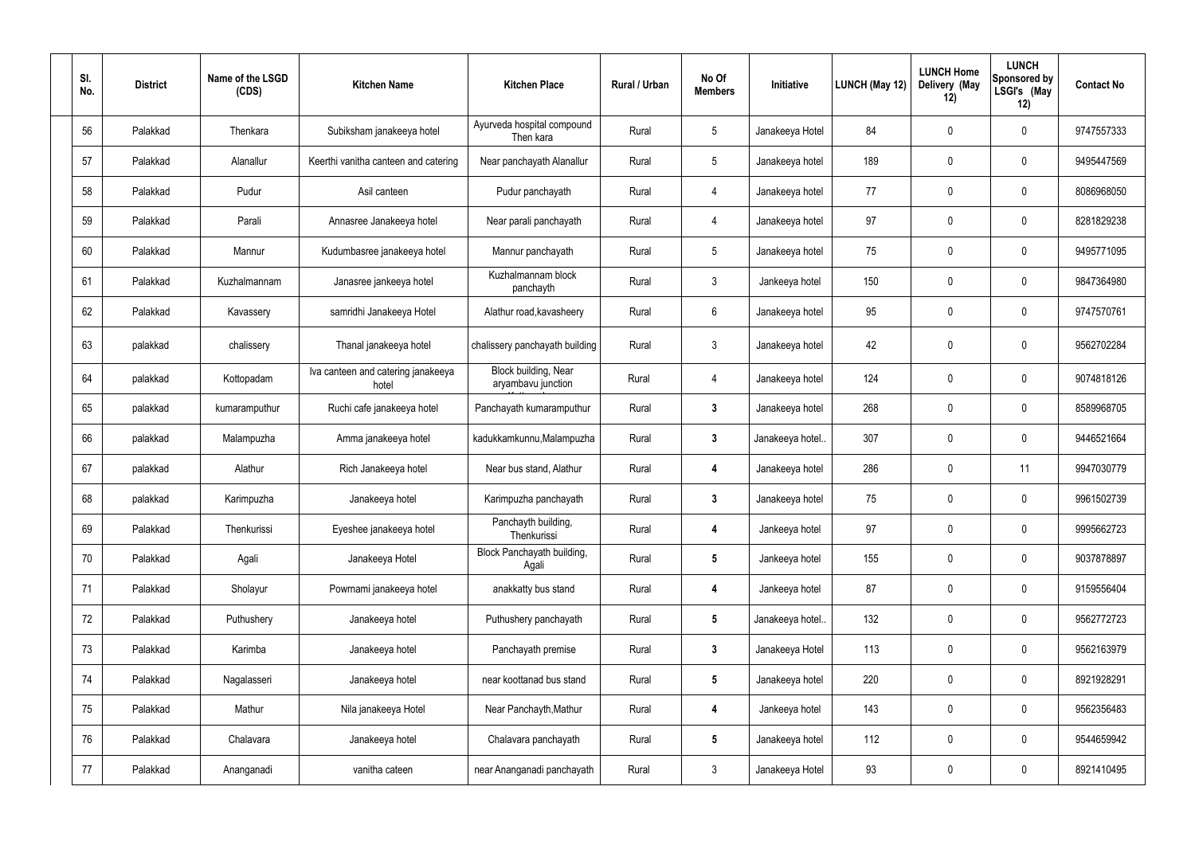| Sl. No. | District | Name of the LSGD (CDS) | Kitchen Name | Kitchen Place | Rural / Urban | No Of Members | Initiative | LUNCH (May 12) | LUNCH Home Delivery (May 12) | LUNCH Sponsored by LSGI's (May 12) | Contact No |
|---|---|---|---|---|---|---|---|---|---|---|---|
| 56 | Palakkad | Thenkara | Subiksham janakeeya hotel | Ayurveda hospital compound Then kara | Rural | 5 | Janakeeya Hotel | 84 | 0 | 0 | 9747557333 |
| 57 | Palakkad | Alanallur | Keerthi vanitha canteen and catering | Near panchayath Alanallur | Rural | 5 | Janakeeya hotel | 189 | 0 | 0 | 9495447569 |
| 58 | Palakkad | Pudur | Asil canteen | Pudur panchayath | Rural | 4 | Janakeeya hotel | 77 | 0 | 0 | 8086968050 |
| 59 | Palakkad | Parali | Annasree Janakeeya hotel | Near parali panchayath | Rural | 4 | Janakeeya hotel | 97 | 0 | 0 | 8281829238 |
| 60 | Palakkad | Mannur | Kudumbasree janakeeya hotel | Mannur panchayath | Rural | 5 | Janakeeya hotel | 75 | 0 | 0 | 9495771095 |
| 61 | Palakkad | Kuzhalmannam | Janasree jankeeya hotel | Kuzhalmannam block panchayth | Rural | 3 | Jankeeya hotel | 150 | 0 | 0 | 9847364980 |
| 62 | Palakkad | Kavassery | samridhi Janakeeya Hotel | Alathur road,kavasheery | Rural | 6 | Janakeeya hotel | 95 | 0 | 0 | 9747570761 |
| 63 | palakkad | chalissery | Thanal janakeeya hotel | chalissery panchayath building | Rural | 3 | Janakeeya hotel | 42 | 0 | 0 | 9562702284 |
| 64 | palakkad | Kottopadam | Iva canteen and catering janakeeya hotel | Block building, Near aryambavu junction | Rural | 4 | Janakeeya hotel | 124 | 0 | 0 | 9074818126 |
| 65 | palakkad | kumaramputhur | Ruchi cafe janakeeya hotel | Panchayath kumaramputhur | Rural | 3 | Janakeeya hotel | 268 | 0 | 0 | 8589968705 |
| 66 | palakkad | Malampuzha | Amma janakeeya hotel | kadukkamkunnu,Malampuzha | Rural | 3 | Janakeeya hotel.. | 307 | 0 | 0 | 9446521664 |
| 67 | palakkad | Alathur | Rich Janakeeya hotel | Near bus stand, Alathur | Rural | 4 | Janakeeya hotel | 286 | 0 | 11 | 9947030779 |
| 68 | palakkad | Karimpuzha | Janakeeya hotel | Karimpuzha panchayath | Rural | 3 | Janakeeya hotel | 75 | 0 | 0 | 9961502739 |
| 69 | Palakkad | Thenkurissi | Eyeshee janakeeya hotel | Panchayth building, Thenkurissi | Rural | 4 | Jankeeya hotel | 97 | 0 | 0 | 9995662723 |
| 70 | Palakkad | Agali | Janakeeya Hotel | Block Panchayath building, Agali | Rural | 5 | Jankeeya hotel | 155 | 0 | 0 | 9037878897 |
| 71 | Palakkad | Sholayur | Powrnami janakeeya hotel | anakkatty bus stand | Rural | 4 | Jankeeya hotel | 87 | 0 | 0 | 9159556404 |
| 72 | Palakkad | Puthushery | Janakeeya hotel | Puthushery panchayath | Rural | 5 | Janakeeya hotel.. | 132 | 0 | 0 | 9562772723 |
| 73 | Palakkad | Karimba | Janakeeya hotel | Panchayath premise | Rural | 3 | Janakeeya Hotel | 113 | 0 | 0 | 9562163979 |
| 74 | Palakkad | Nagalasseri | Janakeeya hotel | near koottanad bus stand | Rural | 5 | Janakeeya hotel | 220 | 0 | 0 | 8921928291 |
| 75 | Palakkad | Mathur | Nila janakeeya Hotel | Near Panchayth,Mathur | Rural | 4 | Jankeeya hotel | 143 | 0 | 0 | 9562356483 |
| 76 | Palakkad | Chalavara | Janakeeya hotel | Chalavara panchayath | Rural | 5 | Janakeeya hotel | 112 | 0 | 0 | 9544659942 |
| 77 | Palakkad | Ananganadi | vanitha cateen | near Ananganadi panchayath | Rural | 3 | Janakeeya Hotel | 93 | 0 | 0 | 8921410495 |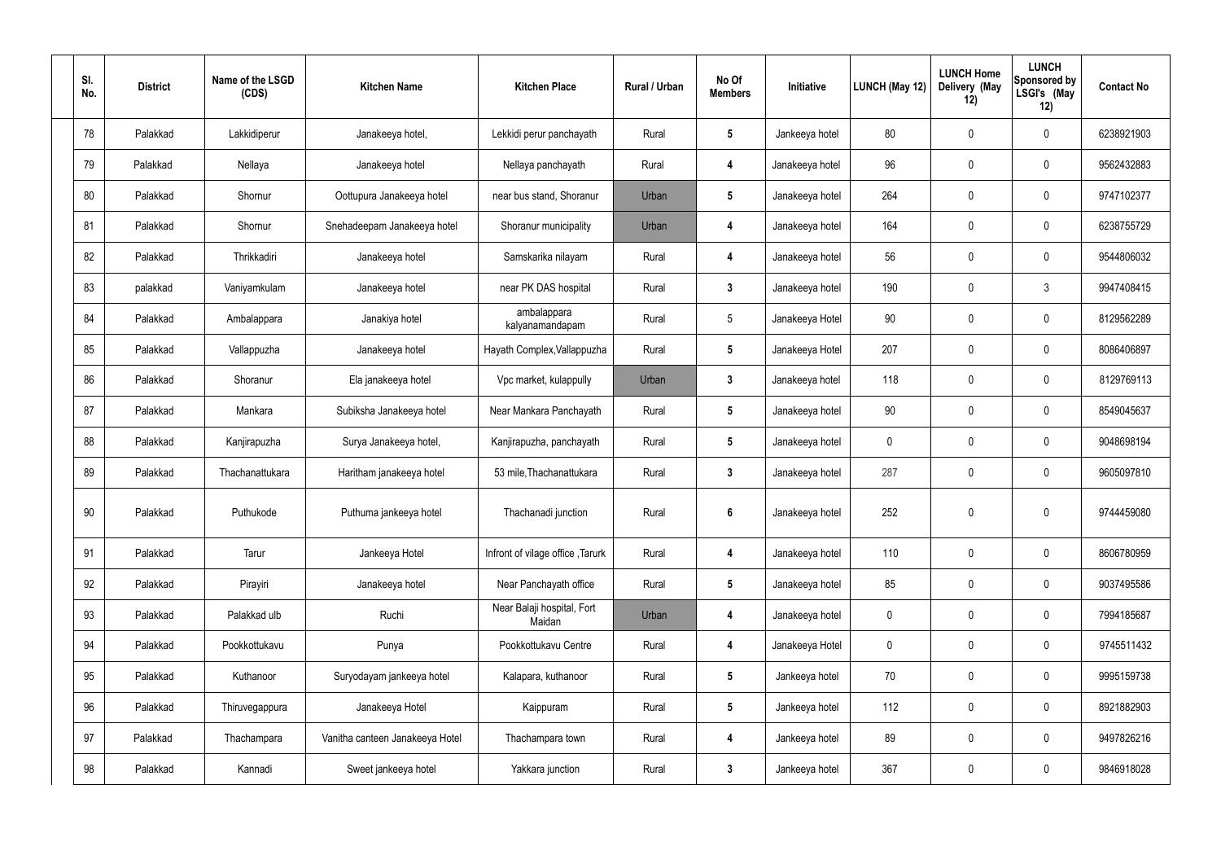| Sl. No. | District | Name of the LSGD (CDS) | Kitchen Name | Kitchen Place | Rural / Urban | No Of Members | Initiative | LUNCH (May 12) | LUNCH Home Delivery (May 12) | LUNCH Sponsored by LSGI's (May 12) | Contact No |
|---|---|---|---|---|---|---|---|---|---|---|---|
| 78 | Palakkad | Lakkidiperur | Janakeeya hotel, | Lekkidi perur panchayath | Rural | 5 | Jankeeya hotel | 80 | 0 | 0 | 6238921903 |
| 79 | Palakkad | Nellaya | Janakeeya hotel | Nellaya panchayath | Rural | 4 | Janakeeya hotel | 96 | 0 | 0 | 9562432883 |
| 80 | Palakkad | Shornur | Oottupura Janakeeya hotel | near bus stand, Shoranur | Urban | 5 | Janakeeya hotel | 264 | 0 | 0 | 9747102377 |
| 81 | Palakkad | Shornur | Snehadeepam Janakeeya hotel | Shoranur municipality | Urban | 4 | Janakeeya hotel | 164 | 0 | 0 | 6238755729 |
| 82 | Palakkad | Thrikkadiri | Janakeeya hotel | Samskarika nilayam | Rural | 4 | Janakeeya hotel | 56 | 0 | 0 | 9544806032 |
| 83 | palakkad | Vaniyamkulam | Janakeeya hotel | near PK DAS hospital | Rural | 3 | Janakeeya hotel | 190 | 0 | 3 | 9947408415 |
| 84 | Palakkad | Ambalappara | Janakiya hotel | ambalappara kalyanamandapam | Rural | 5 | Janakeeya Hotel | 90 | 0 | 0 | 8129562289 |
| 85 | Palakkad | Vallappuzha | Janakeeya hotel | Hayath Complex,Vallappuzha | Rural | 5 | Janakeeya Hotel | 207 | 0 | 0 | 8086406897 |
| 86 | Palakkad | Shoranur | Ela janakeeya hotel | Vpc market, kulappully | Urban | 3 | Janakeeya hotel | 118 | 0 | 0 | 8129769113 |
| 87 | Palakkad | Mankara | Subiksha Janakeeya hotel | Near Mankara Panchayath | Rural | 5 | Janakeeya hotel | 90 | 0 | 0 | 8549045637 |
| 88 | Palakkad | Kanjirapuzha | Surya Janakeeya hotel, | Kanjirapuzha, panchayath | Rural | 5 | Janakeeya hotel | 0 | 0 | 0 | 9048698194 |
| 89 | Palakkad | Thachanattukara | Haritham janakeeya hotel | 53 mile,Thachanattukara | Rural | 3 | Janakeeya hotel | 287 | 0 | 0 | 9605097810 |
| 90 | Palakkad | Puthukode | Puthuma jankeeya hotel | Thachanadi junction | Rural | 6 | Janakeeya hotel | 252 | 0 | 0 | 9744459080 |
| 91 | Palakkad | Tarur | Jankeeya Hotel | Infront of vilage office ,Tarurk | Rural | 4 | Janakeeya hotel | 110 | 0 | 0 | 8606780959 |
| 92 | Palakkad | Pirayiri | Janakeeya hotel | Near Panchayath office | Rural | 5 | Janakeeya hotel | 85 | 0 | 0 | 9037495586 |
| 93 | Palakkad | Palakkad ulb | Ruchi | Near Balaji hospital, Fort Maidan | Urban | 4 | Janakeeya hotel | 0 | 0 | 0 | 7994185687 |
| 94 | Palakkad | Pookkottukavu | Punya | Pookkottukavu Centre | Rural | 4 | Janakeeya Hotel | 0 | 0 | 0 | 9745511432 |
| 95 | Palakkad | Kuthanoor | Suryodayam jankeeya hotel | Kalapara, kuthanoor | Rural | 5 | Jankeeya hotel | 70 | 0 | 0 | 9995159738 |
| 96 | Palakkad | Thiruvegappura | Janakeeya Hotel | Kaippuram | Rural | 5 | Jankeeya hotel | 112 | 0 | 0 | 8921882903 |
| 97 | Palakkad | Thachampara | Vanitha canteen Janakeeya Hotel | Thachampara town | Rural | 4 | Jankeeya hotel | 89 | 0 | 0 | 9497826216 |
| 98 | Palakkad | Kannadi | Sweet jankeeya hotel | Yakkara junction | Rural | 3 | Jankeeya hotel | 367 | 0 | 0 | 9846918028 |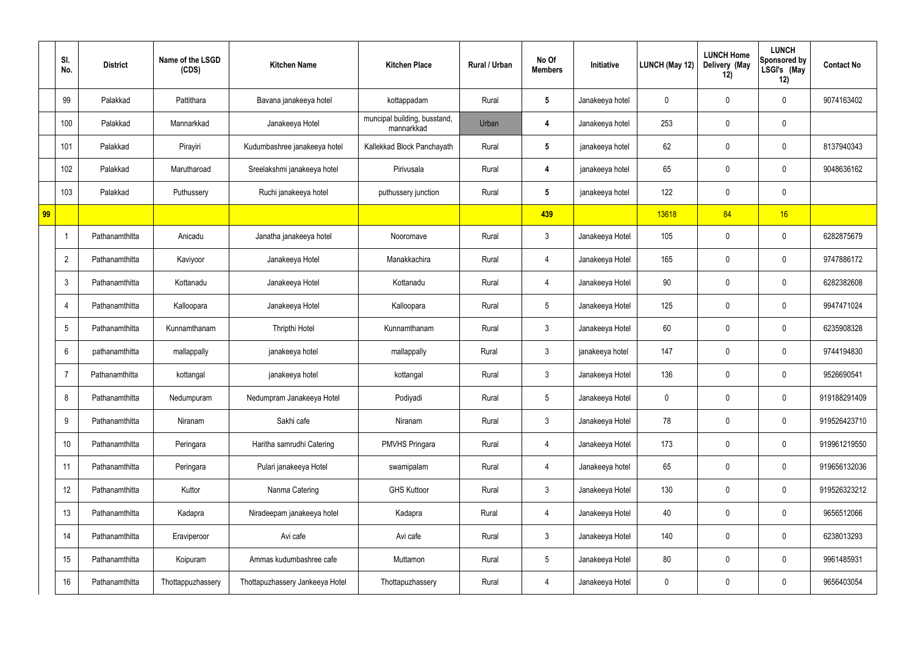|  | Sl. No. | District | Name of the LSGD (CDS) | Kitchen Name | Kitchen Place | Rural / Urban | No Of Members | Initiative | LUNCH (May 12) | LUNCH Home Delivery (May 12) | LUNCH Sponsored by LSGI's (May 12) | Contact No |
|---|---|---|---|---|---|---|---|---|---|---|---|---|
|  | 99 | Palakkad | Pattithara | Bavana janakeeya hotel | kottappadam | Rural | 5 | Janakeeya hotel | 0 | 0 | 0 | 9074163402 |
|  | 100 | Palakkad | Mannarkkad | Janakeeya Hotel | muncipal building, busstand, mannarkkad | Urban | 4 | Janakeeya hotel | 253 | 0 | 0 |  |
|  | 101 | Palakkad | Pirayiri | Kudumbashree janakeeya hotel | Kallekkad Block Panchayath | Rural | 5 | janakeeya hotel | 62 | 0 | 0 | 8137940343 |
|  | 102 | Palakkad | Marutharoad | Sreelakshmi janakeeya hotel | Pirivusala | Rural | 4 | janakeeya hotel | 65 | 0 | 0 | 9048636162 |
|  | 103 | Palakkad | Puthussery | Ruchi janakeeya hotel | puthussery junction | Rural | 5 | janakeeya hotel | 122 | 0 | 0 |  |
| 99 |  |  |  |  |  |  | 439 |  | 13618 | 84 | 16 |  |
|  | 1 | Pathanamthitta | Anicadu | Janatha janakeeya hotel | Nooromave | Rural | 3 | Janakeeya Hotel | 105 | 0 | 0 | 6282875679 |
|  | 2 | Pathanamthitta | Kaviyoor | Janakeeya Hotel | Manakkachira | Rural | 4 | Janakeeya Hotel | 165 | 0 | 0 | 9747886172 |
|  | 3 | Pathanamthitta | Kottanadu | Janakeeya Hotel | Kottanadu | Rural | 4 | Janakeeya Hotel | 90 | 0 | 0 | 6282382608 |
|  | 4 | Pathanamthitta | Kalloopara | Janakeeya Hotel | Kalloopara | Rural | 5 | Janakeeya Hotel | 125 | 0 | 0 | 9947471024 |
|  | 5 | Pathanamthitta | Kunnamthanam | Thripthi Hotel | Kunnamthanam | Rural | 3 | Janakeeya Hotel | 60 | 0 | 0 | 6235908328 |
|  | 6 | pathanamthitta | mallappally | janakeeya hotel | mallappally | Rural | 3 | janakeeya hotel | 147 | 0 | 0 | 9744194830 |
|  | 7 | Pathanamthitta | kottangal | janakeeya hotel | kottangal | Rural | 3 | Janakeeya Hotel | 136 | 0 | 0 | 9526690541 |
|  | 8 | Pathanamthitta | Nedumpuram | Nedumpram Janakeeya Hotel | Podiyadi | Rural | 5 | Janakeeya Hotel | 0 | 0 | 0 | 919188291409 |
|  | 9 | Pathanamthitta | Niranam | Sakhi cafe | Niranam | Rural | 3 | Janakeeya Hotel | 78 | 0 | 0 | 919526423710 |
|  | 10 | Pathanamthitta | Peringara | Haritha samrudhi Catering | PMVHS Pringara | Rural | 4 | Janakeeya Hotel | 173 | 0 | 0 | 919961219550 |
|  | 11 | Pathanamthitta | Peringara | Pulari janakeeya Hotel | swamipalam | Rural | 4 | Janakeeya hotel | 65 | 0 | 0 | 919656132036 |
|  | 12 | Pathanamthitta | Kuttor | Nanma Catering | GHS Kuttoor | Rural | 3 | Janakeeya Hotel | 130 | 0 | 0 | 919526323212 |
|  | 13 | Pathanamthitta | Kadapra | Niradeepam janakeeya hotel | Kadapra | Rural | 4 | Janakeeya Hotel | 40 | 0 | 0 | 9656512066 |
|  | 14 | Pathanamthitta | Eraviperoor | Avi cafe | Avi cafe | Rural | 3 | Janakeeya Hotel | 140 | 0 | 0 | 6238013293 |
|  | 15 | Pathanamthitta | Koipuram | Ammas kudumbashree cafe | Muttamon | Rural | 5 | Janakeeya Hotel | 80 | 0 | 0 | 9961485931 |
|  | 16 | Pathanamthitta | Thottappuzhassery | Thottapuzhassery Jankeeya Hotel | Thottapuzhassery | Rural | 4 | Janakeeya Hotel | 0 | 0 | 0 | 9656403054 |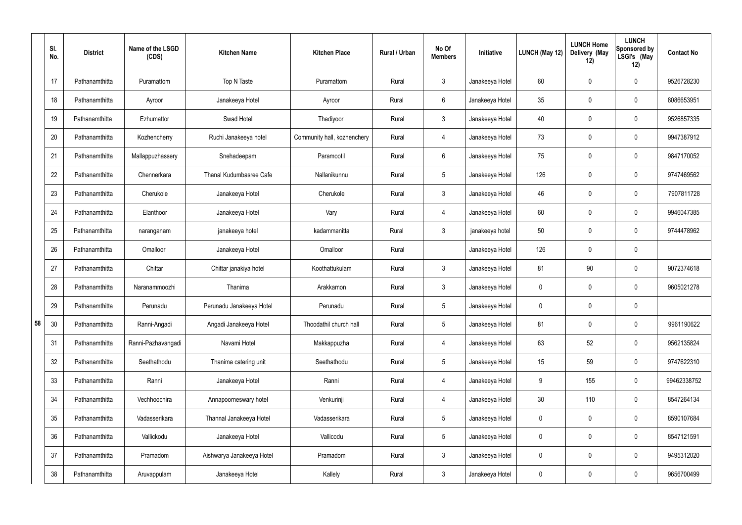| Sl. No. | | District | Name of the LSGD (CDS) | Kitchen Name | Kitchen Place | Rural / Urban | No Of Members | Initiative | LUNCH (May 12) | LUNCH Home Delivery (May 12) | LUNCH Sponsored by LSGI's (May 12) | Contact No |
|---|---|---|---|---|---|---|---|---|---|---|---|---|
| 58 | 17 | Pathanamthitta | Puramattom | Top N Taste | Puramattom | Rural | 3 | Janakeeya Hotel | 60 | 0 | 0 | 9526728230 |
| | 18 | Pathanamthitta | Ayroor | Janakeeya Hotel | Ayroor | Rural | 6 | Janakeeya Hotel | 35 | 0 | 0 | 8086653951 |
| | 19 | Pathanamthitta | Ezhumattor | Swad Hotel | Thadiyoor | Rural | 3 | Janakeeya Hotel | 40 | 0 | 0 | 9526857335 |
| | 20 | Pathanamthitta | Kozhencherry | Ruchi Janakeeya hotel | Community hall, kozhenchery | Rural | 4 | Janakeeya Hotel | 73 | 0 | 0 | 9947387912 |
| | 21 | Pathanamthitta | Mallappuzhassery | Snehadeepam | Paramootil | Rural | 6 | Janakeeya Hotel | 75 | 0 | 0 | 9847170052 |
| | 22 | Pathanamthitta | Chennerkara | Thanal Kudumbasree Cafe | Nallanikunnu | Rural | 5 | Janakeeya Hotel | 126 | 0 | 0 | 9747469562 |
| | 23 | Pathanamthitta | Cherukole | Janakeeya Hotel | Cherukole | Rural | 3 | Janakeeya Hotel | 46 | 0 | 0 | 7907811728 |
| | 24 | Pathanamthitta | Elanthoor | Janakeeya Hotel | Vary | Rural | 4 | Janakeeya Hotel | 60 | 0 | 0 | 9946047385 |
| | 25 | Pathanamthitta | naranganam | janakeeya hotel | kadammanitta | Rural | 3 | janakeeya hotel | 50 | 0 | 0 | 9744478962 |
| | 26 | Pathanamthitta | Omalloor | Janakeeya Hotel | Omalloor | Rural | | Janakeeya Hotel | 126 | 0 | 0 | |
| | 27 | Pathanamthitta | Chittar | Chittar janakiya hotel | Koothattukulam | Rural | 3 | Janakeeya Hotel | 81 | 90 | 0 | 9072374618 |
| | 28 | Pathanamthitta | Naranammoozhi | Thanima | Arakkamon | Rural | 3 | Janakeeya Hotel | 0 | 0 | 0 | 9605021278 |
| | 29 | Pathanamthitta | Perunadu | Perunadu Janakeeya Hotel | Perunadu | Rural | 5 | Janakeeya Hotel | 0 | 0 | 0 | |
| | 30 | Pathanamthitta | Ranni-Angadi | Angadi Janakeeya Hotel | Thoodathil church hall | Rural | 5 | Janakeeya Hotel | 81 | 0 | 0 | 9961190622 |
| | 31 | Pathanamthitta | Ranni-Pazhavangadi | Navami Hotel | Makkappuzha | Rural | 4 | Janakeeya Hotel | 63 | 52 | 0 | 9562135824 |
| | 32 | Pathanamthitta | Seethathodu | Thanima catering unit | Seethathodu | Rural | 5 | Janakeeya Hotel | 15 | 59 | 0 | 9747622310 |
| | 33 | Pathanamthitta | Ranni | Janakeeya Hotel | Ranni | Rural | 4 | Janakeeya Hotel | 9 | 155 | 0 | 99462338752 |
| | 34 | Pathanamthitta | Vechhoochira | Annapoorneswary hotel | Venkurinji | Rural | 4 | Janakeeya Hotel | 30 | 110 | 0 | 8547264134 |
| | 35 | Pathanamthitta | Vadasserikara | Thannal Janakeeya Hotel | Vadasserikara | Rural | 5 | Janakeeya Hotel | 0 | 0 | 0 | 8590107684 |
| | 36 | Pathanamthitta | Vallickodu | Janakeeya Hotel | Vallicodu | Rural | 5 | Janakeeya Hotel | 0 | 0 | 0 | 8547121591 |
| | 37 | Pathanamthitta | Pramadom | Aishwarya Janakeeya Hotel | Pramadom | Rural | 3 | Janakeeya Hotel | 0 | 0 | 0 | 9495312020 |
| | 38 | Pathanamthitta | Aruvappulam | Janakeeya Hotel | Kallely | Rural | 3 | Janakeeya Hotel | 0 | 0 | 0 | 9656700499 |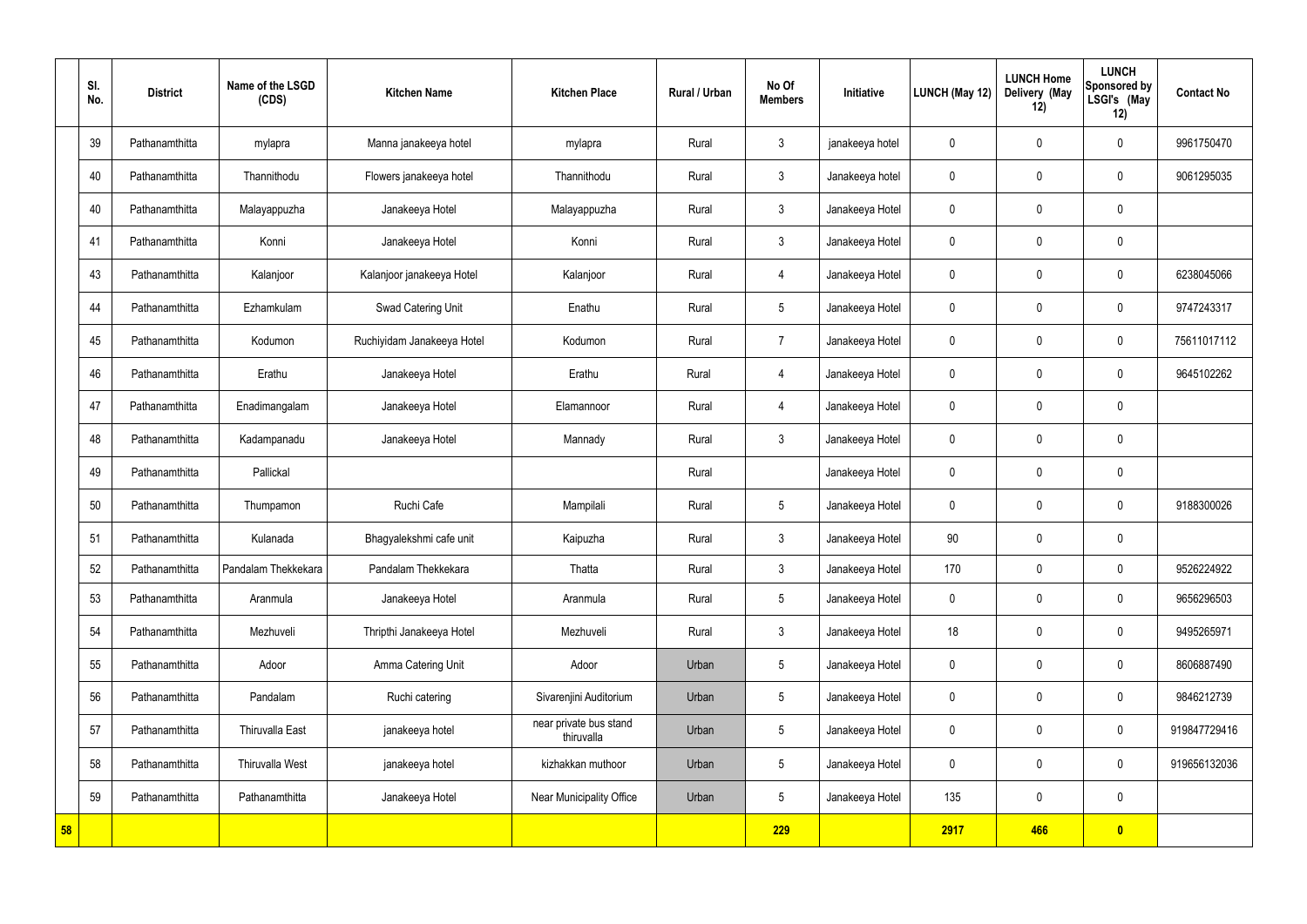| | Sl. No. | District | Name of the LSGD (CDS) | Kitchen Name | Kitchen Place | Rural / Urban | No Of Members | Initiative | LUNCH (May 12) | LUNCH Home Delivery (May 12) | LUNCH Sponsored by LSGI's (May 12) | Contact No |
|---|---|---|---|---|---|---|---|---|---|---|---|---|
| | 39 | Pathanamthitta | mylapra | Manna janakeeya hotel | mylapra | Rural | 3 | janakeeya hotel | 0 | 0 | 0 | 9961750470 |
| | 40 | Pathanamthitta | Thannithodu | Flowers janakeeya hotel | Thannithodu | Rural | 3 | Janakeeya hotel | 0 | 0 | 0 | 9061295035 |
| | 40 | Pathanamthitta | Malayappuzha | Janakeeya Hotel | Malayappuzha | Rural | 3 | Janakeeya Hotel | 0 | 0 | 0 | |
| | 41 | Pathanamthitta | Konni | Janakeeya Hotel | Konni | Rural | 3 | Janakeeya Hotel | 0 | 0 | 0 | |
| | 43 | Pathanamthitta | Kalanjoor | Kalanjoor janakeeya Hotel | Kalanjoor | Rural | 4 | Janakeeya Hotel | 0 | 0 | 0 | 6238045066 |
| | 44 | Pathanamthitta | Ezhamkulam | Swad Catering Unit | Enathu | Rural | 5 | Janakeeya Hotel | 0 | 0 | 0 | 9747243317 |
| | 45 | Pathanamthitta | Kodumon | Ruchiyidam Janakeeya Hotel | Kodumon | Rural | 7 | Janakeeya Hotel | 0 | 0 | 0 | 75611017112 |
| | 46 | Pathanamthitta | Erathu | Janakeeya Hotel | Erathu | Rural | 4 | Janakeeya Hotel | 0 | 0 | 0 | 9645102262 |
| | 47 | Pathanamthitta | Enadimangalam | Janakeeya Hotel | Elamannoor | Rural | 4 | Janakeeya Hotel | 0 | 0 | 0 | |
| | 48 | Pathanamthitta | Kadampanadu | Janakeeya Hotel | Mannady | Rural | 3 | Janakeeya Hotel | 0 | 0 | 0 | |
| | 49 | Pathanamthitta | Pallickal | | | Rural | | Janakeeya Hotel | 0 | 0 | 0 | |
| | 50 | Pathanamthitta | Thumpamon | Ruchi Cafe | Mampilali | Rural | 5 | Janakeeya Hotel | 0 | 0 | 0 | 9188300026 |
| | 51 | Pathanamthitta | Kulanada | Bhagyalekshmi cafe unit | Kaipuzha | Rural | 3 | Janakeeya Hotel | 90 | 0 | 0 | |
| | 52 | Pathanamthitta | Pandalam Thekkekara | Pandalam Thekkekara | Thatta | Rural | 3 | Janakeeya Hotel | 170 | 0 | 0 | 9526224922 |
| | 53 | Pathanamthitta | Aranmula | Janakeeya Hotel | Aranmula | Rural | 5 | Janakeeya Hotel | 0 | 0 | 0 | 9656296503 |
| | 54 | Pathanamthitta | Mezhuveli | Thripthi Janakeeya Hotel | Mezhuveli | Rural | 3 | Janakeeya Hotel | 18 | 0 | 0 | 9495265971 |
| | 55 | Pathanamthitta | Adoor | Amma Catering Unit | Adoor | Urban | 5 | Janakeeya Hotel | 0 | 0 | 0 | 8606887490 |
| | 56 | Pathanamthitta | Pandalam | Ruchi catering | Sivarenjini Auditorium | Urban | 5 | Janakeeya Hotel | 0 | 0 | 0 | 9846212739 |
| | 57 | Pathanamthitta | Thiruvalla East | janakeeya hotel | near private bus stand thiruvalla | Urban | 5 | Janakeeya Hotel | 0 | 0 | 0 | 919847729416 |
| | 58 | Pathanamthitta | Thiruvalla West | janakeeya hotel | kizhakkan muthoor | Urban | 5 | Janakeeya Hotel | 0 | 0 | 0 | 919656132036 |
| | 59 | Pathanamthitta | Pathanamthitta | Janakeeya Hotel | Near Municipality Office | Urban | 5 | Janakeeya Hotel | 135 | 0 | 0 | |
| 58 | | | | | | | 229 | | 2917 | 466 | 0 | |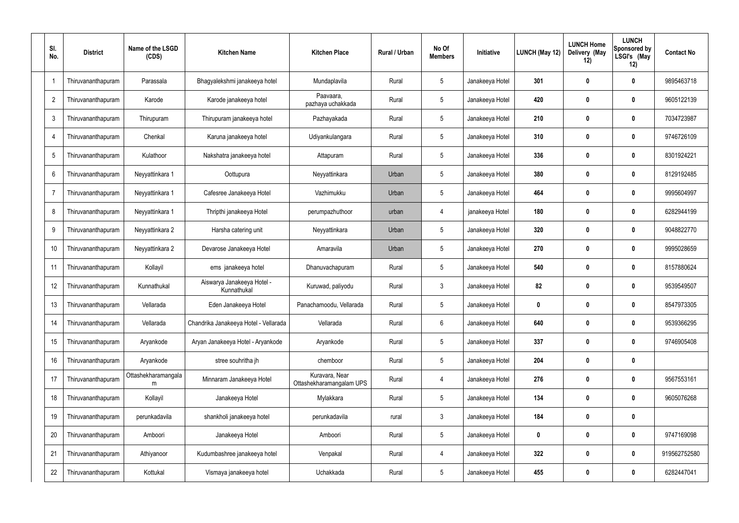| Sl. No. | District | Name of the LSGD (CDS) | Kitchen Name | Kitchen Place | Rural / Urban | No Of Members | Initiative | LUNCH (May 12) | LUNCH Home Delivery (May 12) | LUNCH Sponsored by LSGI's (May 12) | Contact No |
|---|---|---|---|---|---|---|---|---|---|---|---|
| 1 | Thiruvananthapuram | Parassala | Bhagyalekshmi janakeeya hotel | Mundaplavila | Rural | 5 | Janakeeya Hotel | **301** | **0** | **0** | 9895463718 |
| 2 | Thiruvananthapuram | Karode | Karode janakeeya hotel | Paavaara, pazhaya uchakkada | Rural | 5 | Janakeeya Hotel | **420** | **0** | **0** | 9605122139 |
| 3 | Thiruvananthapuram | Thirupuram | Thirupuram janakeeya hotel | Pazhayakada | Rural | 5 | Janakeeya Hotel | **210** | **0** | **0** | 7034723987 |
| 4 | Thiruvananthapuram | Chenkal | Karuna janakeeya hotel | Udiyankulangara | Rural | 5 | Janakeeya Hotel | **310** | **0** | **0** | 9746726109 |
| 5 | Thiruvananthapuram | Kulathoor | Nakshatra janakeeya hotel | Attapuram | Rural | 5 | Janakeeya Hotel | **336** | **0** | **0** | 8301924221 |
| 6 | Thiruvananthapuram | Neyyattinkara 1 | Oottupura | Neyyattinkara | Urban | 5 | Janakeeya Hotel | **380** | **0** | **0** | 8129192485 |
| 7 | Thiruvananthapuram | Neyyattinkara 1 | Cafesree Janakeeya Hotel | Vazhimukku | Urban | 5 | Janakeeya Hotel | **464** | **0** | **0** | 9995604997 |
| 8 | Thiruvananthapuram | Neyyattinkara 1 | Thripthi janakeeya Hotel | perumpazhuthoor | urban | 4 | janakeeya Hotel | **180** | **0** | **0** | 6282944199 |
| 9 | Thiruvananthapuram | Neyyattinkara 2 | Harsha catering unit | Neyyattinkara | Urban | 5 | Janakeeya Hotel | **320** | **0** | **0** | 9048822770 |
| 10 | Thiruvananthapuram | Neyyattinkara 2 | Devarose Janakeeya Hotel | Amaravila | Urban | 5 | Janakeeya Hotel | **270** | **0** | **0** | 9995028659 |
| 11 | Thiruvananthapuram | Kollayil | ems janakeeya hotel | Dhanuvachapuram | Rural | 5 | Janakeeya Hotel | **540** | **0** | **0** | 8157880624 |
| 12 | Thiruvananthapuram | Kunnathukal | Aiswarya Janakeeya Hotel - Kunnathukal | Kuruwad, paliyodu | Rural | 3 | Janakeeya Hotel | **82** | **0** | **0** | 9539549507 |
| 13 | Thiruvananthapuram | Vellarada | Eden Janakeeya Hotel | Panachamoodu, Vellarada | Rural | 5 | Janakeeya Hotel | **0** | **0** | **0** | 8547973305 |
| 14 | Thiruvananthapuram | Vellarada | Chandrika Janakeeya Hotel - Vellarada | Vellarada | Rural | 6 | Janakeeya Hotel | **640** | **0** | **0** | 9539366295 |
| 15 | Thiruvananthapuram | Aryankode | Aryan Janakeeya Hotel - Aryankode | Aryankode | Rural | 5 | Janakeeya Hotel | **337** | **0** | **0** | 9746905408 |
| 16 | Thiruvananthapuram | Aryankode | stree souhritha jh | chemboor | Rural | 5 | Janakeeya Hotel | **204** | **0** | **0** | |
| 17 | Thiruvananthapuram | Ottashekharamangalam | Minnaram Janakeeya Hotel | Kuravara, Near Ottashekharamangalam UPS | Rural | 4 | Janakeeya Hotel | **276** | **0** | **0** | 9567553161 |
| 18 | Thiruvananthapuram | Kollayil | Janakeeya Hotel | Mylakkara | Rural | 5 | Janakeeya Hotel | **134** | **0** | **0** | 9605076268 |
| 19 | Thiruvananthapuram | perunkadavila | shankholi janakeeya hotel | perunkadavila | rural | 3 | Janakeeya Hotel | **184** | **0** | **0** | |
| 20 | Thiruvananthapuram | Amboori | Janakeeya Hotel | Amboori | Rural | 5 | Janakeeya Hotel | **0** | **0** | **0** | 9747169098 |
| 21 | Thiruvananthapuram | Athiyanoor | Kudumbashree janakeeya hotel | Venpakal | Rural | 4 | Janakeeya Hotel | **322** | **0** | **0** | 919562752580 |
| 22 | Thiruvananthapuram | Kottukal | Vismaya janakeeya hotel | Uchakkada | Rural | 5 | Janakeeya Hotel | **455** | **0** | **0** | 6282447041 |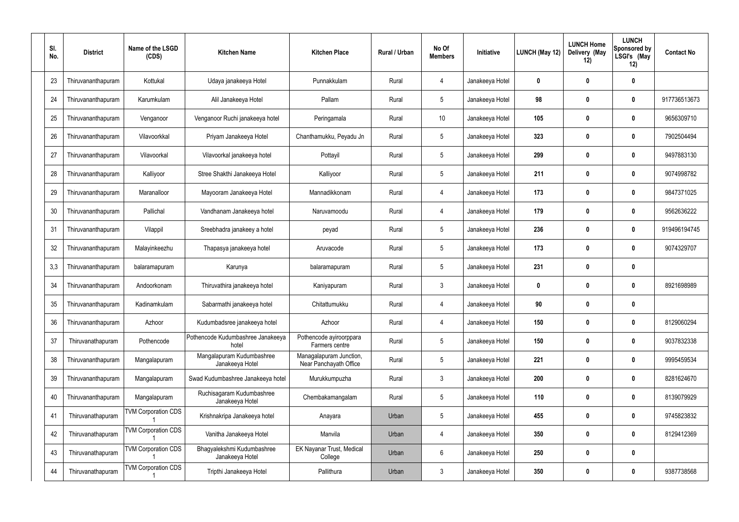| Sl. No. | District | Name of the LSGD (CDS) | Kitchen Name | Kitchen Place | Rural / Urban | No Of Members | Initiative | LUNCH (May 12) | LUNCH Home Delivery (May 12) | LUNCH Sponsored by LSGI's (May 12) | Contact No |
|---|---|---|---|---|---|---|---|---|---|---|---|
| 23 | Thiruvananthapuram | Kottukal | Udaya janakeeya Hotel | Punnakkulam | Rural | 4 | Janakeeya Hotel | 0 | 0 | 0 | |
| 24 | Thiruvananthapuram | Karumkulam | Alil Janakeeya Hotel | Pallam | Rural | 5 | Janakeeya Hotel | 98 | 0 | 0 | 917736513673 |
| 25 | Thiruvananthapuram | Venganoor | Venganoor Ruchi janakeeya hotel | Peringamala | Rural | 10 | Janakeeya Hotel | 105 | 0 | 0 | 9656309710 |
| 26 | Thiruvananthapuram | Vilavoorkkal | Priyam Janakeeya Hotel | Chanthamukku, Peyadu Jn | Rural | 5 | Janakeeya Hotel | 323 | 0 | 0 | 7902504494 |
| 27 | Thiruvananthapuram | Vilavoorkal | Vilavoorkal janakeeya hotel | Pottayil | Rural | 5 | Janakeeya Hotel | 299 | 0 | 0 | 9497883130 |
| 28 | Thiruvananthapuram | Kalliyoor | Stree Shakthi Janakeeya Hotel | Kalliyoor | Rural | 5 | Janakeeya Hotel | 211 | 0 | 0 | 9074998782 |
| 29 | Thiruvananthapuram | Maranalloor | Mayooram Janakeeya Hotel | Mannadikkonam | Rural | 4 | Janakeeya Hotel | 173 | 0 | 0 | 9847371025 |
| 30 | Thiruvananthapuram | Pallichal | Vandhanam Janakeeya hotel | Naruvamoodu | Rural | 4 | Janakeeya Hotel | 179 | 0 | 0 | 9562636222 |
| 31 | Thiruvananthapuram | Vilappil | Sreebhadra janakeey a hotel | peyad | Rural | 5 | Janakeeya Hotel | 236 | 0 | 0 | 919496194745 |
| 32 | Thiruvananthapuram | Malayinkeezhu | Thapasya janakeeya hotel | Aruvacode | Rural | 5 | Janakeeya Hotel | 173 | 0 | 0 | 9074329707 |
| 3,3 | Thiruvananthapuram | balaramapuram | Karunya | balaramapuram | Rural | 5 | Janakeeya Hotel | 231 | 0 | 0 | |
| 34 | Thiruvananthapuram | Andoorkonam | Thiruvathira janakeeya hotel | Kaniyapuram | Rural | 3 | Janakeeya Hotel | 0 | 0 | 0 | 8921698989 |
| 35 | Thiruvananthapuram | Kadinamkulam | Sabarmathi janakeeya hotel | Chitattumukku | Rural | 4 | Janakeeya Hotel | 90 | 0 | 0 | |
| 36 | Thiruvananthapuram | Azhoor | Kudumbadsree janakeeya hotel | Azhoor | Rural | 4 | Janakeeya Hotel | 150 | 0 | 0 | 8129060294 |
| 37 | Thiruvanathapuram | Pothencode | Pothencode Kudumbashree Janakeeya hotel | Pothencode ayiroorppara Farmers centre | Rural | 5 | Janakeeya Hotel | 150 | 0 | 0 | 9037832338 |
| 38 | Thiruvananthapuram | Mangalapuram | Mangalapuram Kudumbashree Janakeeya Hotel | Managalapuram Junction, Near Panchayath Office | Rural | 5 | Janakeeya Hotel | 221 | 0 | 0 | 9995459534 |
| 39 | Thiruvananthapuram | Mangalapuram | Swad Kudumbashree Janakeeya hotel | Murukkumpuzha | Rural | 3 | Janakeeya Hotel | 200 | 0 | 0 | 8281624670 |
| 40 | Thiruvananthapuram | Mangalapuram | Ruchisagaram Kudumbashree Janakeeya Hotel | Chembakamangalam | Rural | 5 | Janakeeya Hotel | 110 | 0 | 0 | 8139079929 |
| 41 | Thiruvanathapuram | TVM Corporation CDS 1 | Krishnakripa Janakeeya hotel | Anayara | Urban | 5 | Janakeeya Hotel | 455 | 0 | 0 | 9745823832 |
| 42 | Thiruvanathapuram | TVM Corporation CDS 1 | Vanitha Janakeeya Hotel | Manvila | Urban | 4 | Janakeeya Hotel | 350 | 0 | 0 | 8129412369 |
| 43 | Thiruvanathapuram | TVM Corporation CDS 1 | Bhagyalekshmi Kudumbashree Janakeeya Hotel | EK Nayanar Trust, Medical College | Urban | 6 | Janakeeya Hotel | 250 | 0 | 0 | |
| 44 | Thiruvanathapuram | TVM Corporation CDS 1 | Tripthi Janakeeya Hotel | Pallithura | Urban | 3 | Janakeeya Hotel | 350 | 0 | 0 | 9387738568 |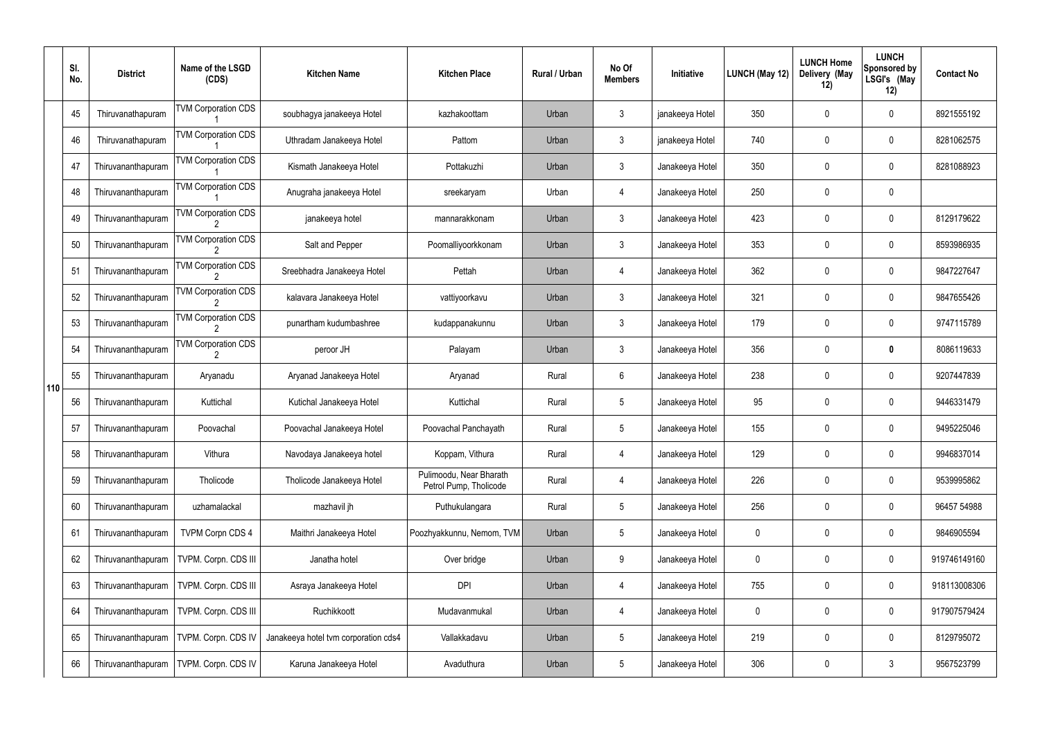| | Sl. No. | District | Name of the LSGD (CDS) | Kitchen Name | Kitchen Place | Rural / Urban | No Of Members | Initiative | LUNCH (May 12) | LUNCH Home Delivery (May 12) | LUNCH Sponsored by LSGI's (May 12) | Contact No |
|---|---|---|---|---|---|---|---|---|---|---|---|---|
| 110 | 45 | Thiruvanathapuram | TVM Corporation CDS 1 | soubhagya janakeeya Hotel | kazhakoottam | Urban | 3 | janakeeya Hotel | 350 | 0 | 0 | 8921555192 |
| | 46 | Thiruvanathapuram | TVM Corporation CDS 1 | Uthradam Janakeeya Hotel | Pattom | Urban | 3 | janakeeya Hotel | 740 | 0 | 0 | 8281062575 |
| | 47 | Thiruvananthapuram | TVM Corporation CDS 1 | Kismath Janakeeya Hotel | Pottakuzhi | Urban | 3 | Janakeeya Hotel | 350 | 0 | 0 | 8281088923 |
| | 48 | Thiruvananthapuram | TVM Corporation CDS 1 | Anugraha janakeeya Hotel | sreekaryam | Urban | 4 | Janakeeya Hotel | 250 | 0 | 0 | |
| | 49 | Thiruvananthapuram | TVM Corporation CDS 2 | janakeeya hotel | mannarakkonam | Urban | 3 | Janakeeya Hotel | 423 | 0 | 0 | 8129179622 |
| | 50 | Thiruvananthapuram | TVM Corporation CDS 2 | Salt and Pepper | Poomalliyoorkkonam | Urban | 3 | Janakeeya Hotel | 353 | 0 | 0 | 8593986935 |
| | 51 | Thiruvananthapuram | TVM Corporation CDS 2 | Sreebhadra Janakeeya Hotel | Pettah | Urban | 4 | Janakeeya Hotel | 362 | 0 | 0 | 9847227647 |
| | 52 | Thiruvananthapuram | TVM Corporation CDS 2 | kalavara Janakeeya Hotel | vattiyoorkavu | Urban | 3 | Janakeeya Hotel | 321 | 0 | 0 | 9847655426 |
| | 53 | Thiruvananthapuram | TVM Corporation CDS 2 | punartham kudumbashree | kudappanakunnu | Urban | 3 | Janakeeya Hotel | 179 | 0 | 0 | 9747115789 |
| | 54 | Thiruvananthapuram | TVM Corporation CDS 2 | peroor JH | Palayam | Urban | 3 | Janakeeya Hotel | 356 | 0 | **0** | 8086119633 |
| | 55 | Thiruvananthapuram | Aryanadu | Aryanad Janakeeya Hotel | Aryanad | Rural | 6 | Janakeeya Hotel | 238 | 0 | 0 | 9207447839 |
| | 56 | Thiruvananthapuram | Kuttichal | Kutichal Janakeeya Hotel | Kuttichal | Rural | 5 | Janakeeya Hotel | 95 | 0 | 0 | 9446331479 |
| | 57 | Thiruvananthapuram | Poovachal | Poovachal Janakeeya Hotel | Poovachal Panchayath | Rural | 5 | Janakeeya Hotel | 155 | 0 | 0 | 9495225046 |
| | 58 | Thiruvananthapuram | Vithura | Navodaya Janakeeya hotel | Koppam, Vithura | Rural | 4 | Janakeeya Hotel | 129 | 0 | 0 | 9946837014 |
| | 59 | Thiruvananthapuram | Tholicode | Tholicode Janakeeya Hotel | Pulimoodu, Near Bharath Petrol Pump, Tholicode | Rural | 4 | Janakeeya Hotel | 226 | 0 | 0 | 9539995862 |
| | 60 | Thiruvananthapuram | uzhamalackal | mazhavil jh | Puthukulangara | Rural | 5 | Janakeeya Hotel | 256 | 0 | 0 | 96457 54988 |
| | 61 | Thiruvananthapuram | TVPM Corpn CDS 4 | Maithri Janakeeya Hotel | Poozhyakkunnu, Nemom, TVM | Urban | 5 | Janakeeya Hotel | 0 | 0 | 0 | 9846905594 |
| | 62 | Thiruvananthapuram | TVPM. Corpn. CDS III | Janatha hotel | Over bridge | Urban | 9 | Janakeeya Hotel | 0 | 0 | 0 | 919746149160 |
| | 63 | Thiruvananthapuram | TVPM. Corpn. CDS III | Asraya Janakeeya Hotel | DPI | Urban | 4 | Janakeeya Hotel | 755 | 0 | 0 | 918113008306 |
| | 64 | Thiruvananthapuram | TVPM. Corpn. CDS III | Ruchikkoott | Mudavanmukal | Urban | 4 | Janakeeya Hotel | 0 | 0 | 0 | 917907579424 |
| | 65 | Thiruvananthapuram | TVPM. Corpn. CDS IV | Janakeeya hotel tvm corporation cds4 | Vallakkadavu | Urban | 5 | Janakeeya Hotel | 219 | 0 | 0 | 8129795072 |
| | 66 | Thiruvananthapuram | TVPM. Corpn. CDS IV | Karuna Janakeeya Hotel | Avaduthura | Urban | 5 | Janakeeya Hotel | 306 | 0 | 3 | 9567523799 |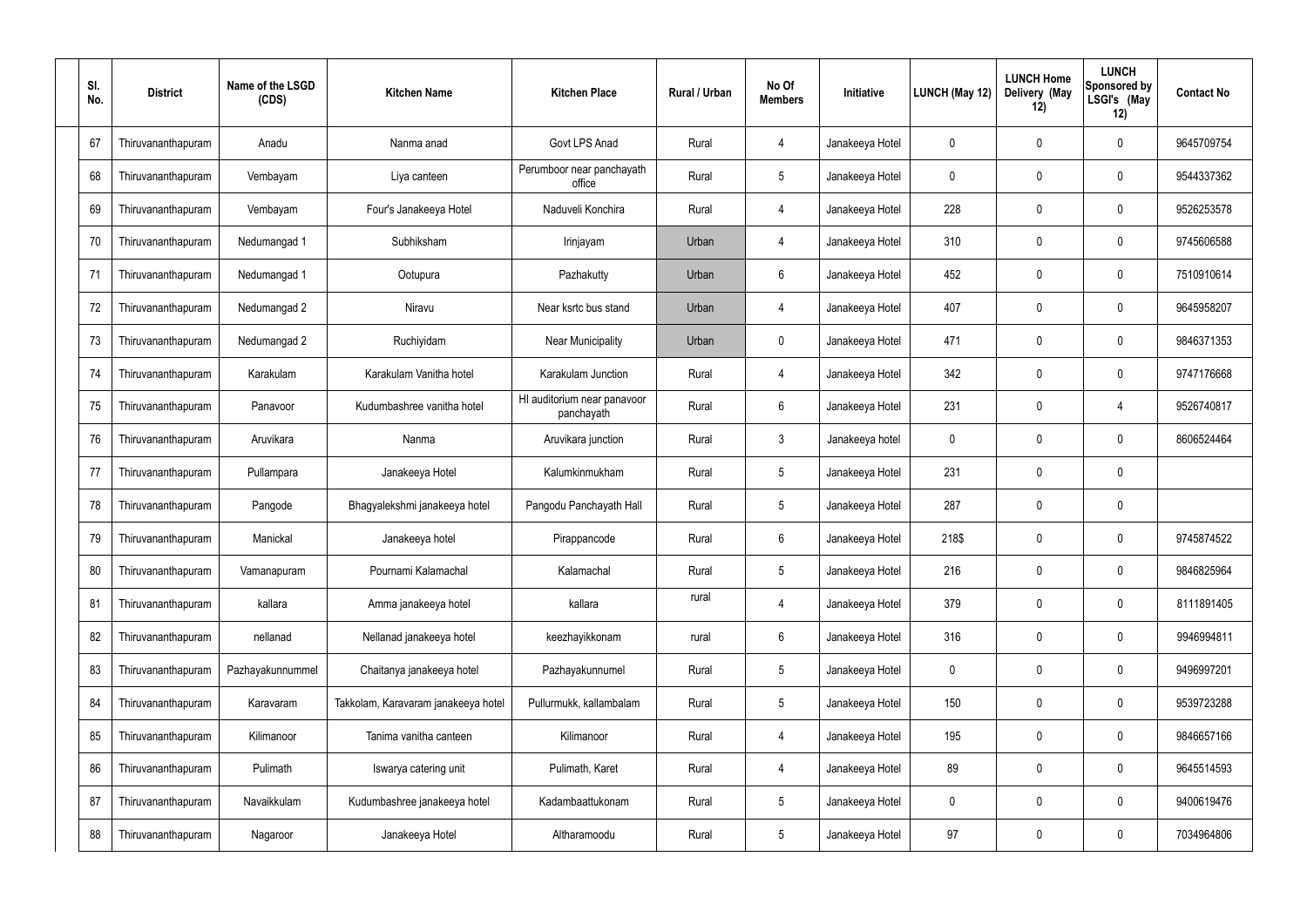| Sl. No. | District | Name of the LSGD (CDS) | Kitchen Name | Kitchen Place | Rural / Urban | No Of Members | Initiative | LUNCH (May 12) | LUNCH Home Delivery (May 12) | LUNCH Sponsored by LSGI's (May 12) | Contact No |
|---|---|---|---|---|---|---|---|---|---|---|---|
| 67 | Thiruvananthapuram | Anadu | Nanma anad | Govt LPS Anad | Rural | 4 | Janakeeya Hotel | 0 | 0 | 0 | 9645709754 |
| 68 | Thiruvananthapuram | Vembayam | Liya canteen | Perumboor near panchayath office | Rural | 5 | Janakeeya Hotel | 0 | 0 | 0 | 9544337362 |
| 69 | Thiruvananthapuram | Vembayam | Four's Janakeeya Hotel | Naduveli Konchira | Rural | 4 | Janakeeya Hotel | 228 | 0 | 0 | 9526253578 |
| 70 | Thiruvananthapuram | Nedumangad 1 | Subhiksham | Irinjayam | Urban | 4 | Janakeeya Hotel | 310 | 0 | 0 | 9745606588 |
| 71 | Thiruvananthapuram | Nedumangad 1 | Ootupura | Pazhakutty | Urban | 6 | Janakeeya Hotel | 452 | 0 | 0 | 7510910614 |
| 72 | Thiruvananthapuram | Nedumangad 2 | Niravu | Near ksrtc bus stand | Urban | 4 | Janakeeya Hotel | 407 | 0 | 0 | 9645958207 |
| 73 | Thiruvananthapuram | Nedumangad 2 | Ruchiyidam | Near Municipality | Urban | 0 | Janakeeya Hotel | 471 | 0 | 0 | 9846371353 |
| 74 | Thiruvananthapuram | Karakulam | Karakulam Vanitha hotel | Karakulam Junction | Rural | 4 | Janakeeya Hotel | 342 | 0 | 0 | 9747176668 |
| 75 | Thiruvananthapuram | Panavoor | Kudumbashree vanitha hotel | Hl auditorium near panavoor panchayath | Rural | 6 | Janakeeya Hotel | 231 | 0 | 4 | 9526740817 |
| 76 | Thiruvananthapuram | Aruvikara | Nanma | Aruvikara junction | Rural | 3 | Janakeeya hotel | 0 | 0 | 0 | 8606524464 |
| 77 | Thiruvananthapuram | Pullampara | Janakeeya Hotel | Kalumkinmukham | Rural | 5 | Janakeeya Hotel | 231 | 0 | 0 | |
| 78 | Thiruvananthapuram | Pangode | Bhagyalekshmi janakeeya hotel | Pangodu Panchayath Hall | Rural | 5 | Janakeeya Hotel | 287 | 0 | 0 | |
| 79 | Thiruvananthapuram | Manickal | Janakeeya hotel | Pirappancode | Rural | 6 | Janakeeya Hotel | 218$ | 0 | 0 | 9745874522 |
| 80 | Thiruvananthapuram | Vamanapuram | Pournami Kalamachal | Kalamachal | Rural | 5 | Janakeeya Hotel | 216 | 0 | 0 | 9846825964 |
| 81 | Thiruvananthapuram | kallara | Amma janakeeya hotel | kallara | rural | 4 | Janakeeya Hotel | 379 | 0 | 0 | 8111891405 |
| 82 | Thiruvananthapuram | nellanad | Nellanad janakeeya hotel | keezhayikkonam | rural | 6 | Janakeeya Hotel | 316 | 0 | 0 | 9946994811 |
| 83 | Thiruvananthapuram | Pazhayakunnummel | Chaitanya janakeeya hotel | Pazhayakunnumel | Rural | 5 | Janakeeya Hotel | 0 | 0 | 0 | 9496997201 |
| 84 | Thiruvananthapuram | Karavaram | Takkolam, Karavaram janakeeya hotel | Pullurmukk, kallambalam | Rural | 5 | Janakeeya Hotel | 150 | 0 | 0 | 9539723288 |
| 85 | Thiruvananthapuram | Kilimanoor | Tanima vanitha canteen | Kilimanoor | Rural | 4 | Janakeeya Hotel | 195 | 0 | 0 | 9846657166 |
| 86 | Thiruvananthapuram | Pulimath | Iswarya catering unit | Pulimath, Karet | Rural | 4 | Janakeeya Hotel | 89 | 0 | 0 | 9645514593 |
| 87 | Thiruvananthapuram | Navaikkulam | Kudumbashree janakeeya hotel | Kadambaattukonam | Rural | 5 | Janakeeya Hotel | 0 | 0 | 0 | 9400619476 |
| 88 | Thiruvananthapuram | Nagaroor | Janakeeya Hotel | Altharamoodu | Rural | 5 | Janakeeya Hotel | 97 | 0 | 0 | 7034964806 |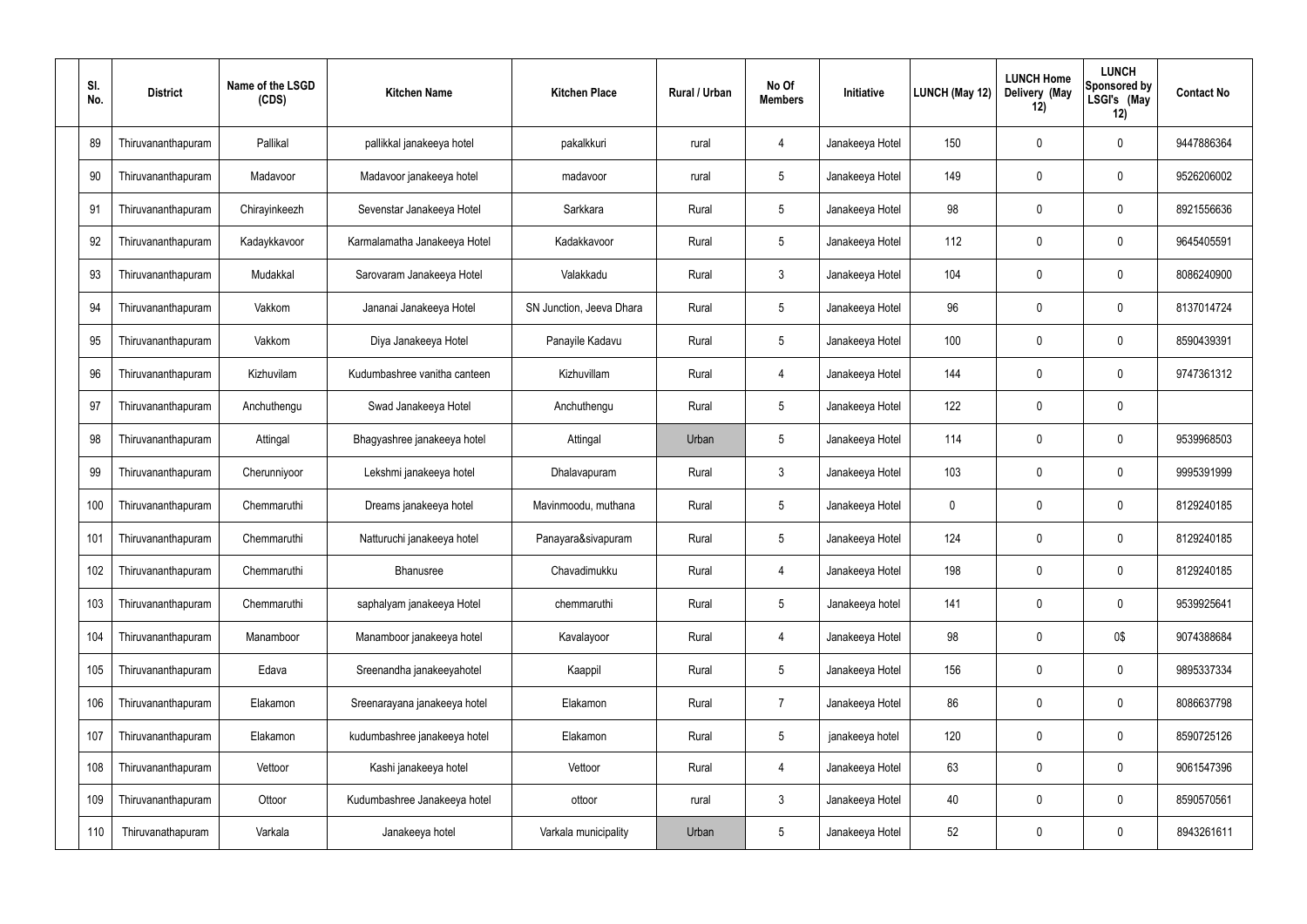| Sl. No. | District | Name of the LSGD (CDS) | Kitchen Name | Kitchen Place | Rural / Urban | No Of Members | Initiative | LUNCH (May 12) | LUNCH Home Delivery (May 12) | LUNCH Sponsored by LSGI's (May 12) | Contact No |
|---|---|---|---|---|---|---|---|---|---|---|---|
| 89 | Thiruvananthapuram | Pallikal | pallikkal janakeeya hotel | pakalkkuri | rural | 4 | Janakeeya Hotel | 150 | 0 | 0 | 9447886364 |
| 90 | Thiruvananthapuram | Madavoor | Madavoor janakeeya hotel | madavoor | rural | 5 | Janakeeya Hotel | 149 | 0 | 0 | 9526206002 |
| 91 | Thiruvananthapuram | Chirayinkeezh | Sevenstar Janakeeya Hotel | Sarkkara | Rural | 5 | Janakeeya Hotel | 98 | 0 | 0 | 8921556636 |
| 92 | Thiruvananthapuram | Kadaykkavoor | Karmalamatha Janakeeya Hotel | Kadakkavoor | Rural | 5 | Janakeeya Hotel | 112 | 0 | 0 | 9645405591 |
| 93 | Thiruvananthapuram | Mudakkal | Sarovaram Janakeeya Hotel | Valakkadu | Rural | 3 | Janakeeya Hotel | 104 | 0 | 0 | 8086240900 |
| 94 | Thiruvananthapuram | Vakkom | Jananai Janakeeya Hotel | SN Junction, Jeeva Dhara | Rural | 5 | Janakeeya Hotel | 96 | 0 | 0 | 8137014724 |
| 95 | Thiruvananthapuram | Vakkom | Diya Janakeeya Hotel | Panayile Kadavu | Rural | 5 | Janakeeya Hotel | 100 | 0 | 0 | 8590439391 |
| 96 | Thiruvananthapuram | Kizhuvilam | Kudumbashree vanitha canteen | Kizhuvillam | Rural | 4 | Janakeeya Hotel | 144 | 0 | 0 | 9747361312 |
| 97 | Thiruvananthapuram | Anchuthengu | Swad Janakeeya Hotel | Anchuthengu | Rural | 5 | Janakeeya Hotel | 122 | 0 | 0 | |
| 98 | Thiruvananthapuram | Attingal | Bhagyashree janakeeya hotel | Attingal | Urban | 5 | Janakeeya Hotel | 114 | 0 | 0 | 9539968503 |
| 99 | Thiruvananthapuram | Cherunniyoor | Lekshmi janakeeya hotel | Dhalavapuram | Rural | 3 | Janakeeya Hotel | 103 | 0 | 0 | 9995391999 |
| 100 | Thiruvananthapuram | Chemmaruthi | Dreams janakeeya hotel | Mavinmoodu, muthana | Rural | 5 | Janakeeya Hotel | 0 | 0 | 0 | 8129240185 |
| 101 | Thiruvananthapuram | Chemmaruthi | Natturuchi janakeeya hotel | Panayara&sivapuram | Rural | 5 | Janakeeya Hotel | 124 | 0 | 0 | 8129240185 |
| 102 | Thiruvananthapuram | Chemmaruthi | Bhanusree | Chavadimukku | Rural | 4 | Janakeeya Hotel | 198 | 0 | 0 | 8129240185 |
| 103 | Thiruvananthapuram | Chemmaruthi | saphalyam janakeeya Hotel | chemmaruthi | Rural | 5 | Janakeeya hotel | 141 | 0 | 0 | 9539925641 |
| 104 | Thiruvananthapuram | Manamboor | Manamboor janakeeya hotel | Kavalayoor | Rural | 4 | Janakeeya Hotel | 98 | 0 | 0$ | 9074388684 |
| 105 | Thiruvananthapuram | Edava | Sreenandha janakeeyahotel | Kaappil | Rural | 5 | Janakeeya Hotel | 156 | 0 | 0 | 9895337334 |
| 106 | Thiruvananthapuram | Elakamon | Sreenarayana janakeeya hotel | Elakamon | Rural | 7 | Janakeeya Hotel | 86 | 0 | 0 | 8086637798 |
| 107 | Thiruvananthapuram | Elakamon | kudumbashree janakeeya hotel | Elakamon | Rural | 5 | janakeeya hotel | 120 | 0 | 0 | 8590725126 |
| 108 | Thiruvananthapuram | Vettoor | Kashi janakeeya hotel | Vettoor | Rural | 4 | Janakeeya Hotel | 63 | 0 | 0 | 9061547396 |
| 109 | Thiruvananthapuram | Ottoor | Kudumbashree Janakeeya hotel | ottoor | rural | 3 | Janakeeya Hotel | 40 | 0 | 0 | 8590570561 |
| 110 | Thiruvanathapuram | Varkala | Janakeeya hotel | Varkala municipality | Urban | 5 | Janakeeya Hotel | 52 | 0 | 0 | 8943261611 |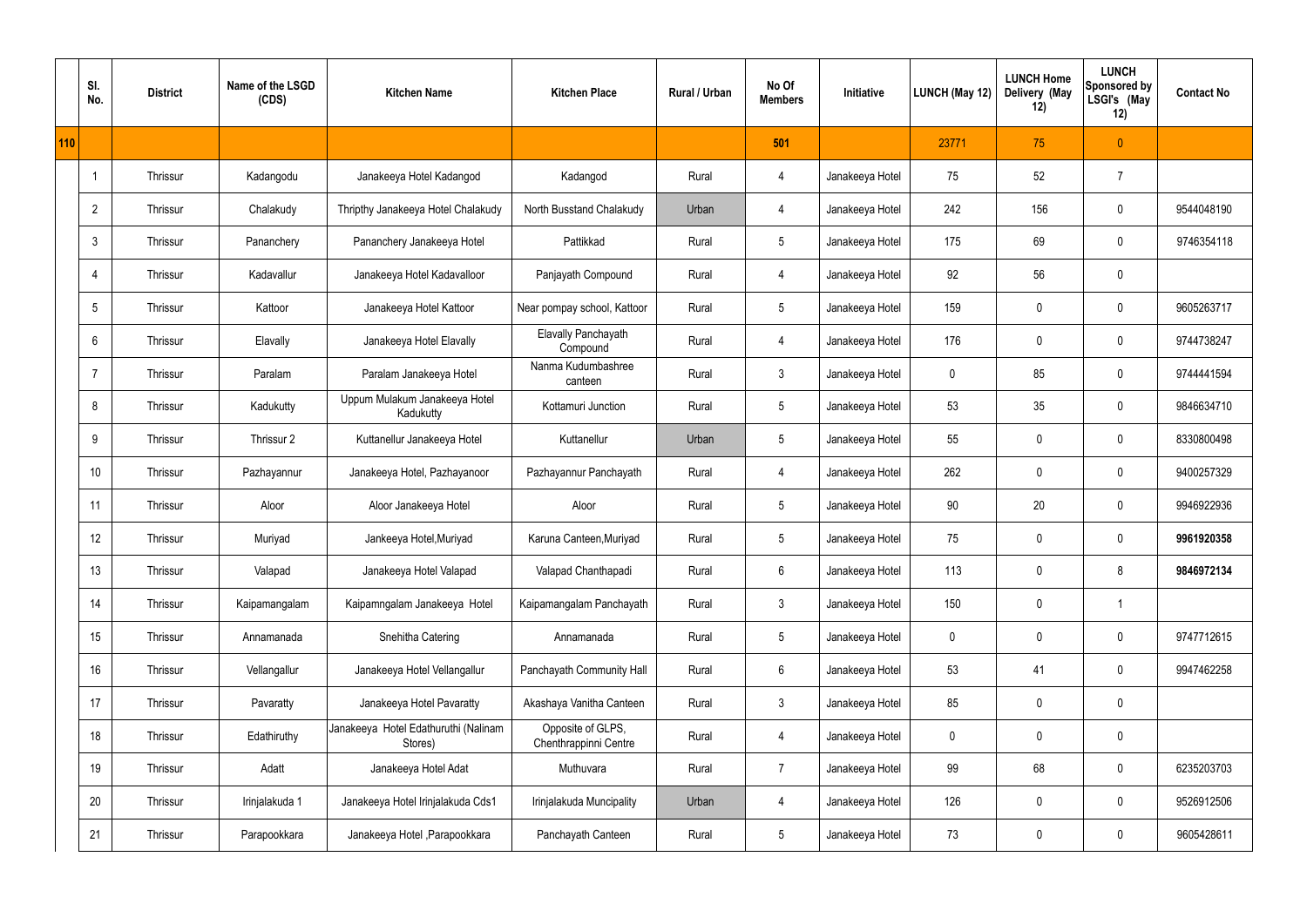| | Sl. No. | District | Name of the LSGD (CDS) | Kitchen Name | Kitchen Place | Rural / Urban | No Of Members | Initiative | LUNCH (May 12) | LUNCH Home Delivery (May 12) | LUNCH Sponsored by LSGI's (May 12) | Contact No |
|---|---|---|---|---|---|---|---|---|---|---|---|---|
| 110 | | | | | | | 501 | | 23771 | 75 | 0 | |
| | 1 | Thrissur | Kadangodu | Janakeeya Hotel Kadangod | Kadangod | Rural | 4 | Janakeeya Hotel | 75 | 52 | 7 | |
| | 2 | Thrissur | Chalakudy | Thripthy Janakeeya Hotel Chalakudy | North Busstand Chalakudy | Urban | 4 | Janakeeya Hotel | 242 | 156 | 0 | 9544048190 |
| | 3 | Thrissur | Pananchery | Pananchery Janakeeya Hotel | Pattikkad | Rural | 5 | Janakeeya Hotel | 175 | 69 | 0 | 9746354118 |
| | 4 | Thrissur | Kadavallur | Janakeeya Hotel Kadavalloor | Panjayath Compound | Rural | 4 | Janakeeya Hotel | 92 | 56 | 0 | |
| | 5 | Thrissur | Kattoor | Janakeeya Hotel Kattoor | Near pompay school, Kattoor | Rural | 5 | Janakeeya Hotel | 159 | 0 | 0 | 9605263717 |
| | 6 | Thrissur | Elavally | Janakeeya Hotel Elavally | Elavally Panchayath Compound | Rural | 4 | Janakeeya Hotel | 176 | 0 | 0 | 9744738247 |
| | 7 | Thrissur | Paralam | Paralam Janakeeya Hotel | Nanma Kudumbashree canteen | Rural | 3 | Janakeeya Hotel | 0 | 85 | 0 | 9744441594 |
| | 8 | Thrissur | Kadukutty | Uppum Mulakum Janakeeya Hotel Kadukutty | Kottamuri Junction | Rural | 5 | Janakeeya Hotel | 53 | 35 | 0 | 9846634710 |
| | 9 | Thrissur | Thrissur 2 | Kuttanellur Janakeeya Hotel | Kuttanellur | Urban | 5 | Janakeeya Hotel | 55 | 0 | 0 | 8330800498 |
| | 10 | Thrissur | Pazhayannur | Janakeeya Hotel, Pazhayanoor | Pazhayannur Panchayath | Rural | 4 | Janakeeya Hotel | 262 | 0 | 0 | 9400257329 |
| | 11 | Thrissur | Aloor | Aloor Janakeeya Hotel | Aloor | Rural | 5 | Janakeeya Hotel | 90 | 20 | 0 | 9946922936 |
| | 12 | Thrissur | Muriyad | Jankeeya Hotel,Muriyad | Karuna Canteen,Muriyad | Rural | 5 | Janakeeya Hotel | 75 | 0 | 0 | **9961920358** |
| | 13 | Thrissur | Valapad | Janakeeya Hotel Valapad | Valapad Chanthapadi | Rural | 6 | Janakeeya Hotel | 113 | 0 | 8 | **9846972134** |
| | 14 | Thrissur | Kaipamangalam | Kaipamngalam Janakeeya Hotel | Kaipamangalam Panchayath | Rural | 3 | Janakeeya Hotel | 150 | 0 | 1 | |
| | 15 | Thrissur | Annamanada | Snehitha Catering | Annamanada | Rural | 5 | Janakeeya Hotel | 0 | 0 | 0 | 9747712615 |
| | 16 | Thrissur | Vellangallur | Janakeeya Hotel Vellangallur | Panchayath Community Hall | Rural | 6 | Janakeeya Hotel | 53 | 41 | 0 | 9947462258 |
| | 17 | Thrissur | Pavaratty | Janakeeya Hotel Pavaratty | Akashaya Vanitha Canteen | Rural | 3 | Janakeeya Hotel | 85 | 0 | 0 | |
| | 18 | Thrissur | Edathiruthy | Janakeeya Hotel Edathuruthi (Nalinam Stores) | Opposite of GLPS, Chenthrappinni Centre | Rural | 4 | Janakeeya Hotel | 0 | 0 | 0 | |
| | 19 | Thrissur | Adatt | Janakeeya Hotel Adat | Muthuvara | Rural | 7 | Janakeeya Hotel | 99 | 68 | 0 | 6235203703 |
| | 20 | Thrissur | Irinjalakuda 1 | Janakeeya Hotel Irinjalakuda Cds1 | Irinjalakuda Muncipality | Urban | 4 | Janakeeya Hotel | 126 | 0 | 0 | 9526912506 |
| | 21 | Thrissur | Parapookkara | Janakeeya Hotel ,Parapookkara | Panchayath Canteen | Rural | 5 | Janakeeya Hotel | 73 | 0 | 0 | 9605428611 |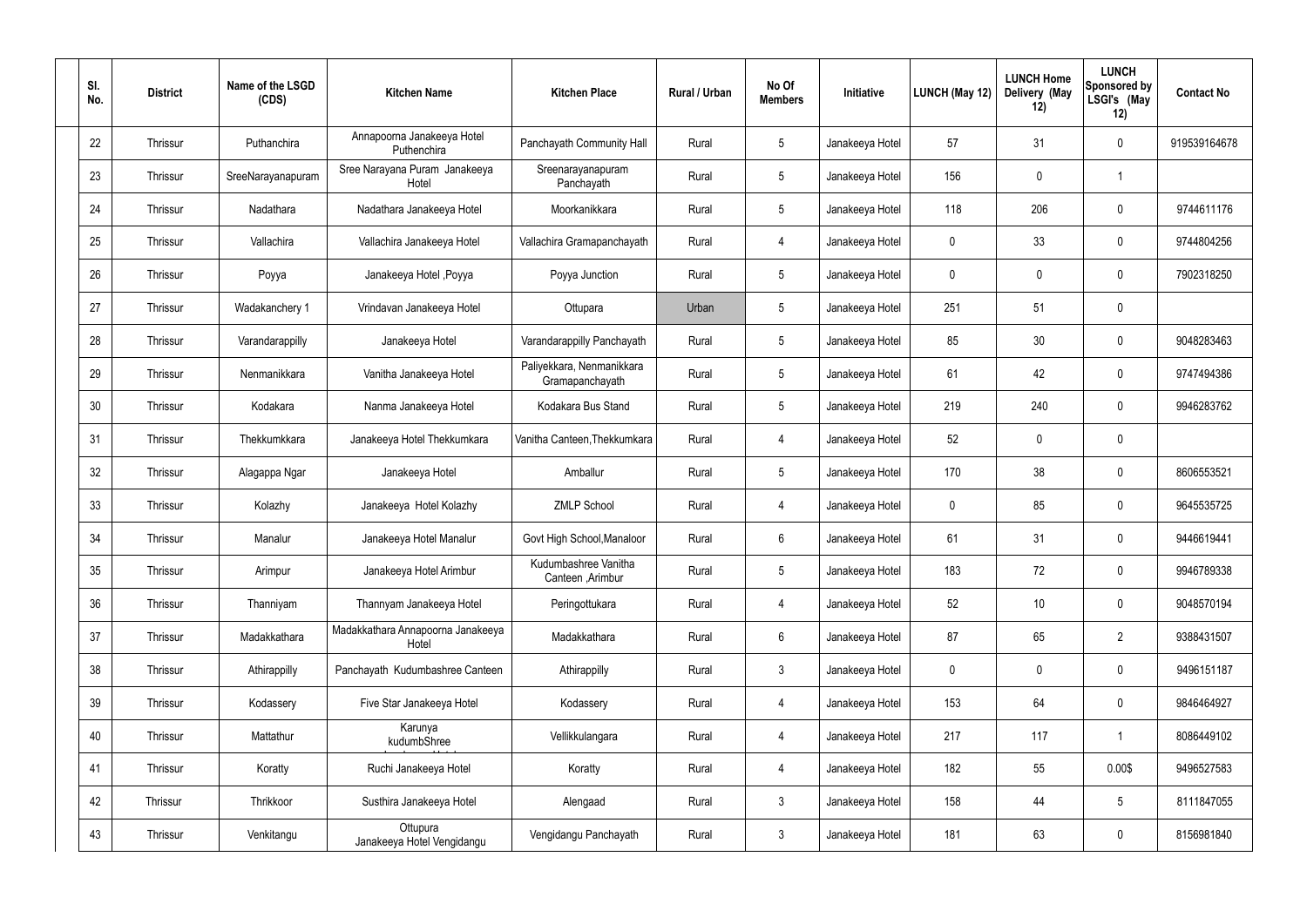| Sl. No. | District | Name of the LSGD (CDS) | Kitchen Name | Kitchen Place | Rural / Urban | No Of Members | Initiative | LUNCH (May 12) | LUNCH Home Delivery (May 12) | LUNCH Sponsored by LSGI's (May 12) | Contact No |
|---|---|---|---|---|---|---|---|---|---|---|---|
| 22 | Thrissur | Puthanchira | Annapoorna Janakeeya Hotel Puthenchira | Panchayath Community Hall | Rural | 5 | Janakeeya Hotel | 57 | 31 | 0 | 919539164678 |
| 23 | Thrissur | SreeNarayanapuram | Sree Narayana Puram Janakeeya Hotel | Sreenarayanapuram Panchayath | Rural | 5 | Janakeeya Hotel | 156 | 0 | 1 | |
| 24 | Thrissur | Nadathara | Nadathara Janakeeya Hotel | Moorkanikkara | Rural | 5 | Janakeeya Hotel | 118 | 206 | 0 | 9744611176 |
| 25 | Thrissur | Vallachira | Vallachira Janakeeya Hotel | Vallachira Gramapanchayath | Rural | 4 | Janakeeya Hotel | 0 | 33 | 0 | 9744804256 |
| 26 | Thrissur | Poyya | Janakeeya Hotel ,Poyya | Poyya Junction | Rural | 5 | Janakeeya Hotel | 0 | 0 | 0 | 7902318250 |
| 27 | Thrissur | Wadakanchery 1 | Vrindavan Janakeeya Hotel | Ottupara | Urban | 5 | Janakeeya Hotel | 251 | 51 | 0 | |
| 28 | Thrissur | Varandarappilly | Janakeeya Hotel | Varandarappilly Panchayath | Rural | 5 | Janakeeya Hotel | 85 | 30 | 0 | 9048283463 |
| 29 | Thrissur | Nenmanikkara | Vanitha Janakeeya Hotel | Paliyekkara, Nenmanikkara Gramapanchayath | Rural | 5 | Janakeeya Hotel | 61 | 42 | 0 | 9747494386 |
| 30 | Thrissur | Kodakara | Nanma Janakeeya Hotel | Kodakara Bus Stand | Rural | 5 | Janakeeya Hotel | 219 | 240 | 0 | 9946283762 |
| 31 | Thrissur | Thekkumkkara | Janakeeya Hotel Thekkumkara | Vanitha Canteen,Thekkumkara | Rural | 4 | Janakeeya Hotel | 52 | 0 | 0 | |
| 32 | Thrissur | Alagappa Ngar | Janakeeya Hotel | Amballur | Rural | 5 | Janakeeya Hotel | 170 | 38 | 0 | 8606553521 |
| 33 | Thrissur | Kolazhy | Janakeeya Hotel Kolazhy | ZMLP School | Rural | 4 | Janakeeya Hotel | 0 | 85 | 0 | 9645535725 |
| 34 | Thrissur | Manalur | Janakeeya Hotel Manalur | Govt High School,Manaloor | Rural | 6 | Janakeeya Hotel | 61 | 31 | 0 | 9446619441 |
| 35 | Thrissur | Arimpur | Janakeeya Hotel Arimbur | Kudumbashree Vanitha Canteen ,Arimbur | Rural | 5 | Janakeeya Hotel | 183 | 72 | 0 | 9946789338 |
| 36 | Thrissur | Thanniyam | Thannyam Janakeeya Hotel | Peringottukara | Rural | 4 | Janakeeya Hotel | 52 | 10 | 0 | 9048570194 |
| 37 | Thrissur | Madakkathara | Madakkathara Annapoorna Janakeeya Hotel | Madakkathara | Rural | 6 | Janakeeya Hotel | 87 | 65 | 2 | 9388431507 |
| 38 | Thrissur | Athirappilly | Panchayath Kudumbashree Canteen | Athirappilly | Rural | 3 | Janakeeya Hotel | 0 | 0 | 0 | 9496151187 |
| 39 | Thrissur | Kodassery | Five Star Janakeeya Hotel | Kodassery | Rural | 4 | Janakeeya Hotel | 153 | 64 | 0 | 9846464927 |
| 40 | Thrissur | Mattathur | Karunya kudumbShree | Vellikkulangara | Rural | 4 | Janakeeya Hotel | 217 | 117 | 1 | 8086449102 |
| 41 | Thrissur | Koratty | Ruchi Janakeeya Hotel | Koratty | Rural | 4 | Janakeeya Hotel | 182 | 55 | 0.00$ | 9496527583 |
| 42 | Thrissur | Thrikkoor | Susthira Janakeeya Hotel | Alengaad | Rural | 3 | Janakeeya Hotel | 158 | 44 | 5 | 8111847055 |
| 43 | Thrissur | Venkitangu | Ottupura Janakeeya Hotel Vengidangu | Vengidangu Panchayath | Rural | 3 | Janakeeya Hotel | 181 | 63 | 0 | 8156981840 |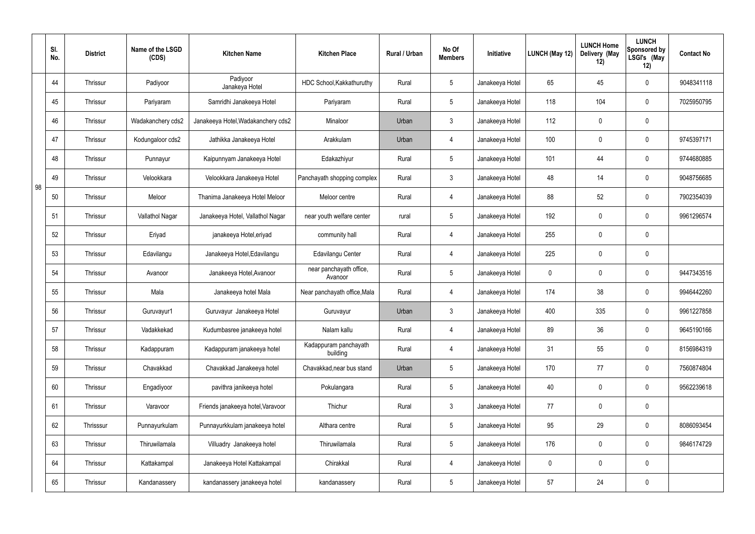|  | Sl. No. | District | Name of the LSGD (CDS) | Kitchen Name | Kitchen Place | Rural / Urban | No Of Members | Initiative | LUNCH (May 12) | LUNCH Home Delivery (May 12) | LUNCH Sponsored by LSGI's (May 12) | Contact No |
|---|---|---|---|---|---|---|---|---|---|---|---|---|
| 98 | 44 | Thrissur | Padiyoor | Padiyoor Janakeya Hotel | HDC School,Kakkathuruthy | Rural | 5 | Janakeeya Hotel | 65 | 45 | 0 | 9048341118 |
|  | 45 | Thrissur | Pariyaram | Samridhi Janakeeya Hotel | Pariyaram | Rural | 5 | Janakeeya Hotel | 118 | 104 | 0 | 7025950795 |
|  | 46 | Thrissur | Wadakanchery cds2 | Janakeeya Hotel,Wadakanchery cds2 | Minaloor | Urban | 3 | Janakeeya Hotel | 112 | 0 | 0 |  |
|  | 47 | Thrissur | Kodungaloor cds2 | Jathikka Janakeeya Hotel | Arakkulam | Urban | 4 | Janakeeya Hotel | 100 | 0 | 0 | 9745397171 |
|  | 48 | Thrissur | Punnayur | Kaipunnyam Janakeeya Hotel | Edakazhiyur | Rural | 5 | Janakeeya Hotel | 101 | 44 | 0 | 9744680885 |
|  | 49 | Thrissur | Velookkara | Velookkara Janakeeya Hotel | Panchayath shopping complex | Rural | 3 | Janakeeya Hotel | 48 | 14 | 0 | 9048756685 |
|  | 50 | Thrissur | Meloor | Thanima Janakeeya Hotel Meloor | Meloor centre | Rural | 4 | Janakeeya Hotel | 88 | 52 | 0 | 7902354039 |
|  | 51 | Thrissur | Vallathol Nagar | Janakeeya Hotel, Vallathol Nagar | near youth welfare center | rural | 5 | Janakeeya Hotel | 192 | 0 | 0 | 9961296574 |
|  | 52 | Thrissur | Eriyad | janakeeya Hotel,eriyad | community hall | Rural | 4 | Janakeeya Hotel | 255 | 0 | 0 |  |
|  | 53 | Thrissur | Edavilangu | Janakeeya Hotel,Edavilangu | Edavilangu Center | Rural | 4 | Janakeeya Hotel | 225 | 0 | 0 |  |
|  | 54 | Thrissur | Avanoor | Janakeeya Hotel,Avanoor | near panchayath office, Avanoor | Rural | 5 | Janakeeya Hotel | 0 | 0 | 0 | 9447343516 |
|  | 55 | Thrissur | Mala | Janakeeya hotel Mala | Near panchayath office,Mala | Rural | 4 | Janakeeya Hotel | 174 | 38 | 0 | 9946442260 |
|  | 56 | Thrissur | Guruvayur1 | Guruvayur Janakeeya Hotel | Guruvayur | Urban | 3 | Janakeeya Hotel | 400 | 335 | 0 | 9961227858 |
|  | 57 | Thrissur | Vadakkekad | Kudumbasree janakeeya hotel | Nalam kallu | Rural | 4 | Janakeeya Hotel | 89 | 36 | 0 | 9645190166 |
|  | 58 | Thrissur | Kadappuram | Kadappuram janakeeya hotel | Kadappuram panchayath building | Rural | 4 | Janakeeya Hotel | 31 | 55 | 0 | 8156984319 |
|  | 59 | Thrissur | Chavakkad | Chavakkad Janakeeya hotel | Chavakkad,near bus stand | Urban | 5 | Janakeeya Hotel | 170 | 77 | 0 | 7560874804 |
|  | 60 | Thrissur | Engadiyoor | pavithra janikeeya hotel | Pokulangara | Rural | 5 | Janakeeya Hotel | 40 | 0 | 0 | 9562239618 |
|  | 61 | Thrissur | Varavoor | Friends janakeeya hotel,Varavoor | Thichur | Rural | 3 | Janakeeya Hotel | 77 | 0 | 0 |  |
|  | 62 | Thrisssur | Punnayurkulam | Punnayurkkulam janakeeya hotel | Althara centre | Rural | 5 | Janakeeya Hotel | 95 | 29 | 0 | 8086093454 |
|  | 63 | Thrissur | Thiruwilamala | Villuadry Janakeeya hotel | Thiruwilamala | Rural | 5 | Janakeeya Hotel | 176 | 0 | 0 | 9846174729 |
|  | 64 | Thrissur | Kattakampal | Janakeeya Hotel Kattakampal | Chirakkal | Rural | 4 | Janakeeya Hotel | 0 | 0 | 0 |  |
|  | 65 | Thrissur | Kandanassery | kandanassery janakeeya hotel | kandanassery | Rural | 5 | Janakeeya Hotel | 57 | 24 | 0 |  |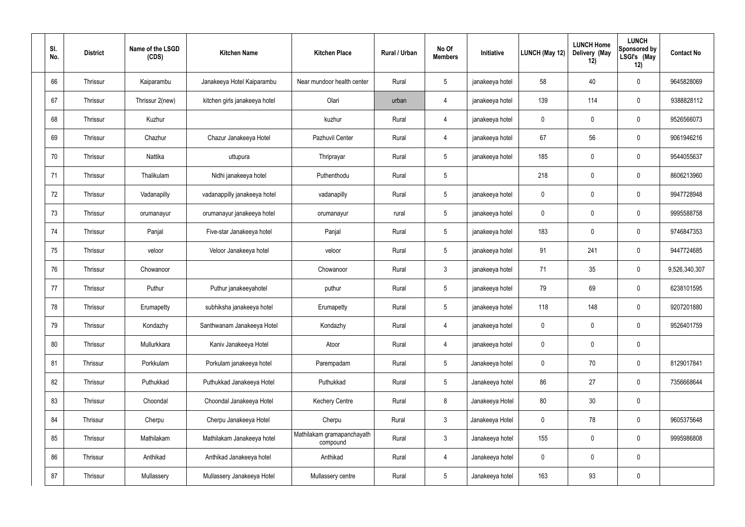| Sl. No. | District | Name of the LSGD (CDS) | Kitchen Name | Kitchen Place | Rural / Urban | No Of Members | Initiative | LUNCH (May 12) | LUNCH Home Delivery (May 12) | LUNCH Sponsored by LSGI's (May 12) | Contact No |
|---|---|---|---|---|---|---|---|---|---|---|---|
| 66 | Thrissur | Kaiparambu | Janakeeya Hotel Kaiparambu | Near mundoor health center | Rural | 5 | janakeeya hotel | 58 | 40 | 0 | 9645828069 |
| 67 | Thrissur | Thrissur 2(new) | kitchen girls janakeeya hotel | Olari | urban | 4 | janakeeya hotel | 139 | 114 | 0 | 9388828112 |
| 68 | Thrissur | Kuzhur | | kuzhur | Rural | 4 | janakeeya hotel | 0 | 0 | 0 | 9526566073 |
| 69 | Thrissur | Chazhur | Chazur Janakeeya Hotel | Pazhuvil Center | Rural | 4 | janakeeya hotel | 67 | 56 | 0 | 9061946216 |
| 70 | Thrissur | Nattika | uttupura | Thriprayar | Rural | 5 | janakeeya hotel | 185 | 0 | 0 | 9544055637 |
| 71 | Thrissur | Thalikulam | Nidhi janakeeya hotel | Puthenthodu | Rural | 5 | | 218 | 0 | 0 | 8606213960 |
| 72 | Thrissur | Vadanapilly | vadanappilly janakeeya hotel | vadanapilly | Rural | 5 | janakeeya hotel | 0 | 0 | 0 | 9947728948 |
| 73 | Thrissur | orumanayur | orumanayur janakeeya hotel | orumanayur | rural | 5 | janakeeya hotel | 0 | 0 | 0 | 9995588758 |
| 74 | Thrissur | Panjal | Five-star Janakeeya hotel | Panjal | Rural | 5 | janakeeya hotel | 183 | 0 | 0 | 9746847353 |
| 75 | Thrissur | veloor | Veloor Janakeeya hotel | veloor | Rural | 5 | janakeeya hotel | 91 | 241 | 0 | 9447724685 |
| 76 | Thrissur | Chowanoor | | Chowanoor | Rural | 3 | janakeeya hotel | 71 | 35 | 0 | 9,526,340,307 |
| 77 | Thrissur | Puthur | Puthur janakeeyahotel | puthur | Rural | 5 | janakeeya hotel | 79 | 69 | 0 | 6238101595 |
| 78 | Thrissur | Erumapetty | subhiksha janakeeya hotel | Erumapetty | Rural | 5 | janakeeya hotel | 118 | 148 | 0 | 9207201880 |
| 79 | Thrissur | Kondazhy | Santhwanam Janakeeya Hotel | Kondazhy | Rural | 4 | janakeeya hotel | 0 | 0 | 0 | 9526401759 |
| 80 | Thrissur | Mullurkkara | Kaniv Janakeeya Hotel | Atoor | Rural | 4 | janakeeya hotel | 0 | 0 | 0 | |
| 81 | Thrissur | Porkkulam | Porkulam janakeeya hotel | Parempadam | Rural | 5 | Janakeeya hotel | 0 | 70 | 0 | 8129017841 |
| 82 | Thrissur | Puthukkad | Puthukkad Janakeeya Hotel | Puthukkad | Rural | 5 | Janakeeya hotel | 86 | 27 | 0 | 7356668644 |
| 83 | Thrissur | Choondal | Choondal Janakeeya Hotel | Kechery Centre | Rural | 8 | Janakeeya Hotel | 80 | 30 | 0 | |
| 84 | Thrissur | Cherpu | Cherpu Janakeeya Hotel | Cherpu | Rural | 3 | Janakeeya Hotel | 0 | 78 | 0 | 9605375648 |
| 85 | Thrissur | Mathilakam | Mathilakam Janakeeya hotel | Mathilakam gramapanchayath compound | Rural | 3 | Janakeeya hotel | 155 | 0 | 0 | 9995986808 |
| 86 | Thrissur | Anthikad | Anthikad Janakeeya hotel | Anthikad | Rural | 4 | Janakeeya hotel | 0 | 0 | 0 | |
| 87 | Thrissur | Mullassery | Mullassery Janakeeya Hotel | Mullassery centre | Rural | 5 | Janakeeya hotel | 163 | 93 | 0 | |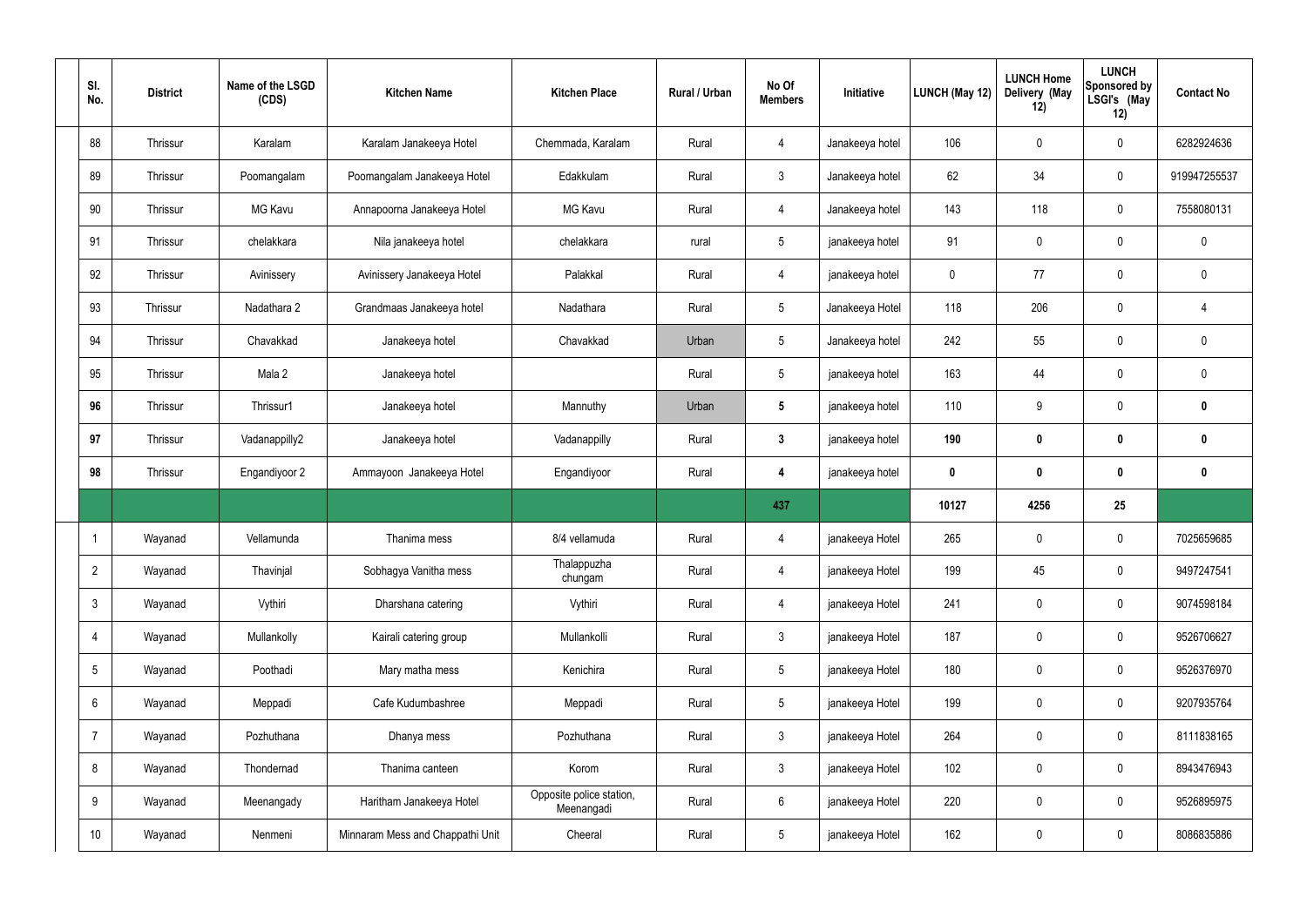| Sl. No. | District | Name of the LSGD (CDS) | Kitchen Name | Kitchen Place | Rural / Urban | No Of Members | Initiative | LUNCH (May 12) | LUNCH Home Delivery (May 12) | LUNCH Sponsored by LSGI's (May 12) | Contact No |
|---|---|---|---|---|---|---|---|---|---|---|---|
| 88 | Thrissur | Karalam | Karalam Janakeeya Hotel | Chemmada, Karalam | Rural | 4 | Janakeeya hotel | 106 | 0 | 0 | 6282924636 |
| 89 | Thrissur | Poomangalam | Poomangalam Janakeeya Hotel | Edakkulam | Rural | 3 | Janakeeya hotel | 62 | 34 | 0 | 919947255537 |
| 90 | Thrissur | MG Kavu | Annapoorna Janakeeya Hotel | MG Kavu | Rural | 4 | Janakeeya hotel | 143 | 118 | 0 | 7558080131 |
| 91 | Thrissur | chelakkara | Nila janakeeya hotel | chelakkara | rural | 5 | janakeeya hotel | 91 | 0 | 0 | 0 |
| 92 | Thrissur | Avinissery | Avinissery Janakeeya Hotel | Palakkal | Rural | 4 | janakeeya hotel | 0 | 77 | 0 | 0 |
| 93 | Thrissur | Nadathara 2 | Grandmaas Janakeeya hotel | Nadathara | Rural | 5 | Janakeeya Hotel | 118 | 206 | 0 | 4 |
| 94 | Thrissur | Chavakkad | Janakeeya hotel | Chavakkad | Urban | 5 | Janakeeya hotel | 242 | 55 | 0 | 0 |
| 95 | Thrissur | Mala 2 | Janakeeya hotel | | Rural | 5 | janakeeya hotel | 163 | 44 | 0 | 0 |
| **96** | Thrissur | Thrissur1 | Janakeeya hotel | Mannuthy | Urban | **5** | janakeeya hotel | 110 | 9 | 0 | **0** |
| **97** | Thrissur | Vadanappilly2 | Janakeeya hotel | Vadanappilly | Rural | **3** | janakeeya hotel | **190** | **0** | **0** | **0** |
| **98** | Thrissur | Engandiyoor 2 | Ammayoon Janakeeya Hotel | Engandiyoor | Rural | **4** | janakeeya hotel | **0** | **0** | **0** | **0** |
| | | | | | | **437** | | **10127** | **4256** | **25** | |
| 1 | Wayanad | Vellamunda | Thanima mess | 8/4 vellamuda | Rural | 4 | janakeeya Hotel | 265 | 0 | 0 | 7025659685 |
| 2 | Wayanad | Thavinjal | Sobhagya Vanitha mess | Thalappuzha chungam | Rural | 4 | janakeeya Hotel | 199 | 45 | 0 | 9497247541 |
| 3 | Wayanad | Vythiri | Dharshana catering | Vythiri | Rural | 4 | janakeeya Hotel | 241 | 0 | 0 | 9074598184 |
| 4 | Wayanad | Mullankolly | Kairali catering group | Mullankolli | Rural | 3 | janakeeya Hotel | 187 | 0 | 0 | 9526706627 |
| 5 | Wayanad | Poothadi | Mary matha mess | Kenichira | Rural | 5 | janakeeya Hotel | 180 | 0 | 0 | 9526376970 |
| 6 | Wayanad | Meppadi | Cafe Kudumbashree | Meppadi | Rural | 5 | janakeeya Hotel | 199 | 0 | 0 | 9207935764 |
| 7 | Wayanad | Pozhuthana | Dhanya mess | Pozhuthana | Rural | 3 | janakeeya Hotel | 264 | 0 | 0 | 8111838165 |
| 8 | Wayanad | Thondernad | Thanima canteen | Korom | Rural | 3 | janakeeya Hotel | 102 | 0 | 0 | 8943476943 |
| 9 | Wayanad | Meenangady | Haritham Janakeeya Hotel | Opposite police station, Meenangadi | Rural | 6 | janakeeya Hotel | 220 | 0 | 0 | 9526895975 |
| 10 | Wayanad | Nenmeni | Minnaram Mess and Chappathi Unit | Cheeral | Rural | 5 | janakeeya Hotel | 162 | 0 | 0 | 8086835886 |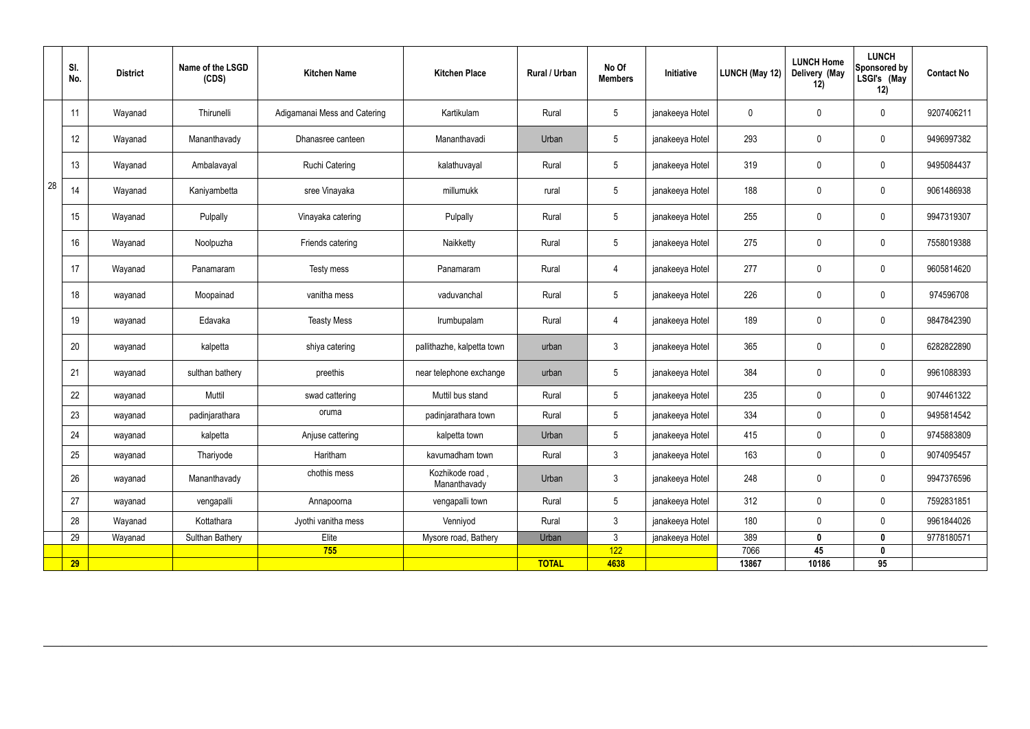| | Sl. No. | District | Name of the LSGD (CDS) | Kitchen Name | Kitchen Place | Rural / Urban | No Of Members | Initiative | LUNCH (May 12) | LUNCH Home Delivery (May 12) | LUNCH Sponsored by LSGI's (May 12) | Contact No |
|---|---|---|---|---|---|---|---|---|---|---|---|---|
| 28 | 11 | Wayanad | Thirunelli | Adigamanai Mess and Catering | Kartikulam | Rural | 5 | janakeeya Hotel | 0 | 0 | 0 | 9207406211 |
| | 12 | Wayanad | Mananthavady | Dhanasree canteen | Mananthavadi | Urban | 5 | janakeeya Hotel | 293 | 0 | 0 | 9496997382 |
| | 13 | Wayanad | Ambalavayal | Ruchi Catering | kalathuvayal | Rural | 5 | janakeeya Hotel | 319 | 0 | 0 | 9495084437 |
| | 14 | Wayanad | Kaniyambetta | sree Vinayaka | millumukk | rural | 5 | janakeeya Hotel | 188 | 0 | 0 | 9061486938 |
| | 15 | Wayanad | Pulpally | Vinayaka catering | Pulpally | Rural | 5 | janakeeya Hotel | 255 | 0 | 0 | 9947319307 |
| | 16 | Wayanad | Noolpuzha | Friends catering | Naikketty | Rural | 5 | janakeeya Hotel | 275 | 0 | 0 | 7558019388 |
| | 17 | Wayanad | Panamaram | Testy mess | Panamaram | Rural | 4 | janakeeya Hotel | 277 | 0 | 0 | 9605814620 |
| | 18 | wayanad | Moopainad | vanitha mess | vaduvanchal | Rural | 5 | janakeeya Hotel | 226 | 0 | 0 | 974596708 |
| | 19 | wayanad | Edavaka | Teasty Mess | Irumbupalam | Rural | 4 | janakeeya Hotel | 189 | 0 | 0 | 9847842390 |
| | 20 | wayanad | kalpetta | shiya catering | pallithazhe, kalpetta town | urban | 3 | janakeeya Hotel | 365 | 0 | 0 | 6282822890 |
| | 21 | wayanad | sulthan bathery | preethis | near telephone exchange | urban | 5 | janakeeya Hotel | 384 | 0 | 0 | 9961088393 |
| | 22 | wayanad | Muttil | swad cattering | Muttil bus stand | Rural | 5 | janakeeya Hotel | 235 | 0 | 0 | 9074461322 |
| | 23 | wayanad | padinjarathara | oruma | padinjarathara town | Rural | 5 | janakeeya Hotel | 334 | 0 | 0 | 9495814542 |
| | 24 | wayanad | kalpetta | Anjuse cattering | kalpetta town | Urban | 5 | janakeeya Hotel | 415 | 0 | 0 | 9745883809 |
| | 25 | wayanad | Thariyode | Haritham | kavumadham town | Rural | 3 | janakeeya Hotel | 163 | 0 | 0 | 9074095457 |
| | 26 | wayanad | Mananthavady | chothis mess | Kozhikode road , Mananthavady | Urban | 3 | janakeeya Hotel | 248 | 0 | 0 | 9947376596 |
| | 27 | wayanad | vengapalli | Annapoorna | vengapalli town | Rural | 5 | janakeeya Hotel | 312 | 0 | 0 | 7592831851 |
| | 28 | Wayanad | Kottathara | Jyothi vanitha mess | Venniyod | Rural | 3 | janakeeya Hotel | 180 | 0 | 0 | 9961844026 |
| | 29 | Wayanad | Sulthan Bathery | Elite | Mysore road, Bathery | Urban | 3 | janakeeya Hotel | 389 | **0** | **0** | 9778180571 |
| | | | | **755** | | | 122 | | 7066 | **45** | **0** | |
| | **29** | | | | | **TOTAL** | **4638** | | **13867** | **10186** | **95** | |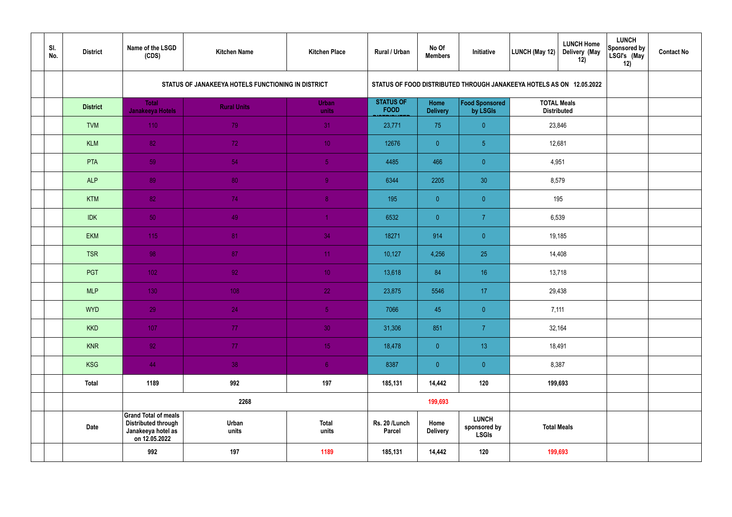| | Sl. No. | District | Name of the LSGD (CDS) | Kitchen Name | Kitchen Place | Rural / Urban | No Of Members | Initiative | LUNCH (May 12) | LUNCH Home Delivery (May 12) | LUNCH Sponsored by LSGI's (May 12) | Contact No |
|---|---|---|---|---|---|---|---|---|---|---|---|---|
| | | | STATUS OF JANAKEEYA HOTELS FUNCTIONING IN DISTRICT | | | STATUS OF FOOD DISTRIBUTED THROUGH JANAKEEYA HOTELS AS ON 12.05.2022 | | | | | | |
| | | District | Total Janakeeya Hotels | Rural Units | Urban units | STATUS OF FOOD DISTRIBUTED | Home Delivery | Food Sponsored by LSGIs | TOTAL Meals Distributed | | | |
| | | TVM | 110 | 79 | 31 | 23,771 | 75 | 0 | 23,846 | | | |
| | | KLM | 82 | 72 | 10 | 12676 | 0 | 5 | 12,681 | | | |
| | | PTA | 59 | 54 | 5 | 4485 | 466 | 0 | 4,951 | | | |
| | | ALP | 89 | 80 | 9 | 6344 | 2205 | 30 | 8,579 | | | |
| | | KTM | 82 | 74 | 8 | 195 | 0 | 0 | 195 | | | |
| | | IDK | 50 | 49 | 1 | 6532 | 0 | 7 | 6,539 | | | |
| | | EKM | 115 | 81 | 34 | 18271 | 914 | 0 | 19,185 | | | |
| | | TSR | 98 | 87 | 11 | 10,127 | 4,256 | 25 | 14,408 | | | |
| | | PGT | 102 | 92 | 10 | 13,618 | 84 | 16 | 13,718 | | | |
| | | MLP | 130 | 108 | 22 | 23,875 | 5546 | 17 | 29,438 | | | |
| | | WYD | 29 | 24 | 5 | 7066 | 45 | 0 | 7,111 | | | |
| | | KKD | 107 | 77 | 30 | 31,306 | 851 | 7 | 32,164 | | | |
| | | KNR | 92 | 77 | 15 | 18,478 | 0 | 13 | 18,491 | | | |
| | | KSG | 44 | 38 | 6 | 8387 | 0 | 0 | 8,387 | | | |
| | | Total | 1189 | 992 | 197 | 185,131 | 14,442 | 120 | 199,693 | | | |
| | | | 2268 | | | | 199,693 | | | | | |
| | | Date | Grand Total of meals Distributed through Janakeeya hotel as on 12.05.2022 | Urban units | Total units | Rs. 20 /Lunch Parcel | Home Delivery | LUNCH sponsored by LSGIs | Total Meals | | | |
| | | | 992 | 197 | 1189 | 185,131 | 14,442 | 120 | 199,693 | | | |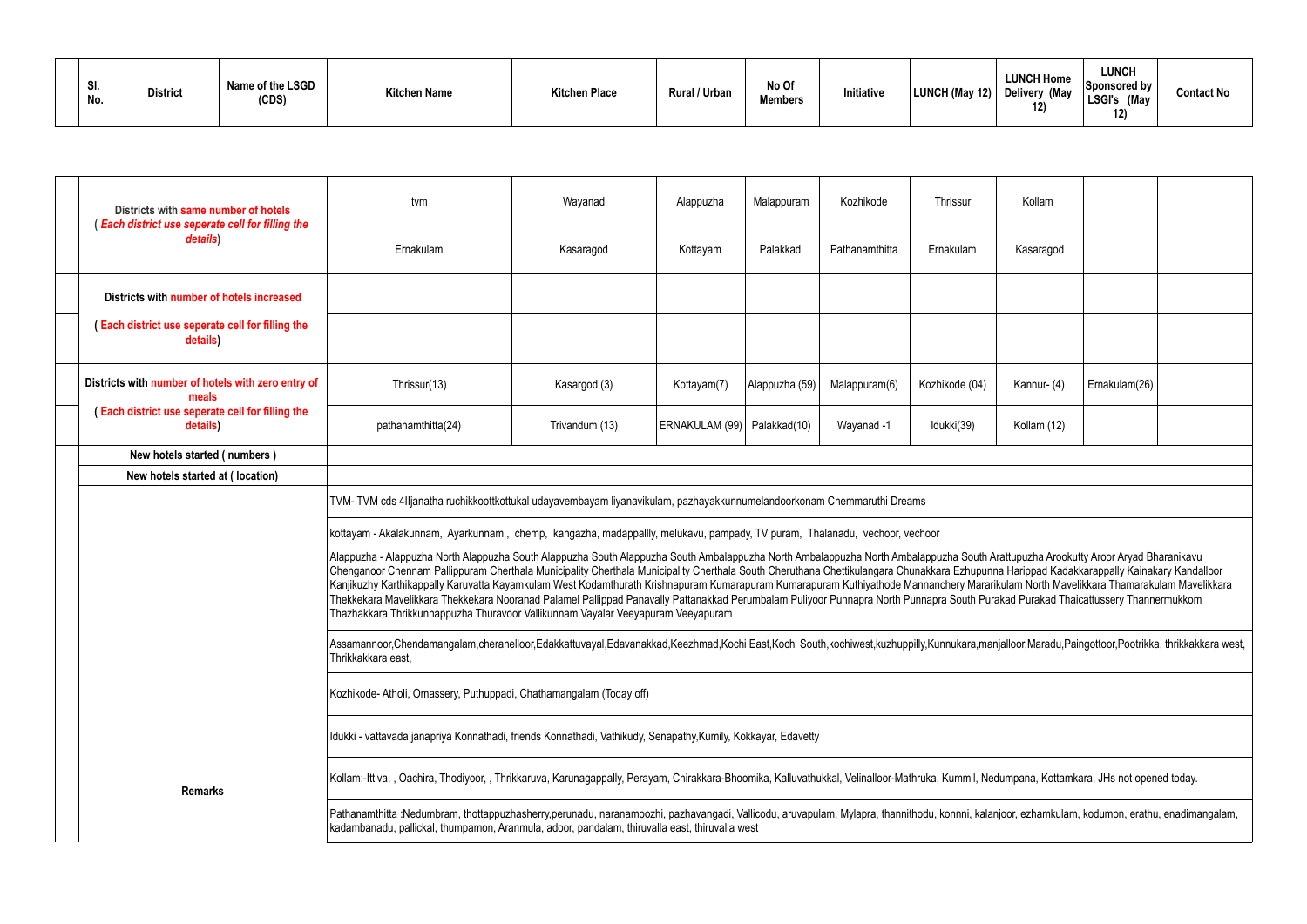| Sl. No. | District | Name of the LSGD (CDS) | Kitchen Name | Kitchen Place | Rural / Urban | No Of Members | Initiative | LUNCH (May 12) | LUNCH Home Delivery (May 12) | LUNCH Sponsored by LSGI's (May 12) | Contact No |
|---|---|---|---|---|---|---|---|---|---|---|---|

| | | | | | | | | | |
|---|---|---|---|---|---|---|---|---|---|
| Districts with same number of hotels ( Each district use seperate cell for filling the details) | tvm | Wayanad | Alappuzha | Malappuram | Kozhikode | Thrissur | Kollam | | |
| | Ernakulam | Kasaragod | Kottayam | Palakkad | Pathanamthitta | Ernakulam | Kasaragod | | |
| Districts with number of hotels increased | | | | | | | | | |
| ( Each district use seperate cell for filling the details) | | | | | | | | | |
| Districts with number of hotels with zero entry of meals ( Each district use seperate cell for filling the details) | Thrissur(13) | Kasargod (3) | Kottayam(7) | Alappuzha (59) | Malappuram(6) | Kozhikode (04) | Kannur- (4) | Ernakulam(26) | |
| | pathanamthitta(24) | Trivandum (13) | ERNAKULAM (99) | Palakkad(10) | Wayanad -1 | Idukki(39) | Kollam (12) | | |
| New hotels started ( numbers ) | | | | | | | | | |
| New hotels started at ( location) | | | | | | | | | |
| Remarks | TVM- TVM cds 4Iljanatha ruchikkoottkottukal udayavembayam liyanavikulam, pazhayakkunnumelandoorkonam Chemmaruthi Dreams | | | | | | | | |
| | kottayam - Akalakunnam, Ayarkunnam , chemp, kangazha, madappallly, melukavu, pampady, TV puram, Thalanadu, vechoor, vechoor | | | | | | | | |
| | Alappuzha - Alappuzha North Alappuzha South Alappuzha South Alappuzha South Ambalappuzha North Ambalappuzha North Ambalappuzha South Arattupuzha Arookutty Aroor Aryad Bharanikavu Chenganoor Chennam Pallippuram Cherthala Municipality Cherthala Municipality Cherthala South Cheruthana Chettikulangara Chunakkara Ezhupunna Harippad Kadakkarappally Kainakary Kandalloor Kanjikuzhy Karthikappally Karuvatta Kayamkulam West Kodamthurath Krishnapuram Kumarapuram Kumarapuram Kuthiyathode Mannanchery Mararikulam North Mavelikkara Thamarakulam Mavelikkara Thekkekara Mavelikkara Thekkekara Nooranad Palamel Pallippad Panavally Pattanakkad Perumbalam Puliyoor Punnapra North Punnapra South Purakad Purakad Thaicattussery Thannermukkom Thazhakkara Thrikkunnappuzha Thuravoor Vallikunnam Vayalar Veeyapuram Veeyapuram | | | | | | | | |
| | Assamannoor,Chendamangalam,cheranelloor,Edakkattuvayal,Edavanakkad,Keezhmad,Kochi East,Kochi South,kochiwest,kuzhuppilly,Kunnukara,manjalloor,Maradu,Paingottoor,Pootrikka, thrikkakkara west, Thrikkakkara east, | | | | | | | | |
| | Kozhikode- Atholi, Omassery, Puthuppadi, Chathamangalam (Today off) | | | | | | | | |
| | Idukki - vattavada janapriya Konnathadi, friends Konnathadi, Vathikudy, Senapathy,Kumily, Kokkayar, Edavetty | | | | | | | | |
| | Kollam:-Ittiva, , Oachira, Thodiyoor, , Thrikkaruva, Karunagappally, Perayam, Chirakkara-Bhoomika, Kalluvathukkal, Velinalloor-Mathruka, Kummil, Nedumpana, Kottamkara, JHs not opened today. | | | | | | | | |
| | Pathanamthitta :Nedumbram, thottappuzhasherry,perunadu, naranamoozhi, pazhavangadi, Vallicodu, aruvapulam, Mylapra, thannithodu, konnni, kalanjoor, ezhamkulam, kodumon, erathu, enadimangalam, kadambanadu, pallickal, thumpamon, Aranmula, adoor, pandalam, thiruvalla east, thiruvalla west | | | | | | | | |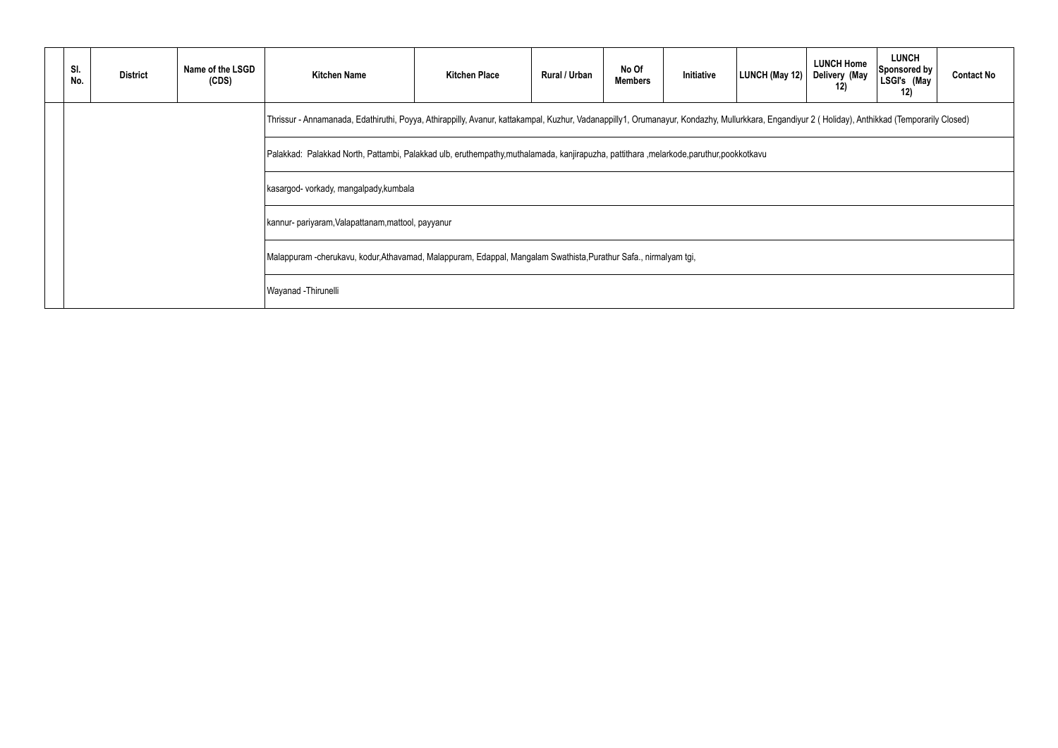| | Sl. No. | District | Name of the LSGD (CDS) | Kitchen Name | Kitchen Place | Rural / Urban | No Of Members | Initiative | LUNCH (May 12) | LUNCH Home Delivery (May 12) | LUNCH Sponsored by LSGI's (May 12) | Contact No |
|---|---|---|---|---|---|---|---|---|---|---|---|---|
| | | | | Thrissur - Annamanada, Edathiruthi, Poyya, Athirappilly, Avanur, kattakampal, Kuzhur, Vadanappilly1, Orumanayur, Kondazhy, Mullurkkara, Engandiyur 2 ( Holiday), Anthikkad (Temporarily Closed) | | | | | | | | |
| | | | | Palakkad: Palakkad North, Pattambi, Palakkad ulb, eruthempathy,muthalamada, kanjirapuzha, pattithara ,melarkode,paruthur,pookkotkavu | | | | | | | | |
| | | | | kasargod- vorkady, mangalpady,kumbala | | | | | | | | |
| | | | | kannur- pariyaram,Valapattanam,mattool, payyanur | | | | | | | | |
| | | | | Malappuram -cherukavu, kodur,Athavamad, Malappuram, Edappal, Mangalam Swathista,Purathur Safa., nirmalyam tgi, | | | | | | | | |
| | | | | Wayanad -Thirunelli | | | | | | | | |